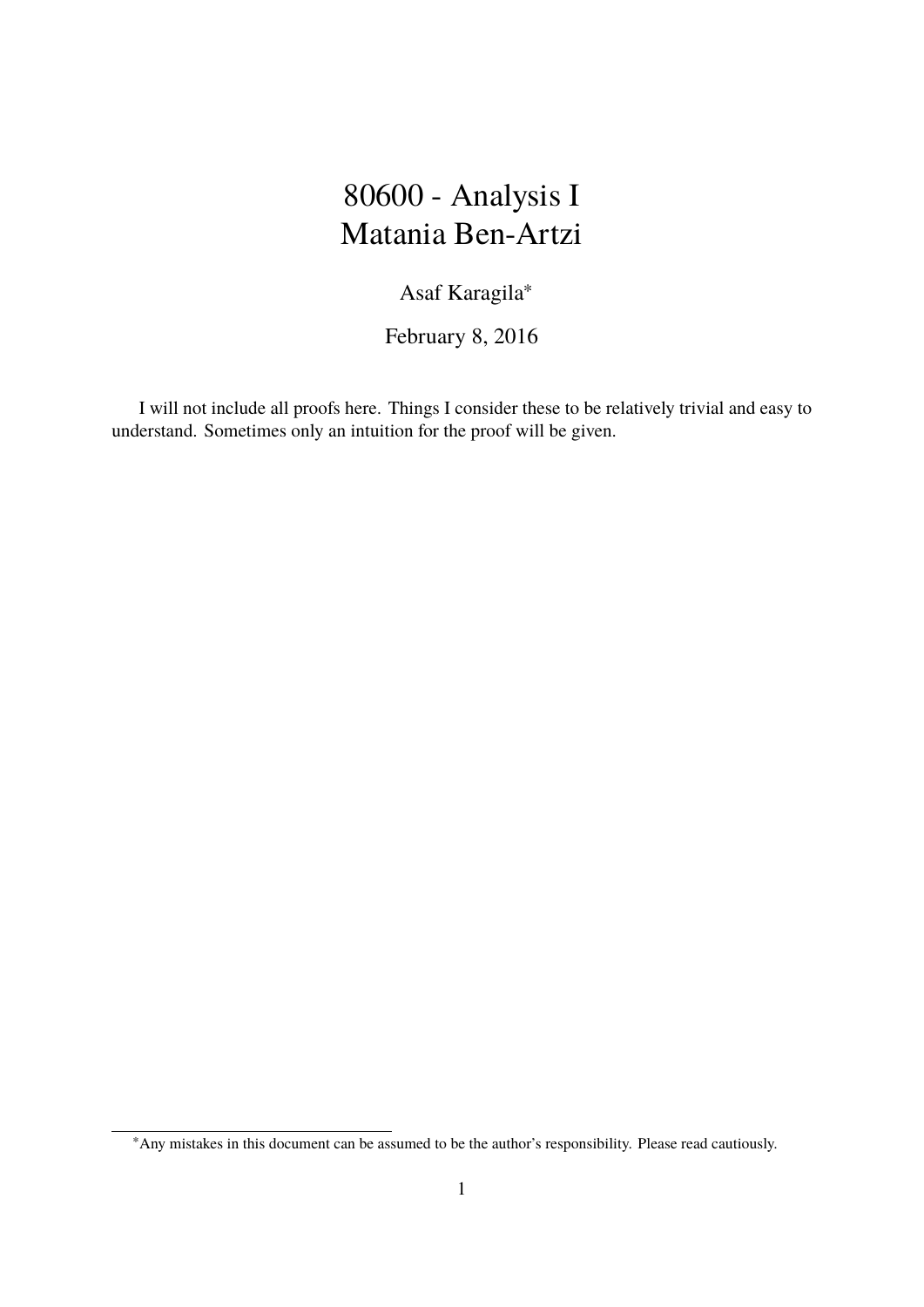# 80600 - Analysis I
# Matania Ben-Artzi

Asaf Karagila[*]

February 8, 2016

I will not include all proofs here. Things I consider these to be relatively trivial and easy to understand. Sometimes only an intuition for the proof will be given.

[*] Any mistakes in this document can be assumed to be the author's responsibility. Please read cautiously.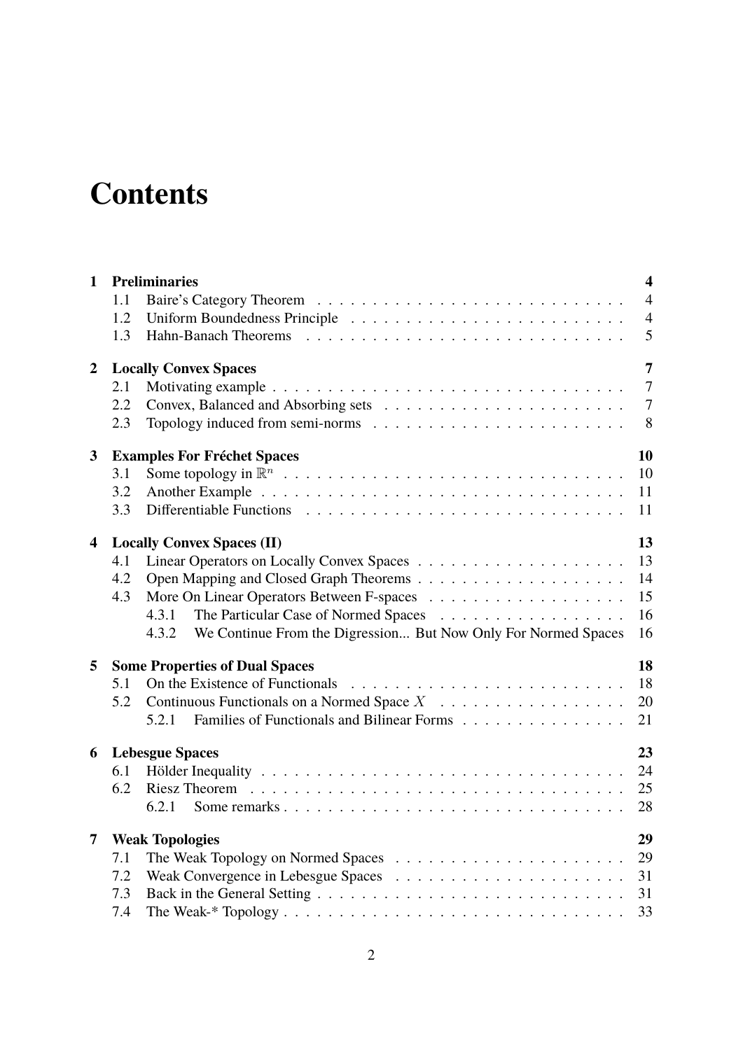# Contents

**1 Preliminaries** — **4**

- 1.1 Baire's Category Theorem — 4
- 1.2 Uniform Boundedness Principle — 4
- 1.3 Hahn-Banach Theorems — 5

**2 Locally Convex Spaces** — **7**

- 2.1 Motivating example — 7
- 2.2 Convex, Balanced and Absorbing sets — 7
- 2.3 Topology induced from semi-norms — 8

**3 Examples For Fréchet Spaces** — **10**

- 3.1 Some topology in $\mathbb{R}^n$ — 10
- 3.2 Another Example — 11
- 3.3 Differentiable Functions — 11

**4 Locally Convex Spaces (II)** — **13**

- 4.1 Linear Operators on Locally Convex Spaces — 13
- 4.2 Open Mapping and Closed Graph Theorems — 14
- 4.3 More On Linear Operators Between F-spaces — 15
  - 4.3.1 The Particular Case of Normed Spaces — 16
  - 4.3.2 We Continue From the Digression... But Now Only For Normed Spaces — 16

**5 Some Properties of Dual Spaces** — **18**

- 5.1 On the Existence of Functionals — 18
- 5.2 Continuous Functionals on a Normed Space $X$ — 20
  - 5.2.1 Families of Functionals and Bilinear Forms — 21

**6 Lebesgue Spaces** — **23**

- 6.1 Hölder Inequality — 24
- 6.2 Riesz Theorem — 25
  - 6.2.1 Some remarks — 28

**7 Weak Topologies** — **29**

- 7.1 The Weak Topology on Normed Spaces — 29
- 7.2 Weak Convergence in Lebesgue Spaces — 31
- 7.3 Back in the General Setting — 31
- 7.4 The Weak-* Topology — 33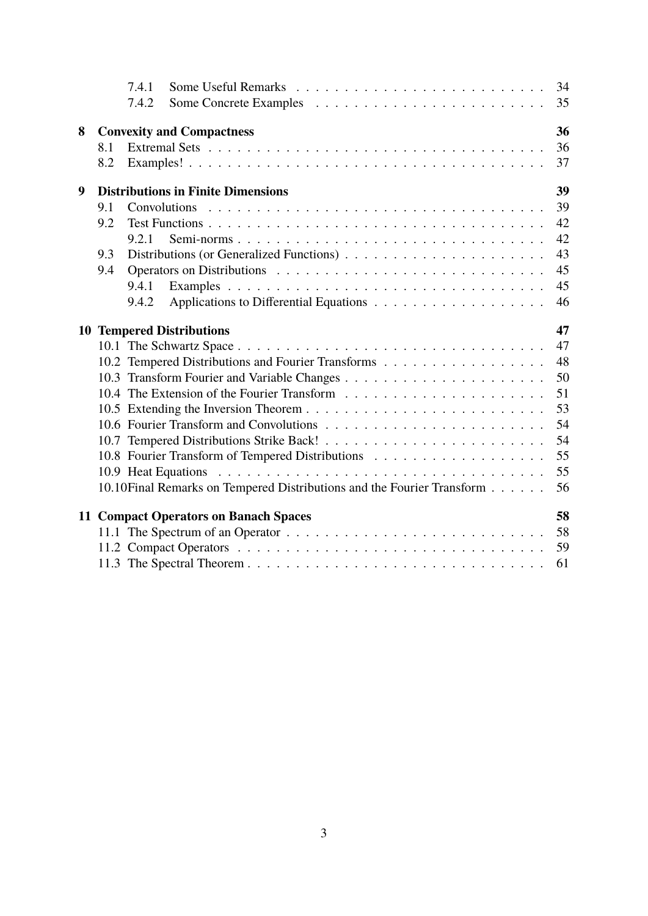7.4.1 Some Useful Remarks . . . . . . . . . . . . . . . . . . . . . . . . . 34
7.4.2 Some Concrete Examples . . . . . . . . . . . . . . . . . . . . . . . 35

**8 Convexity and Compactness** **36**
8.1 Extremal Sets . . . . . . . . . . . . . . . . . . . . . . . . . . . . . . . . . . 36
8.2 Examples! . . . . . . . . . . . . . . . . . . . . . . . . . . . . . . . . . . . . 37

**9 Distributions in Finite Dimensions** **39**
9.1 Convolutions . . . . . . . . . . . . . . . . . . . . . . . . . . . . . . . . . . 39
9.2 Test Functions . . . . . . . . . . . . . . . . . . . . . . . . . . . . . . . . . 42
9.2.1 Semi-norms . . . . . . . . . . . . . . . . . . . . . . . . . . . . . . . 42
9.3 Distributions (or Generalized Functions) . . . . . . . . . . . . . . . . . . . 43
9.4 Operators on Distributions . . . . . . . . . . . . . . . . . . . . . . . . . . . 45
9.4.1 Examples . . . . . . . . . . . . . . . . . . . . . . . . . . . . . . . . 45
9.4.2 Applications to Differential Equations . . . . . . . . . . . . . . . . . 46

**10 Tempered Distributions** **47**
10.1 The Schwartz Space . . . . . . . . . . . . . . . . . . . . . . . . . . . . . . 47
10.2 Tempered Distributions and Fourier Transforms . . . . . . . . . . . . . . . . 48
10.3 Transform Fourier and Variable Changes . . . . . . . . . . . . . . . . . . . 50
10.4 The Extension of the Fourier Transform . . . . . . . . . . . . . . . . . . . . 51
10.5 Extending the Inversion Theorem . . . . . . . . . . . . . . . . . . . . . . . 53
10.6 Fourier Transform and Convolutions . . . . . . . . . . . . . . . . . . . . . . 54
10.7 Tempered Distributions Strike Back! . . . . . . . . . . . . . . . . . . . . . . 54
10.8 Fourier Transform of Tempered Distributions . . . . . . . . . . . . . . . . . 55
10.9 Heat Equations . . . . . . . . . . . . . . . . . . . . . . . . . . . . . . . . . 55
10.10 Final Remarks on Tempered Distributions and the Fourier Transform . . . . . . 56

**11 Compact Operators on Banach Spaces** **58**
11.1 The Spectrum of an Operator . . . . . . . . . . . . . . . . . . . . . . . . . . 58
11.2 Compact Operators . . . . . . . . . . . . . . . . . . . . . . . . . . . . . . . 59
11.3 The Spectral Theorem . . . . . . . . . . . . . . . . . . . . . . . . . . . . . . 61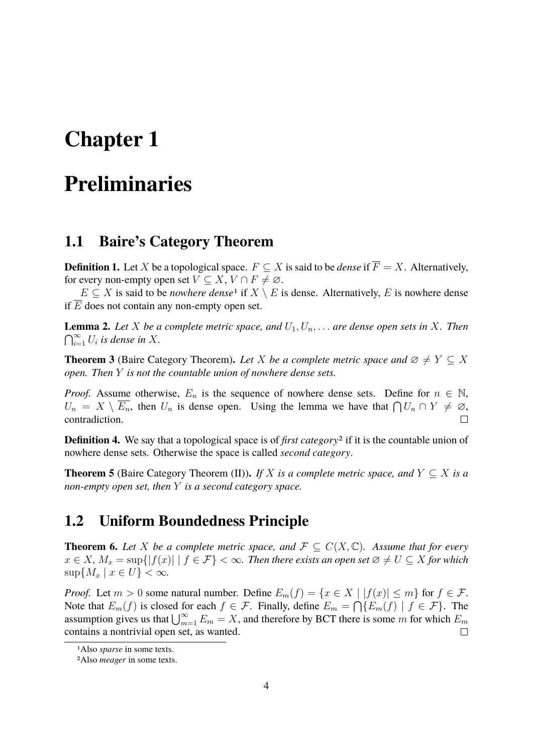# Chapter 1

# Preliminaries

## 1.1 Baire's Category Theorem

**Definition 1.** Let $X$ be a topological space. $F \subseteq X$ is said to be *dense* if $\overline{F} = X$. Alternatively, for every non-empty open set $V \subseteq X$, $V \cap F \neq \varnothing$.

$E \subseteq X$ is said to be *nowhere dense*[1] if $X \setminus E$ is dense. Alternatively, $E$ is nowhere dense if $\overline{E}$ does not contain any non-empty open set.

**Lemma 2.** *Let $X$ be a complete metric space, and $U_1, U_n, \ldots$ are dense open sets in $X$. Then $\bigcap_{i=1}^{\infty} U_i$ is dense in $X$.*

**Theorem 3** (Baire Category Theorem)**.** *Let $X$ be a complete metric space and $\varnothing \neq Y \subseteq X$ open. Then $Y$ is not the countable union of nowhere dense sets.*

*Proof.* Assume otherwise, $E_n$ is the sequence of nowhere dense sets. Define for $n \in \mathbb{N}$, $U_n = X \setminus \overline{E_n}$, then $U_n$ is dense open. Using the lemma we have that $\bigcap U_n \cap Y \neq \varnothing$, contradiction. □

**Definition 4.** We say that a topological space is of *first category*[2] if it is the countable union of nowhere dense sets. Otherwise the space is called *second category*.

**Theorem 5** (Baire Category Theorem (II))**.** *If $X$ is a complete metric space, and $Y \subseteq X$ is a non-empty open set, then $Y$ is a second category space.*

## 1.2 Uniform Boundedness Principle

**Theorem 6.** *Let $X$ be a complete metric space, and $\mathcal{F} \subseteq C(X, \mathbb{C})$. Assume that for every $x \in X$, $M_x = \sup\{|f(x)| \mid f \in \mathcal{F}\} < \infty$. Then there exists an open set $\varnothing \neq U \subseteq X$ for which $\sup\{M_x \mid x \in U\} < \infty$.*

*Proof.* Let $m > 0$ some natural number. Define $E_m(f) = \{x \in X \mid |f(x)| \leq m\}$ for $f \in \mathcal{F}$. Note that $E_m(f)$ is closed for each $f \in \mathcal{F}$. Finally, define $E_m = \bigcap\{E_m(f) \mid f \in \mathcal{F}\}$. The assumption gives us that $\bigcup_{m=1}^{\infty} E_m = X$, and therefore by BCT there is some $m$ for which $E_m$ contains a nontrivial open set, as wanted. □

---

[1] Also *sparse* in some texts.

[2] Also *meager* in some texts.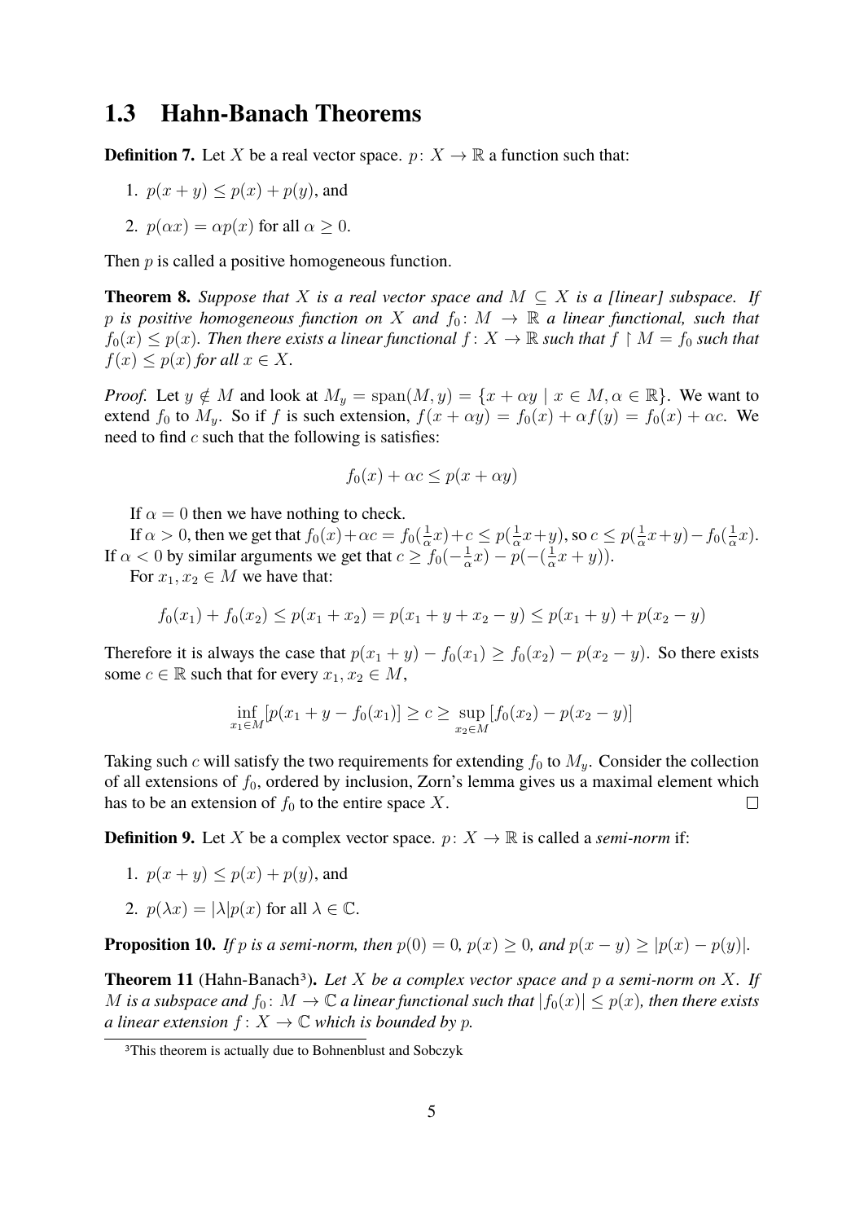## 1.3 Hahn-Banach Theorems

**Definition 7.** Let $X$ be a real vector space. $p\colon X \to \mathbb{R}$ a function such that:

1. $p(x+y) \leq p(x) + p(y)$, and
2. $p(\alpha x) = \alpha p(x)$ for all $\alpha \geq 0$.

Then $p$ is called a positive homogeneous function.

**Theorem 8.** *Suppose that $X$ is a real vector space and $M \subseteq X$ is a [linear] subspace. If $p$ is positive homogeneous function on $X$ and $f_0\colon M \to \mathbb{R}$ a linear functional, such that $f_0(x) \leq p(x)$. Then there exists a linear functional $f\colon X \to \mathbb{R}$ such that $f \restriction M = f_0$ such that $f(x) \leq p(x)$ for all $x \in X$.*

*Proof.* Let $y \notin M$ and look at $M_y = \operatorname{span}(M, y) = \{x + \alpha y \mid x \in M, \alpha \in \mathbb{R}\}$. We want to extend $f_0$ to $M_y$. So if $f$ is such extension, $f(x + \alpha y) = f_0(x) + \alpha f(y) = f_0(x) + \alpha c$. We need to find $c$ such that the following is satisfies:

$$f_0(x) + \alpha c \leq p(x + \alpha y)$$

If $\alpha = 0$ then we have nothing to check.

If $\alpha > 0$, then we get that $f_0(x) + \alpha c = f_0(\frac{1}{\alpha}x) + c \leq p(\frac{1}{\alpha}x + y)$, so $c \leq p(\frac{1}{\alpha}x + y) - f_0(\frac{1}{\alpha}x)$. If $\alpha < 0$ by similar arguments we get that $c \geq f_0(-\frac{1}{\alpha}x) - p(-(\frac{1}{\alpha}x + y))$.

For $x_1, x_2 \in M$ we have that:

$$f_0(x_1) + f_0(x_2) \leq p(x_1 + x_2) = p(x_1 + y + x_2 - y) \leq p(x_1 + y) + p(x_2 - y)$$

Therefore it is always the case that $p(x_1 + y) - f_0(x_1) \geq f_0(x_2) - p(x_2 - y)$. So there exists some $c \in \mathbb{R}$ such that for every $x_1, x_2 \in M$,

$$\inf_{x_1 \in M} [p(x_1 + y - f_0(x_1)] \geq c \geq \sup_{x_2 \in M} [f_0(x_2) - p(x_2 - y)]$$

Taking such $c$ will satisfy the two requirements for extending $f_0$ to $M_y$. Consider the collection of all extensions of $f_0$, ordered by inclusion, Zorn's lemma gives us a maximal element which has to be an extension of $f_0$ to the entire space $X$. $\square$

**Definition 9.** Let $X$ be a complex vector space. $p\colon X \to \mathbb{R}$ is called a *semi-norm* if:

1. $p(x+y) \leq p(x) + p(y)$, and
2. $p(\lambda x) = |\lambda| p(x)$ for all $\lambda \in \mathbb{C}$.

**Proposition 10.** *If $p$ is a semi-norm, then $p(0) = 0$, $p(x) \geq 0$, and $p(x - y) \geq |p(x) - p(y)|$.*

**Theorem 11** (Hahn-Banach[3])**.** *Let $X$ be a complex vector space and $p$ a semi-norm on $X$. If $M$ is a subspace and $f_0\colon M \to \mathbb{C}$ a linear functional such that $|f_0(x)| \leq p(x)$, then there exists a linear extension $f\colon X \to \mathbb{C}$ which is bounded by $p$.*

[3] This theorem is actually due to Bohnenblust and Sobczyk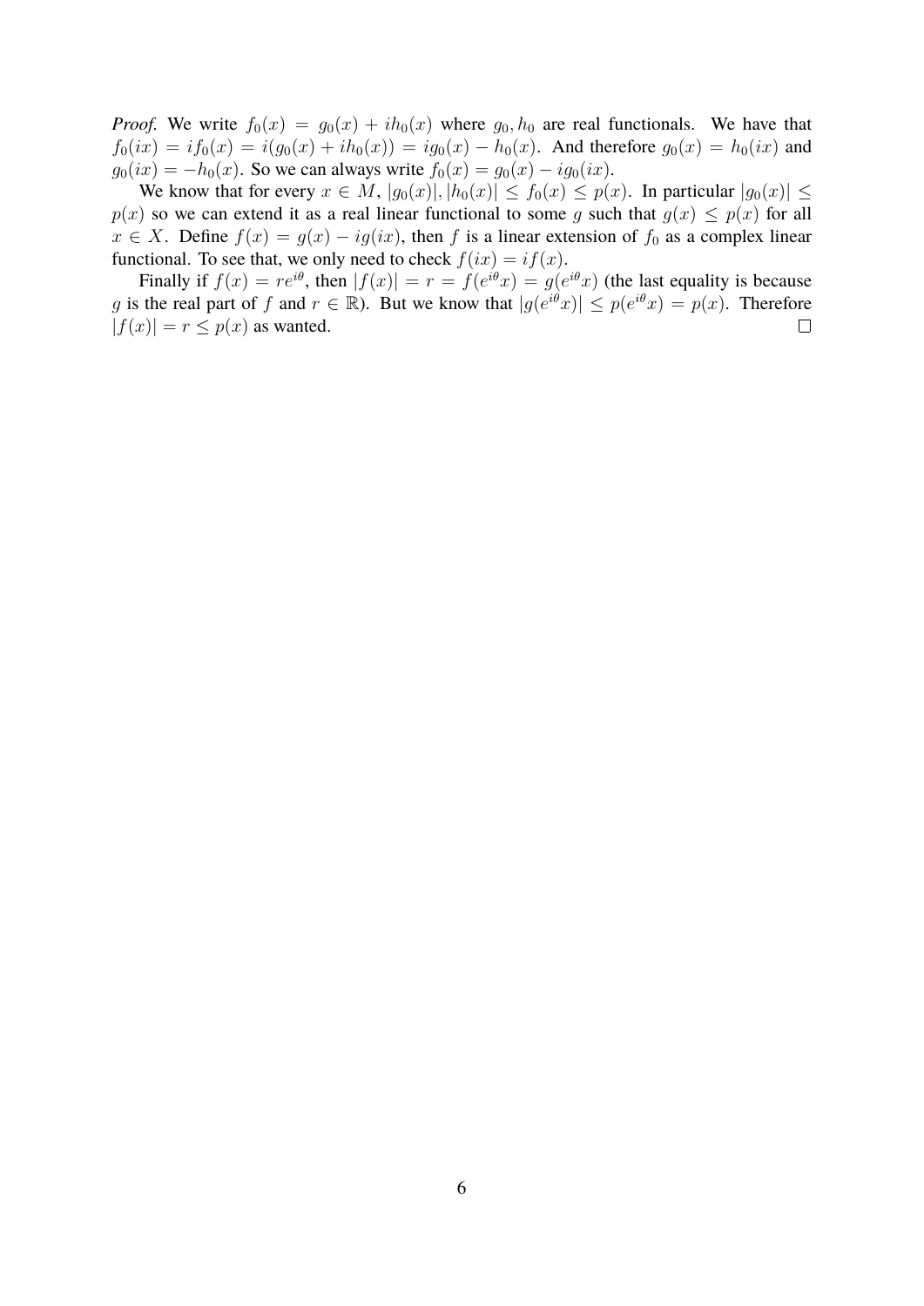*Proof.* We write $f_0(x) = g_0(x) + ih_0(x)$ where $g_0, h_0$ are real functionals. We have that $f_0(ix) = if_0(x) = i(g_0(x) + ih_0(x)) = ig_0(x) - h_0(x)$. And therefore $g_0(x) = h_0(ix)$ and $g_0(ix) = -h_0(x)$. So we can always write $f_0(x) = g_0(x) - ig_0(ix)$.

We know that for every $x \in M$, $|g_0(x)|, |h_0(x)| \leq f_0(x) \leq p(x)$. In particular $|g_0(x)| \leq p(x)$ so we can extend it as a real linear functional to some $g$ such that $g(x) \leq p(x)$ for all $x \in X$. Define $f(x) = g(x) - ig(ix)$, then $f$ is a linear extension of $f_0$ as a complex linear functional. To see that, we only need to check $f(ix) = if(x)$.

Finally if $f(x) = re^{i\theta}$, then $|f(x)| = r = f(e^{i\theta}x) = g(e^{i\theta}x)$ (the last equality is because $g$ is the real part of $f$ and $r \in \mathbb{R}$). But we know that $|g(e^{i\theta}x)| \leq p(e^{i\theta}x) = p(x)$. Therefore $|f(x)| = r \leq p(x)$ as wanted. $\square$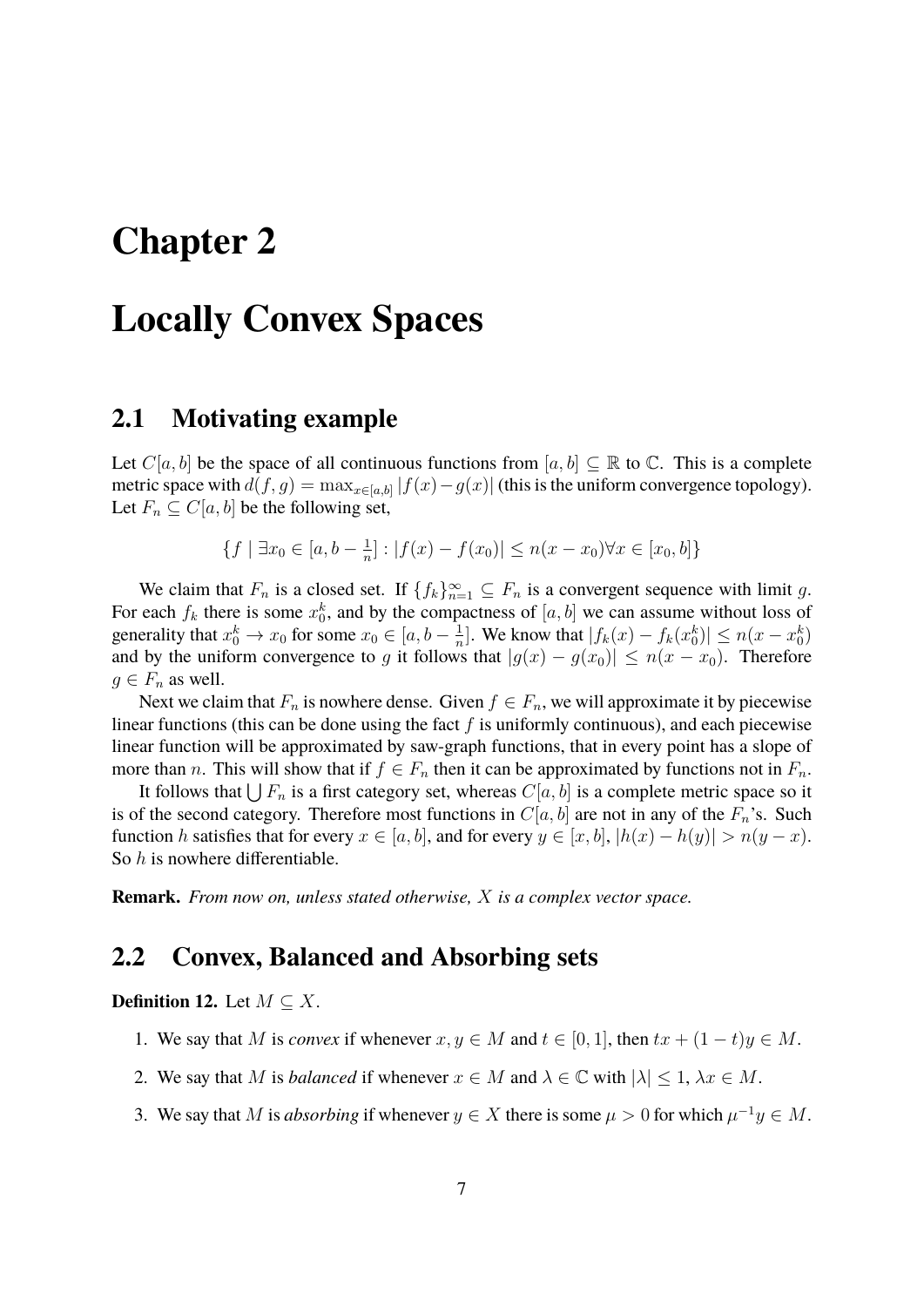# Chapter 2

# Locally Convex Spaces

## 2.1 Motivating example

Let $C[a,b]$ be the space of all continuous functions from $[a,b] \subseteq \mathbb{R}$ to $\mathbb{C}$. This is a complete metric space with $d(f,g) = \max_{x\in[a,b]} |f(x) - g(x)|$ (this is the uniform convergence topology). Let $F_n \subseteq C[a,b]$ be the following set,

$$\{f \mid \exists x_0 \in [a, b - \tfrac{1}{n}] : |f(x) - f(x_0)| \leq n(x - x_0) \forall x \in [x_0, b]\}$$

We claim that $F_n$ is a closed set. If $\{f_k\}_{n=1}^{\infty} \subseteq F_n$ is a convergent sequence with limit $g$. For each $f_k$ there is some $x_0^k$, and by the compactness of $[a,b]$ we can assume without loss of generality that $x_0^k \to x_0$ for some $x_0 \in [a, b - \frac{1}{n}]$. We know that $|f_k(x) - f_k(x_0^k)| \leq n(x - x_0^k)$ and by the uniform convergence to $g$ it follows that $|g(x) - g(x_0)| \leq n(x - x_0)$. Therefore $g \in F_n$ as well.

Next we claim that $F_n$ is nowhere dense. Given $f \in F_n$, we will approximate it by piecewise linear functions (this can be done using the fact $f$ is uniformly continuous), and each piecewise linear function will be approximated by saw-graph functions, that in every point has a slope of more than $n$. This will show that if $f \in F_n$ then it can be approximated by functions not in $F_n$.

It follows that $\bigcup F_n$ is a first category set, whereas $C[a,b]$ is a complete metric space so it is of the second category. Therefore most functions in $C[a,b]$ are not in any of the $F_n$'s. Such function $h$ satisfies that for every $x \in [a,b]$, and for every $y \in [x,b]$, $|h(x) - h(y)| > n(y - x)$. So $h$ is nowhere differentiable.

**Remark.** *From now on, unless stated otherwise, $X$ is a complex vector space.*

## 2.2 Convex, Balanced and Absorbing sets

**Definition 12.** Let $M \subseteq X$.

1. We say that $M$ is *convex* if whenever $x, y \in M$ and $t \in [0,1]$, then $tx + (1-t)y \in M$.
2. We say that $M$ is *balanced* if whenever $x \in M$ and $\lambda \in \mathbb{C}$ with $|\lambda| \leq 1$, $\lambda x \in M$.
3. We say that $M$ is *absorbing* if whenever $y \in X$ there is some $\mu > 0$ for which $\mu^{-1} y \in M$.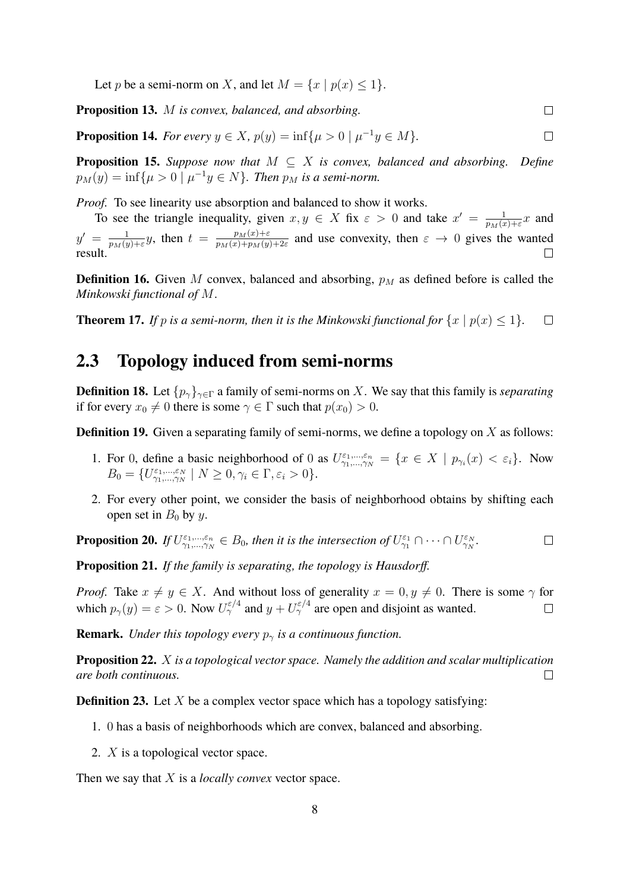Let $p$ be a semi-norm on $X$, and let $M = \{x \mid p(x) \leq 1\}$.

**Proposition 13.** *$M$ is convex, balanced, and absorbing.* □

**Proposition 14.** *For every $y \in X$, $p(y) = \inf\{\mu > 0 \mid \mu^{-1}y \in M\}$.* □

**Proposition 15.** *Suppose now that $M \subseteq X$ is convex, balanced and absorbing. Define $p_M(y) = \inf\{\mu > 0 \mid \mu^{-1}y \in N\}$. Then $p_M$ is a semi-norm.*

*Proof.* To see linearity use absorption and balanced to show it works.

To see the triangle inequality, given $x, y \in X$ fix $\varepsilon > 0$ and take $x' = \frac{1}{p_M(x)+\varepsilon}x$ and $y' = \frac{1}{p_M(y)+\varepsilon}y$, then $t = \frac{p_M(x)+\varepsilon}{p_M(x)+p_M(y)+2\varepsilon}$ and use convexity, then $\varepsilon \to 0$ gives the wanted result. □

**Definition 16.** Given $M$ convex, balanced and absorbing, $p_M$ as defined before is called the *Minkowski functional of $M$*.

**Theorem 17.** *If $p$ is a semi-norm, then it is the Minkowski functional for $\{x \mid p(x) \leq 1\}$.* □

## 2.3 Topology induced from semi-norms

**Definition 18.** Let $\{p_\gamma\}_{\gamma\in\Gamma}$ a family of semi-norms on $X$. We say that this family is *separating* if for every $x_0 \neq 0$ there is some $\gamma \in \Gamma$ such that $p(x_0) > 0$.

**Definition 19.** Given a separating family of semi-norms, we define a topology on $X$ as follows:

1. For $0$, define a basic neighborhood of $0$ as $U^{\varepsilon_1,\dots,\varepsilon_n}_{\gamma_1,\dots,\gamma_N} = \{x \in X \mid p_{\gamma_i}(x) < \varepsilon_i\}$. Now $B_0 = \{U^{\varepsilon_1,\dots,\varepsilon_N}_{\gamma_1,\dots,\gamma_N} \mid N \geq 0, \gamma_i \in \Gamma, \varepsilon_i > 0\}$.
2. For every other point, we consider the basis of neighborhood obtains by shifting each open set in $B_0$ by $y$.

**Proposition 20.** *If $U^{\varepsilon_1,\dots,\varepsilon_n}_{\gamma_1,\dots,\gamma_N} \in B_0$, then it is the intersection of $U^{\varepsilon_1}_{\gamma_1} \cap \dots \cap U^{\varepsilon_N}_{\gamma_N}$.* □

**Proposition 21.** *If the family is separating, the topology is Hausdorff.*

*Proof.* Take $x \neq y \in X$. And without loss of generality $x = 0, y \neq 0$. There is some $\gamma$ for which $p_\gamma(y) = \varepsilon > 0$. Now $U^{\varepsilon/4}_\gamma$ and $y + U^{\varepsilon/4}_\gamma$ are open and disjoint as wanted. □

**Remark.** *Under this topology every $p_\gamma$ is a continuous function.*

**Proposition 22.** *$X$ is a topological vector space. Namely the addition and scalar multiplication are both continuous.* □

**Definition 23.** Let $X$ be a complex vector space which has a topology satisfying:

1. $0$ has a basis of neighborhoods which are convex, balanced and absorbing.
2. $X$ is a topological vector space.

Then we say that $X$ is a *locally convex* vector space.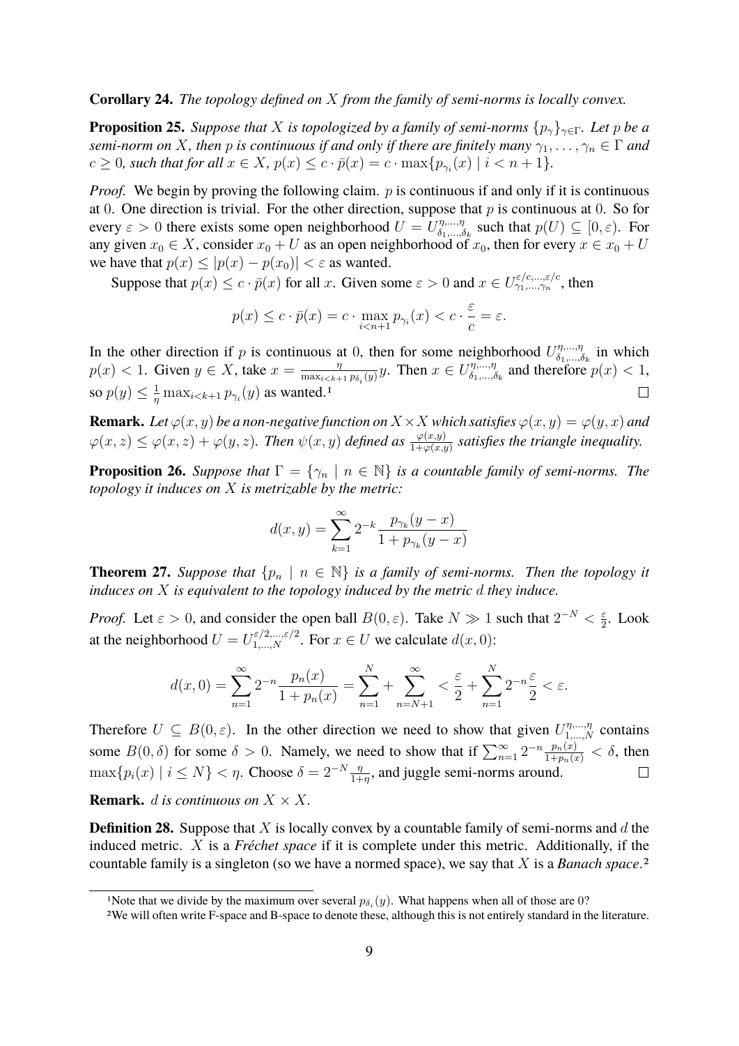**Corollary 24.** *The topology defined on $X$ from the family of semi-norms is locally convex.*

**Proposition 25.** *Suppose that $X$ is topologized by a family of semi-norms $\{p_\gamma\}_{\gamma\in\Gamma}$. Let $p$ be a semi-norm on $X$, then $p$ is continuous if and only if there are finitely many $\gamma_1,\dots,\gamma_n\in\Gamma$ and $c\geq 0$, such that for all $x\in X$, $p(x)\leq c\cdot\bar{p}(x)=c\cdot\max\{p_{\gamma_i}(x)\mid i<n+1\}$.*

*Proof.* We begin by proving the following claim. $p$ is continuous if and only if it is continuous at $0$. One direction is trivial. For the other direction, suppose that $p$ is continuous at $0$. So for every $\varepsilon>0$ there exists some open neighborhood $U=U^{\eta,\dots,\eta}_{\delta_1,\dots,\delta_k}$ such that $p(U)\subseteq[0,\varepsilon)$. For any given $x_0\in X$, consider $x_0+U$ as an open neighborhood of $x_0$, then for every $x\in x_0+U$ we have that $p(x)\leq|p(x)-p(x_0)|<\varepsilon$ as wanted.

Suppose that $p(x)\leq c\cdot\bar{p}(x)$ for all $x$. Given some $\varepsilon>0$ and $x\in U^{\varepsilon/c,\dots,\varepsilon/c}_{\gamma_1,\dots,\gamma_n}$, then

$$p(x)\leq c\cdot\bar{p}(x)=c\cdot\max_{i<n+1}p_{\gamma_i}(x)<c\cdot\frac{\varepsilon}{c}=\varepsilon.$$

In the other direction if $p$ is continuous at $0$, then for some neighborhood $U^{\eta,\dots,\eta}_{\delta_1,\dots,\delta_k}$ in which $p(x)<1$. Given $y\in X$, take $x=\frac{\eta}{\max_{i<k+1}p_{\delta_i}(y)}y$. Then $x\in U^{\eta,\dots,\eta}_{\delta_1,\dots,\delta_k}$ and therefore $p(x)<1$, so $p(y)\leq\frac{1}{\eta}\max_{i<k+1}p_{\gamma_i}(y)$ as wanted.[1] □

**Remark.** *Let $\varphi(x,y)$ be a non-negative function on $X\times X$ which satisfies $\varphi(x,y)=\varphi(y,x)$ and $\varphi(x,z)\leq\varphi(x,z)+\varphi(y,z)$. Then $\psi(x,y)$ defined as $\frac{\varphi(x,y)}{1+\varphi(x,y)}$ satisfies the triangle inequality.*

**Proposition 26.** *Suppose that $\Gamma=\{\gamma_n\mid n\in\mathbb{N}\}$ is a countable family of semi-norms. The topology it induces on $X$ is metrizable by the metric:*

$$d(x,y)=\sum_{k=1}^{\infty}2^{-k}\frac{p_{\gamma_k}(y-x)}{1+p_{\gamma_k}(y-x)}$$

**Theorem 27.** *Suppose that $\{p_n\mid n\in\mathbb{N}\}$ is a family of semi-norms. Then the topology it induces on $X$ is equivalent to the topology induced by the metric $d$ they induce.*

*Proof.* Let $\varepsilon>0$, and consider the open ball $B(0,\varepsilon)$. Take $N\gg 1$ such that $2^{-N}<\frac{\varepsilon}{2}$. Look at the neighborhood $U=U^{\varepsilon/2,\dots,\varepsilon/2}_{1,\dots,N}$. For $x\in U$ we calculate $d(x,0)$:

$$d(x,0)=\sum_{n=1}^{\infty}2^{-n}\frac{p_n(x)}{1+p_n(x)}=\sum_{n=1}^{N}+\sum_{n=N+1}^{\infty}<\frac{\varepsilon}{2}+\sum_{n=1}^{N}2^{-n}\frac{\varepsilon}{2}<\varepsilon.$$

Therefore $U\subseteq B(0,\varepsilon)$. In the other direction we need to show that given $U^{\eta,\dots,\eta}_{1,\dots,N}$ contains some $B(0,\delta)$ for some $\delta>0$. Namely, we need to show that if $\sum_{n=1}^{\infty}2^{-n}\frac{p_n(x)}{1+p_n(x)}<\delta$, then $\max\{p_i(x)\mid i\leq N\}<\eta$. Choose $\delta=2^{-N}\frac{\eta}{1+\eta}$, and juggle semi-norms around. □

**Remark.** *$d$ is continuous on $X\times X$.*

**Definition 28.** Suppose that $X$ is locally convex by a countable family of semi-norms and $d$ the induced metric. $X$ is a *Fréchet space* if it is complete under this metric. Additionally, if the countable family is a singleton (so we have a normed space), we say that $X$ is a *Banach space*.[2]

---

[1] Note that we divide by the maximum over several $p_{\delta_i}(y)$. What happens when all of those are $0$?

[2] We will often write F-space and B-space to denote these, although this is not entirely standard in the literature.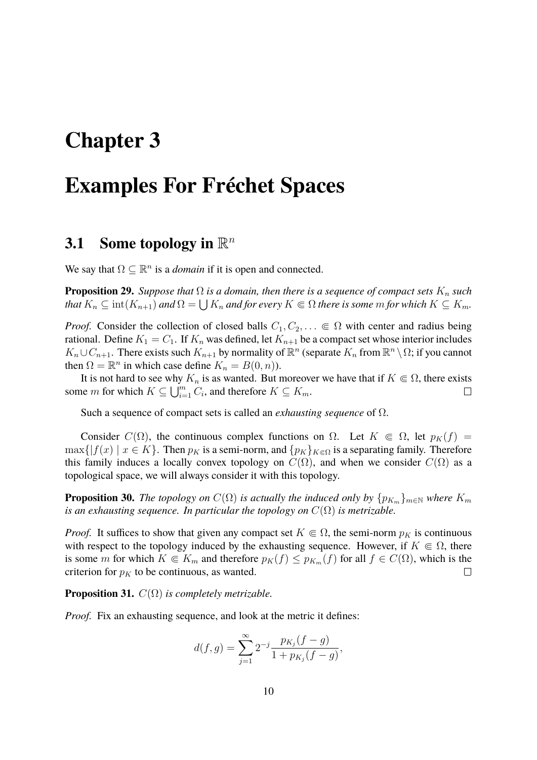# Chapter 3

# Examples For Fréchet Spaces

## 3.1 Some topology in $\mathbb{R}^n$

We say that $\Omega \subseteq \mathbb{R}^n$ is a *domain* if it is open and connected.

**Proposition 29.** *Suppose that $\Omega$ is a domain, then there is a sequence of compact sets $K_n$ such that $K_n \subseteq \operatorname{int}(K_{n+1})$ and $\Omega = \bigcup K_n$ and for every $K \Subset \Omega$ there is some $m$ for which $K \subseteq K_m$.*

*Proof.* Consider the collection of closed balls $C_1, C_2, \ldots \Subset \Omega$ with center and radius being rational. Define $K_1 = C_1$. If $K_n$ was defined, let $K_{n+1}$ be a compact set whose interior includes $K_n \cup C_{n+1}$. There exists such $K_{n+1}$ by normality of $\mathbb{R}^n$ (separate $K_n$ from $\mathbb{R}^n \setminus \Omega$; if you cannot then $\Omega = \mathbb{R}^n$ in which case define $K_n = B(0, n)$).

It is not hard to see why $K_n$ is as wanted. But moreover we have that if $K \Subset \Omega$, there exists some $m$ for which $K \subseteq \bigcup_{i=1}^m C_i$, and therefore $K \subseteq K_m$. $\square$

Such a sequence of compact sets is called an *exhausting sequence* of $\Omega$.

Consider $C(\Omega)$, the continuous complex functions on $\Omega$. Let $K \Subset \Omega$, let $p_K(f) = \max\{|f(x)| \mid x \in K\}$. Then $p_K$ is a semi-norm, and $\{p_K\}_{K \Subset \Omega}$ is a separating family. Therefore this family induces a locally convex topology on $C(\Omega)$, and when we consider $C(\Omega)$ as a topological space, we will always consider it with this topology.

**Proposition 30.** *The topology on $C(\Omega)$ is actually the induced only by $\{p_{K_m}\}_{m \in \mathbb{N}}$ where $K_m$ is an exhausting sequence. In particular the topology on $C(\Omega)$ is metrizable.*

*Proof.* It suffices to show that given any compact set $K \Subset \Omega$, the semi-norm $p_K$ is continuous with respect to the topology induced by the exhausting sequence. However, if $K \Subset \Omega$, there is some $m$ for which $K \Subset K_m$ and therefore $p_K(f) \leq p_{K_m}(f)$ for all $f \in C(\Omega)$, which is the criterion for $p_K$ to be continuous, as wanted. $\square$

**Proposition 31.** *$C(\Omega)$ is completely metrizable.*

*Proof.* Fix an exhausting sequence, and look at the metric it defines:

$$d(f, g) = \sum_{j=1}^{\infty} 2^{-j} \frac{p_{K_j}(f - g)}{1 + p_{K_j}(f - g)},$$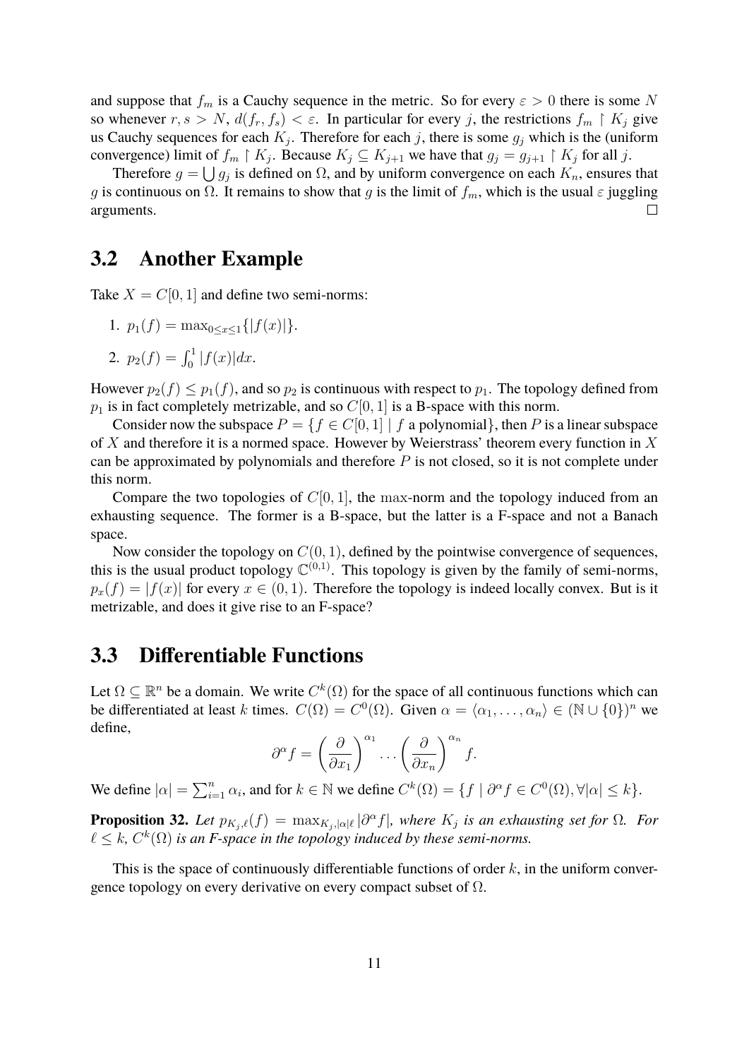and suppose that $f_m$ is a Cauchy sequence in the metric. So for every $\varepsilon > 0$ there is some $N$ so whenever $r, s > N$, $d(f_r, f_s) < \varepsilon$. In particular for every $j$, the restrictions $f_m \restriction K_j$ give us Cauchy sequences for each $K_j$. Therefore for each $j$, there is some $g_j$ which is the (uniform convergence) limit of $f_m \restriction K_j$. Because $K_j \subseteq K_{j+1}$ we have that $g_j = g_{j+1} \restriction K_j$ for all $j$.

Therefore $g = \bigcup g_j$ is defined on $\Omega$, and by uniform convergence on each $K_n$, ensures that $g$ is continuous on $\Omega$. It remains to show that $g$ is the limit of $f_m$, which is the usual $\varepsilon$ juggling arguments. □

## 3.2 Another Example

Take $X = C[0,1]$ and define two semi-norms:

1. $p_1(f) = \max_{0 \leq x \leq 1}\{|f(x)|\}$.
2. $p_2(f) = \int_0^1 |f(x)|dx$.

However $p_2(f) \leq p_1(f)$, and so $p_2$ is continuous with respect to $p_1$. The topology defined from $p_1$ is in fact completely metrizable, and so $C[0,1]$ is a B-space with this norm.

Consider now the subspace $P = \{f \in C[0,1] \mid f \text{ a polynomial}\}$, then $P$ is a linear subspace of $X$ and therefore it is a normed space. However by Weierstrass' theorem every function in $X$ can be approximated by polynomials and therefore $P$ is not closed, so it is not complete under this norm.

Compare the two topologies of $C[0,1]$, the max-norm and the topology induced from an exhausting sequence. The former is a B-space, but the latter is a F-space and not a Banach space.

Now consider the topology on $C(0,1)$, defined by the pointwise convergence of sequences, this is the usual product topology $\mathbb{C}^{(0,1)}$. This topology is given by the family of semi-norms, $p_x(f) = |f(x)|$ for every $x \in (0,1)$. Therefore the topology is indeed locally convex. But is it metrizable, and does it give rise to an F-space?

## 3.3 Differentiable Functions

Let $\Omega \subseteq \mathbb{R}^n$ be a domain. We write $C^k(\Omega)$ for the space of all continuous functions which can be differentiated at least $k$ times. $C(\Omega) = C^0(\Omega)$. Given $\alpha = \langle \alpha_1, \ldots, \alpha_n \rangle \in (\mathbb{N} \cup \{0\})^n$ we define,

$$\partial^\alpha f = \left(\frac{\partial}{\partial x_1}\right)^{\alpha_1} \cdots \left(\frac{\partial}{\partial x_n}\right)^{\alpha_n} f.$$

We define $|\alpha| = \sum_{i=1}^n \alpha_i$, and for $k \in \mathbb{N}$ we define $C^k(\Omega) = \{f \mid \partial^\alpha f \in C^0(\Omega), \forall |\alpha| \leq k\}$.

**Proposition 32.** *Let $p_{K_j,\ell}(f) = \max_{K_j,|\alpha|\ell} |\partial^\alpha f|$, where $K_j$ is an exhausting set for $\Omega$. For $\ell \leq k$, $C^k(\Omega)$ is an F-space in the topology induced by these semi-norms.*

This is the space of continuously differentiable functions of order $k$, in the uniform convergence topology on every derivative on every compact subset of $\Omega$.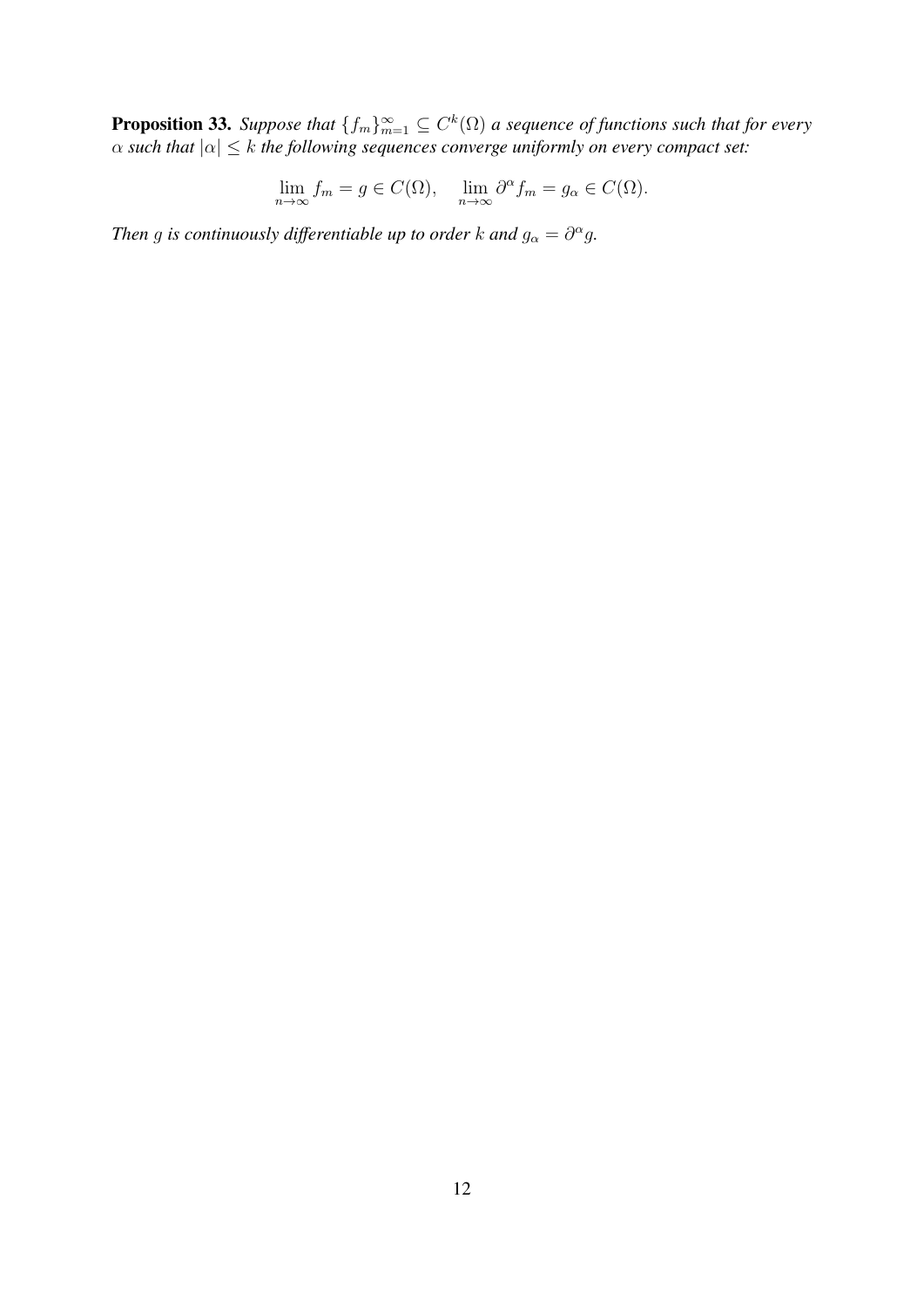**Proposition 33.** *Suppose that $\{f_m\}_{m=1}^{\infty} \subseteq C^k(\Omega)$ a sequence of functions such that for every $\alpha$ such that $|\alpha| \leq k$ the following sequences converge uniformly on every compact set:*

$$\lim_{n\to\infty} f_m = g \in C(\Omega), \quad \lim_{n\to\infty} \partial^\alpha f_m = g_\alpha \in C(\Omega).$$

*Then $g$ is continuously differentiable up to order $k$ and $g_\alpha = \partial^\alpha g$.*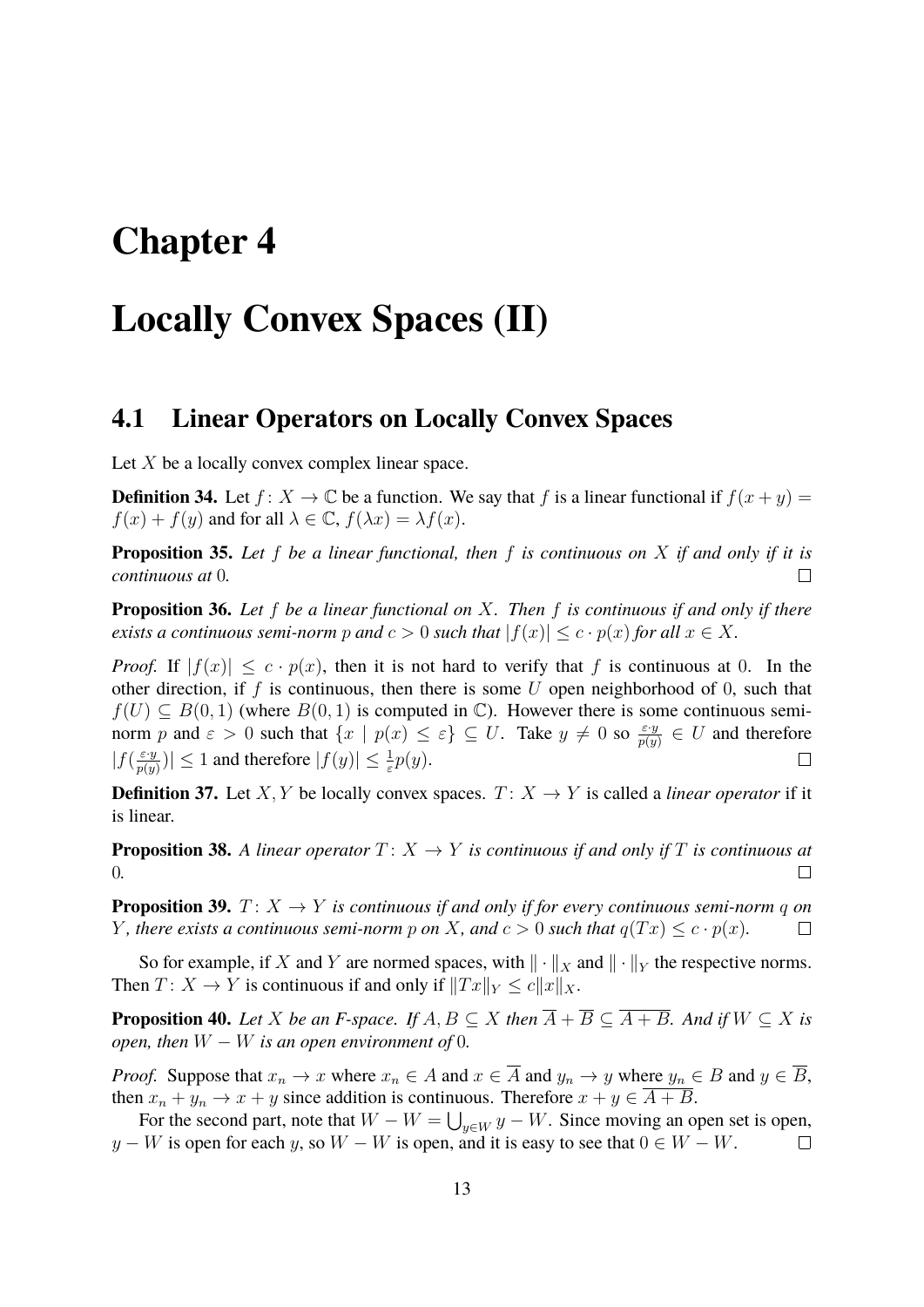# Chapter 4

# Locally Convex Spaces (II)

## 4.1 Linear Operators on Locally Convex Spaces

Let $X$ be a locally convex complex linear space.

**Definition 34.** Let $f\colon X \to \mathbb{C}$ be a function. We say that $f$ is a linear functional if $f(x+y) = f(x) + f(y)$ and for all $\lambda \in \mathbb{C}$, $f(\lambda x) = \lambda f(x)$.

**Proposition 35.** *Let $f$ be a linear functional, then $f$ is continuous on $X$ if and only if it is continuous at $0$.* □

**Proposition 36.** *Let $f$ be a linear functional on $X$. Then $f$ is continuous if and only if there exists a continuous semi-norm $p$ and $c > 0$ such that $|f(x)| \leq c \cdot p(x)$ for all $x \in X$.*

*Proof.* If $|f(x)| \leq c \cdot p(x)$, then it is not hard to verify that $f$ is continuous at $0$. In the other direction, if $f$ is continuous, then there is some $U$ open neighborhood of $0$, such that $f(U) \subseteq B(0,1)$ (where $B(0,1)$ is computed in $\mathbb{C}$). However there is some continuous semi-norm $p$ and $\varepsilon > 0$ such that $\{x \mid p(x) \leq \varepsilon\} \subseteq U$. Take $y \neq 0$ so $\frac{\varepsilon \cdot y}{p(y)} \in U$ and therefore $|f(\frac{\varepsilon \cdot y}{p(y)})| \leq 1$ and therefore $|f(y)| \leq \frac{1}{\varepsilon} p(y)$. □

**Definition 37.** Let $X, Y$ be locally convex spaces. $T\colon X \to Y$ is called a *linear operator* if it is linear.

**Proposition 38.** *A linear operator $T\colon X \to Y$ is continuous if and only if $T$ is continuous at $0$.* □

**Proposition 39.** *$T\colon X \to Y$ is continuous if and only if for every continuous semi-norm $q$ on $Y$, there exists a continuous semi-norm $p$ on $X$, and $c > 0$ such that $q(Tx) \leq c \cdot p(x)$.* □

So for example, if $X$ and $Y$ are normed spaces, with $\|\cdot\|_X$ and $\|\cdot\|_Y$ the respective norms. Then $T\colon X \to Y$ is continuous if and only if $\|Tx\|_Y \leq c\|x\|_X$.

**Proposition 40.** *Let $X$ be an F-space. If $A, B \subseteq X$ then $\overline{A} + \overline{B} \subseteq \overline{A+B}$. And if $W \subseteq X$ is open, then $W - W$ is an open environment of $0$.*

*Proof.* Suppose that $x_n \to x$ where $x_n \in A$ and $x \in \overline{A}$ and $y_n \to y$ where $y_n \in B$ and $y \in \overline{B}$, then $x_n + y_n \to x + y$ since addition is continuous. Therefore $x + y \in \overline{A+B}$.

For the second part, note that $W - W = \bigcup_{y \in W} y - W$. Since moving an open set is open, $y - W$ is open for each $y$, so $W - W$ is open, and it is easy to see that $0 \in W - W$. □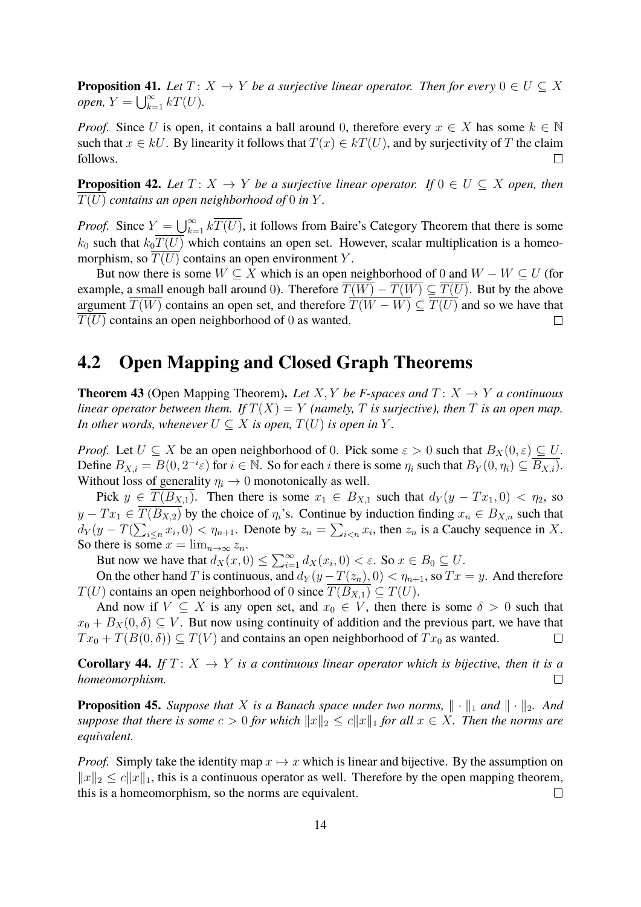**Proposition 41.** *Let $T\colon X \to Y$ be a surjective linear operator. Then for every $0 \in U \subseteq X$ open, $Y = \bigcup_{k=1}^{\infty} kT(U)$.*

*Proof.* Since $U$ is open, it contains a ball around $0$, therefore every $x \in X$ has some $k \in \mathbb{N}$ such that $x \in kU$. By linearity it follows that $T(x) \in kT(U)$, and by surjectivity of $T$ the claim follows. $\square$

**Proposition 42.** *Let $T\colon X \to Y$ be a surjective linear operator. If $0 \in U \subseteq X$ open, then $\overline{T(U)}$ contains an open neighborhood of $0$ in $Y$.*

*Proof.* Since $Y = \bigcup_{k=1}^{\infty} k\overline{T(U)}$, it follows from Baire's Category Theorem that there is some $k_0$ such that $k_0\overline{T(U)}$ which contains an open set. However, scalar multiplication is a homeomorphism, so $\overline{T(U)}$ contains an open environment $Y$.

But now there is some $W \subseteq X$ which is an open neighborhood of $0$ and $W - W \subseteq U$ (for example, a small enough ball around $0$). Therefore $\overline{T(W)} - \overline{T(W)} \subseteq \overline{T(U)}$. But by the above argument $\overline{T(W)}$ contains an open set, and therefore $\overline{T(W - W)} \subseteq \overline{T(U)}$ and so we have that $\overline{T(U)}$ contains an open neighborhood of $0$ as wanted. $\square$

## 4.2 Open Mapping and Closed Graph Theorems

**Theorem 43** (Open Mapping Theorem). *Let $X, Y$ be F-spaces and $T\colon X \to Y$ a continuous linear operator between them. If $T(X) = Y$ (namely, $T$ is surjective), then $T$ is an open map. In other words, whenever $U \subseteq X$ is open, $T(U)$ is open in $Y$.*

*Proof.* Let $U \subseteq X$ be an open neighborhood of $0$. Pick some $\varepsilon > 0$ such that $B_X(0, \varepsilon) \subseteq U$. Define $B_{X,i} = B(0, 2^{-i}\varepsilon)$ for $i \in \mathbb{N}$. So for each $i$ there is some $\eta_i$ such that $B_Y(0, \eta_i) \subseteq \overline{B_{X,i}}$. Without loss of generality $\eta_i \to 0$ monotonically as well.

Pick $y \in \overline{T(B_{X,1})}$. Then there is some $x_1 \in B_{X,1}$ such that $d_Y(y - Tx_1, 0) < \eta_2$, so $y - Tx_1 \in \overline{T(B_{X,2})}$ by the choice of $\eta_i$'s. Continue by induction finding $x_n \in B_{X,n}$ such that $d_Y(y - T(\sum_{i \leq n} x_i, 0) < \eta_{n+1}$. Denote by $z_n = \sum_{i<n} x_i$, then $z_n$ is a Cauchy sequence in $X$. So there is some $x = \lim_{n\to\infty} z_n$.

But now we have that $d_X(x, 0) \leq \sum_{i=1}^{\infty} d_X(x_i, 0) < \varepsilon$. So $x \in B_0 \subseteq U$.

On the other hand $T$ is continuous, and $d_Y(y - T(z_n), 0) < \eta_{n+1}$, so $Tx = y$. And therefore $T(U)$ contains an open neighborhood of $0$ since $\overline{T(B_{X,1})} \subseteq T(U)$.

And now if $V \subseteq X$ is any open set, and $x_0 \in V$, then there is some $\delta > 0$ such that $x_0 + B_X(0, \delta) \subseteq V$. But now using continuity of addition and the previous part, we have that $Tx_0 + T(B(0, \delta)) \subseteq T(V)$ and contains an open neighborhood of $Tx_0$ as wanted. $\square$

**Corollary 44.** *If $T\colon X \to Y$ is a continuous linear operator which is bijective, then it is a homeomorphism.* $\square$

**Proposition 45.** *Suppose that $X$ is a Banach space under two norms, $\|\cdot\|_1$ and $\|\cdot\|_2$. And suppose that there is some $c > 0$ for which $\|x\|_2 \leq c\|x\|_1$ for all $x \in X$. Then the norms are equivalent.*

*Proof.* Simply take the identity map $x \mapsto x$ which is linear and bijective. By the assumption on $\|x\|_2 \leq c\|x\|_1$, this is a continuous operator as well. Therefore by the open mapping theorem, this is a homeomorphism, so the norms are equivalent. $\square$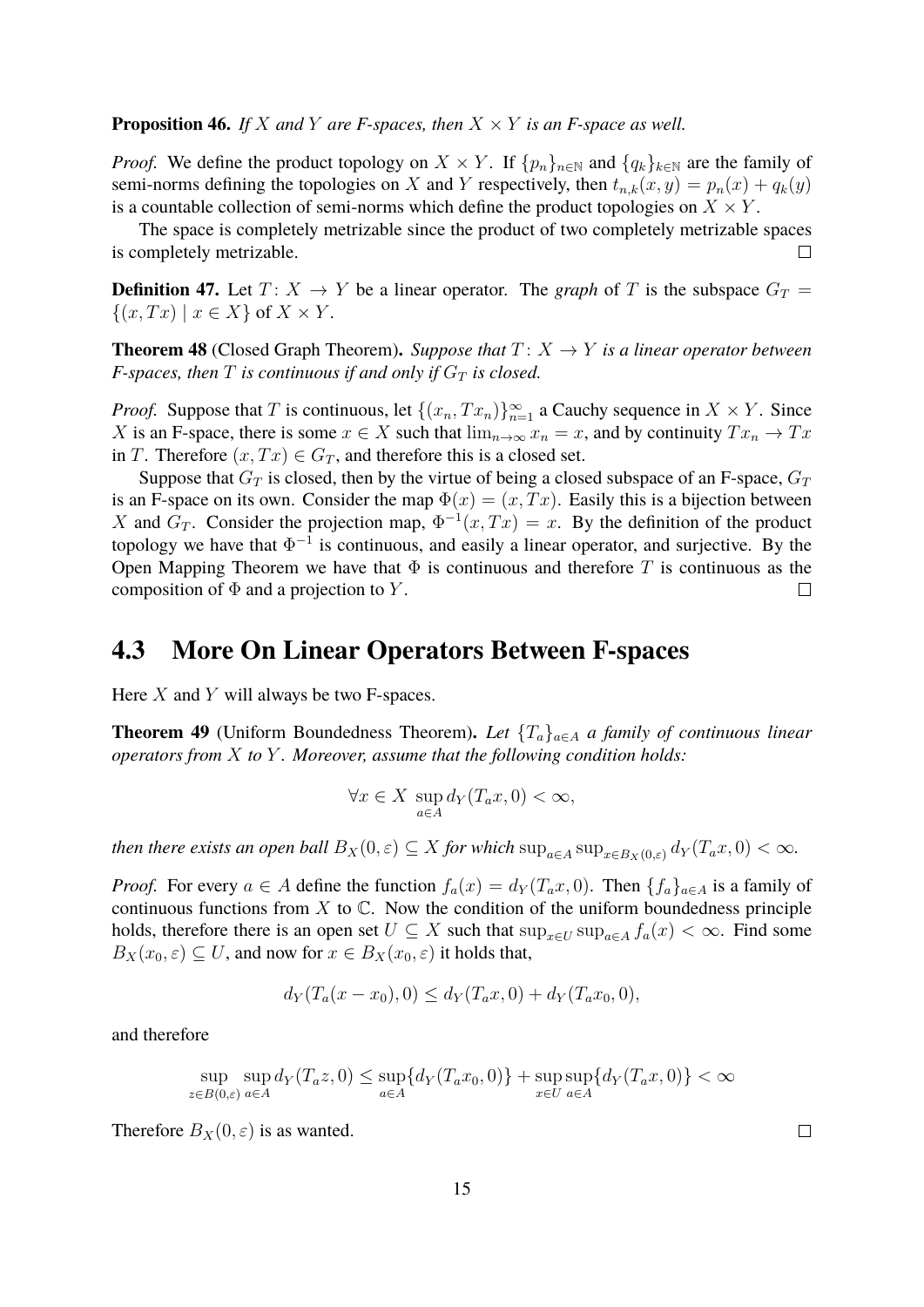**Proposition 46.** *If $X$ and $Y$ are F-spaces, then $X \times Y$ is an F-space as well.*

*Proof.* We define the product topology on $X \times Y$. If $\{p_n\}_{n\in\mathbb{N}}$ and $\{q_k\}_{k\in\mathbb{N}}$ are the family of semi-norms defining the topologies on $X$ and $Y$ respectively, then $t_{n,k}(x,y) = p_n(x) + q_k(y)$ is a countable collection of semi-norms which define the product topologies on $X \times Y$.

The space is completely metrizable since the product of two completely metrizable spaces is completely metrizable. □

**Definition 47.** Let $T\colon X \to Y$ be a linear operator. The *graph* of $T$ is the subspace $G_T = \{(x, Tx) \mid x \in X\}$ of $X \times Y$.

**Theorem 48** (Closed Graph Theorem)**.** *Suppose that $T\colon X \to Y$ is a linear operator between F-spaces, then $T$ is continuous if and only if $G_T$ is closed.*

*Proof.* Suppose that $T$ is continuous, let $\{(x_n, Tx_n)\}_{n=1}^{\infty}$ a Cauchy sequence in $X \times Y$. Since $X$ is an F-space, there is some $x \in X$ such that $\lim_{n\to\infty} x_n = x$, and by continuity $Tx_n \to Tx$ in $T$. Therefore $(x, Tx) \in G_T$, and therefore this is a closed set.

Suppose that $G_T$ is closed, then by the virtue of being a closed subspace of an F-space, $G_T$ is an F-space on its own. Consider the map $\Phi(x) = (x, Tx)$. Easily this is a bijection between $X$ and $G_T$. Consider the projection map, $\Phi^{-1}(x, Tx) = x$. By the definition of the product topology we have that $\Phi^{-1}$ is continuous, and easily a linear operator, and surjective. By the Open Mapping Theorem we have that $\Phi$ is continuous and therefore $T$ is continuous as the composition of $\Phi$ and a projection to $Y$. □

## 4.3 More On Linear Operators Between F-spaces

Here $X$ and $Y$ will always be two F-spaces.

**Theorem 49** (Uniform Boundedness Theorem)**.** *Let $\{T_a\}_{a\in A}$ a family of continuous linear operators from $X$ to $Y$. Moreover, assume that the following condition holds:*

$$\forall x \in X \ \sup_{a\in A} d_Y(T_a x, 0) < \infty,$$

*then there exists an open ball $B_X(0,\varepsilon) \subseteq X$ for which $\sup_{a\in A}\sup_{x\in B_X(0,\varepsilon)} d_Y(T_a x, 0) < \infty$.*

*Proof.* For every $a \in A$ define the function $f_a(x) = d_Y(T_a x, 0)$. Then $\{f_a\}_{a\in A}$ is a family of continuous functions from $X$ to $\mathbb{C}$. Now the condition of the uniform boundedness principle holds, therefore there is an open set $U \subseteq X$ such that $\sup_{x\in U}\sup_{a\in A} f_a(x) < \infty$. Find some $B_X(x_0, \varepsilon) \subseteq U$, and now for $x \in B_X(x_0, \varepsilon)$ it holds that,

$$d_Y(T_a(x - x_0), 0) \leq d_Y(T_a x, 0) + d_Y(T_a x_0, 0),$$

and therefore

$$\sup_{z\in B(0,\varepsilon)}\sup_{a\in A} d_Y(T_a z, 0) \leq \sup_{a\in A}\{d_Y(T_a x_0, 0)\} + \sup_{x\in U}\sup_{a\in A}\{d_Y(T_a x, 0)\} < \infty$$

Therefore $B_X(0,\varepsilon)$ is as wanted. □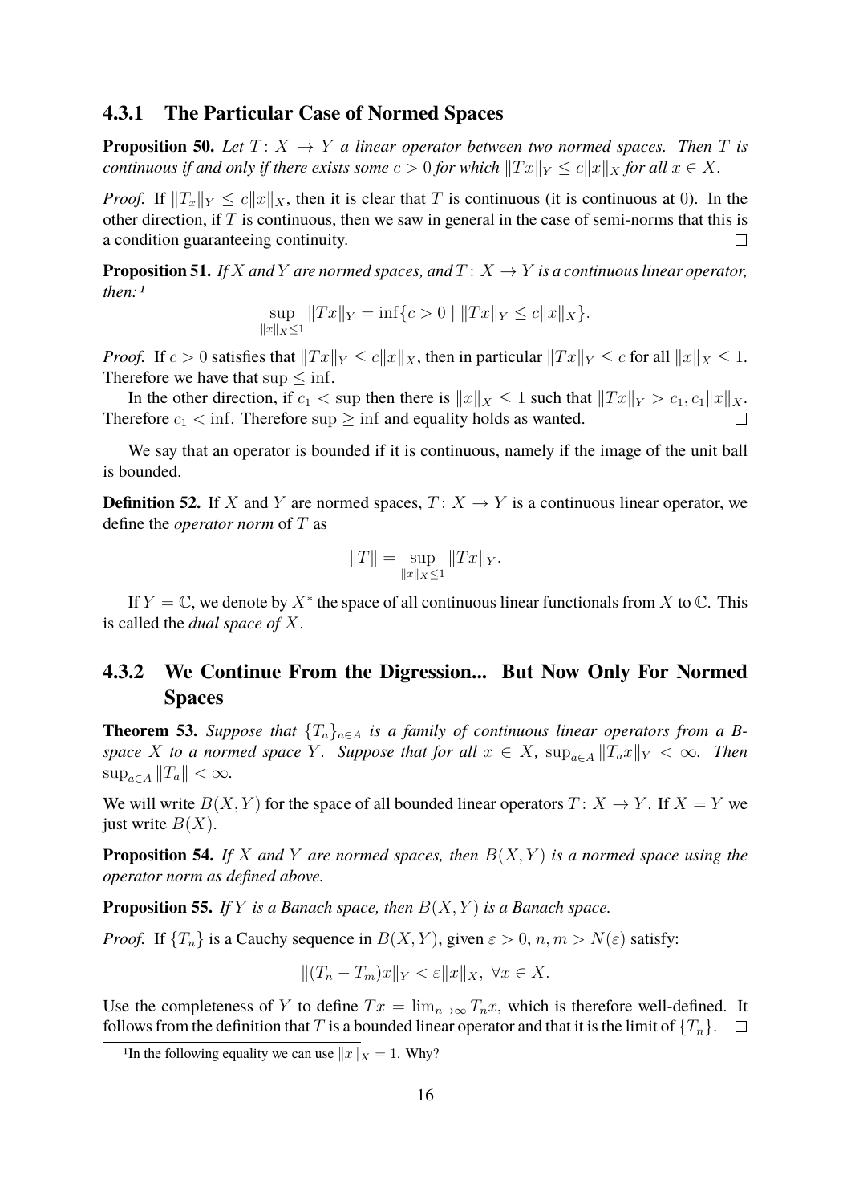### 4.3.1 The Particular Case of Normed Spaces

**Proposition 50.** *Let $T\colon X \to Y$ a linear operator between two normed spaces. Then $T$ is continuous if and only if there exists some $c > 0$ for which $\|Tx\|_Y \le c\|x\|_X$ for all $x \in X$.*

*Proof.* If $\|T_x\|_Y \le c\|x\|_X$, then it is clear that $T$ is continuous (it is continuous at 0). In the other direction, if $T$ is continuous, then we saw in general in the case of semi-norms that this is a condition guaranteeing continuity. □

**Proposition 51.** *If $X$ and $Y$ are normed spaces, and $T\colon X \to Y$ is a continuous linear operator, then:* [1]

$$\sup_{\|x\|_X \le 1} \|Tx\|_Y = \inf\{c > 0 \mid \|Tx\|_Y \le c\|x\|_X\}.$$

*Proof.* If $c > 0$ satisfies that $\|Tx\|_Y \le c\|x\|_X$, then in particular $\|Tx\|_Y \le c$ for all $\|x\|_X \le 1$. Therefore we have that $\sup \le \inf$.

In the other direction, if $c_1 < \sup$ then there is $\|x\|_X \le 1$ such that $\|Tx\|_Y > c_1, c_1\|x\|_X$. Therefore $c_1 < \inf$. Therefore $\sup \ge \inf$ and equality holds as wanted. □

We say that an operator is bounded if it is continuous, namely if the image of the unit ball is bounded.

**Definition 52.** If $X$ and $Y$ are normed spaces, $T\colon X \to Y$ is a continuous linear operator, we define the *operator norm* of $T$ as

$$\|T\| = \sup_{\|x\|_X \le 1} \|Tx\|_Y.$$

If $Y = \mathbb{C}$, we denote by $X^*$ the space of all continuous linear functionals from $X$ to $\mathbb{C}$. This is called the *dual space of $X$*.

### 4.3.2 We Continue From the Digression... But Now Only For Normed Spaces

**Theorem 53.** *Suppose that $\{T_a\}_{a\in A}$ is a family of continuous linear operators from a B-space $X$ to a normed space $Y$. Suppose that for all $x \in X$, $\sup_{a\in A} \|T_a x\|_Y < \infty$. Then $\sup_{a\in A} \|T_a\| < \infty$.*

We will write $B(X, Y)$ for the space of all bounded linear operators $T\colon X \to Y$. If $X = Y$ we just write $B(X)$.

**Proposition 54.** *If $X$ and $Y$ are normed spaces, then $B(X, Y)$ is a normed space using the operator norm as defined above.*

**Proposition 55.** *If $Y$ is a Banach space, then $B(X, Y)$ is a Banach space.*

*Proof.* If $\{T_n\}$ is a Cauchy sequence in $B(X, Y)$, given $\varepsilon > 0$, $n, m > N(\varepsilon)$ satisfy:

$$\|(T_n - T_m)x\|_Y < \varepsilon\|x\|_X, \ \forall x \in X.$$

Use the completeness of $Y$ to define $Tx = \lim_{n\to\infty} T_n x$, which is therefore well-defined. It follows from the definition that $T$ is a bounded linear operator and that it is the limit of $\{T_n\}$. □

[1] In the following equality we can use $\|x\|_X = 1$. Why?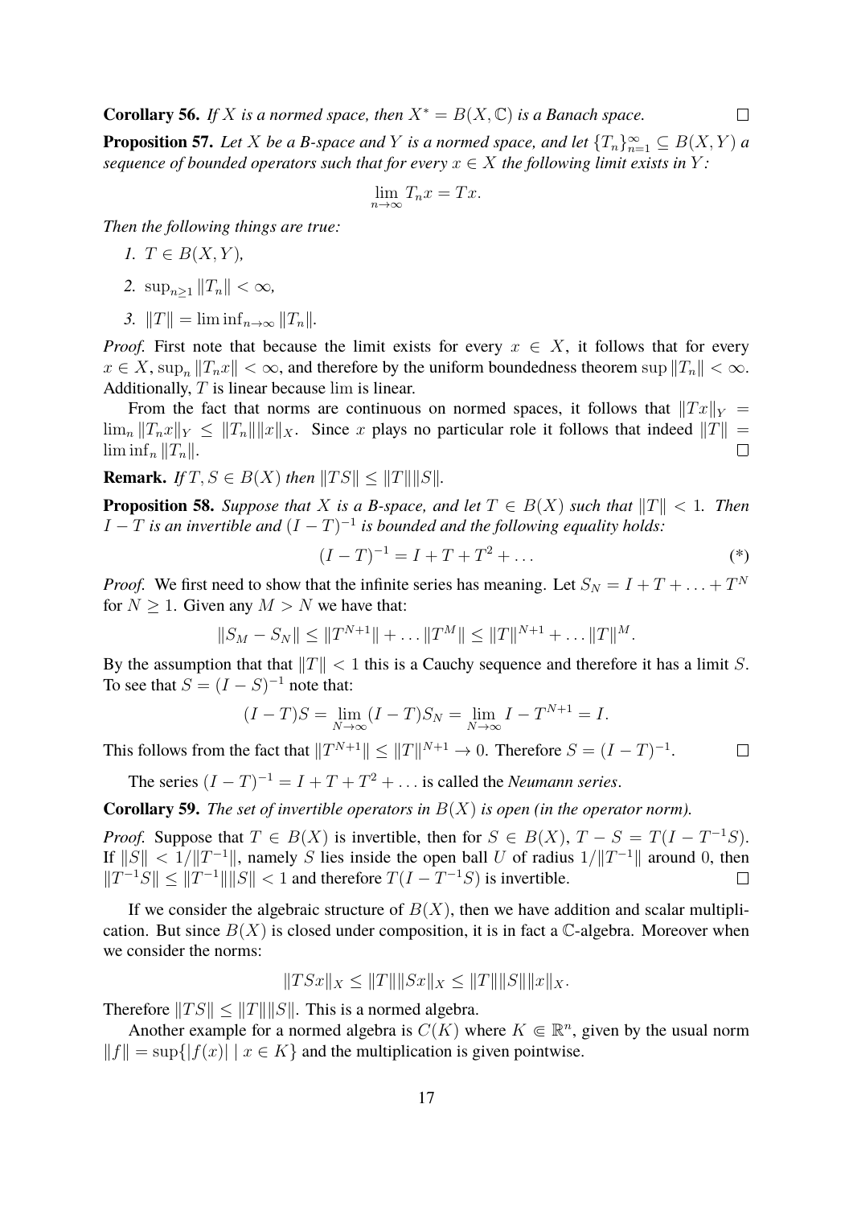**Corollary 56.** *If $X$ is a normed space, then $X^* = B(X, \mathbb{C})$ is a Banach space.* ☐

**Proposition 57.** *Let $X$ be a B-space and $Y$ is a normed space, and let $\{T_n\}_{n=1}^{\infty} \subseteq B(X, Y)$ a sequence of bounded operators such that for every $x \in X$ the following limit exists in $Y$:*

$$\lim_{n\to\infty} T_n x = Tx.$$

*Then the following things are true:*

1. *$T \in B(X, Y)$,*
2. *$\sup_{n\geq 1} \|T_n\| < \infty$,*
3. *$\|T\| = \liminf_{n\to\infty} \|T_n\|$.*

*Proof.* First note that because the limit exists for every $x \in X$, it follows that for every $x \in X$, $\sup_n \|T_n x\| < \infty$, and therefore by the uniform boundedness theorem $\sup \|T_n\| < \infty$. Additionally, $T$ is linear because $\lim$ is linear.

From the fact that norms are continuous on normed spaces, it follows that $\|Tx\|_Y = \lim_n \|T_n x\|_Y \leq \|T_n\| \|x\|_X$. Since $x$ plays no particular role it follows that indeed $\|T\| = \liminf_n \|T_n\|$. ☐

**Remark.** *If $T, S \in B(X)$ then $\|TS\| \leq \|T\| \|S\|$.*

**Proposition 58.** *Suppose that $X$ is a B-space, and let $T \in B(X)$ such that $\|T\| < 1$. Then $I - T$ is an invertible and $(I - T)^{-1}$ is bounded and the following equality holds:*

$$(I - T)^{-1} = I + T + T^2 + \dots \tag{*}$$

*Proof.* We first need to show that the infinite series has meaning. Let $S_N = I + T + \dots + T^N$ for $N \geq 1$. Given any $M > N$ we have that:

$$\|S_M - S_N\| \leq \|T^{N+1}\| + \dots \|T^M\| \leq \|T\|^{N+1} + \dots \|T\|^M.$$

By the assumption that that $\|T\| < 1$ this is a Cauchy sequence and therefore it has a limit $S$. To see that $S = (I - S)^{-1}$ note that:

$$(I - T)S = \lim_{N\to\infty} (I - T)S_N = \lim_{N\to\infty} I - T^{N+1} = I.$$

This follows from the fact that $\|T^{N+1}\| \leq \|T\|^{N+1} \to 0$. Therefore $S = (I - T)^{-1}$. ☐

The series $(I - T)^{-1} = I + T + T^2 + \dots$ is called the *Neumann series*.

**Corollary 59.** *The set of invertible operators in $B(X)$ is open (in the operator norm).*

*Proof.* Suppose that $T \in B(X)$ is invertible, then for $S \in B(X)$, $T - S = T(I - T^{-1}S)$. If $\|S\| < 1/\|T^{-1}\|$, namely $S$ lies inside the open ball $U$ of radius $1/\|T^{-1}\|$ around $0$, then $\|T^{-1}S\| \leq \|T^{-1}\| \|S\| < 1$ and therefore $T(I - T^{-1}S)$ is invertible. ☐

If we consider the algebraic structure of $B(X)$, then we have addition and scalar multiplication. But since $B(X)$ is closed under composition, it is in fact a $\mathbb{C}$-algebra. Moreover when we consider the norms:

$$\|TSx\|_X \leq \|T\| \|Sx\|_X \leq \|T\| \|S\| \|x\|_X.$$

Therefore $\|TS\| \leq \|T\| \|S\|$. This is a normed algebra.

Another example for a normed algebra is $C(K)$ where $K \Subset \mathbb{R}^n$, given by the usual norm $\|f\| = \sup\{|f(x)| \mid x \in K\}$ and the multiplication is given pointwise.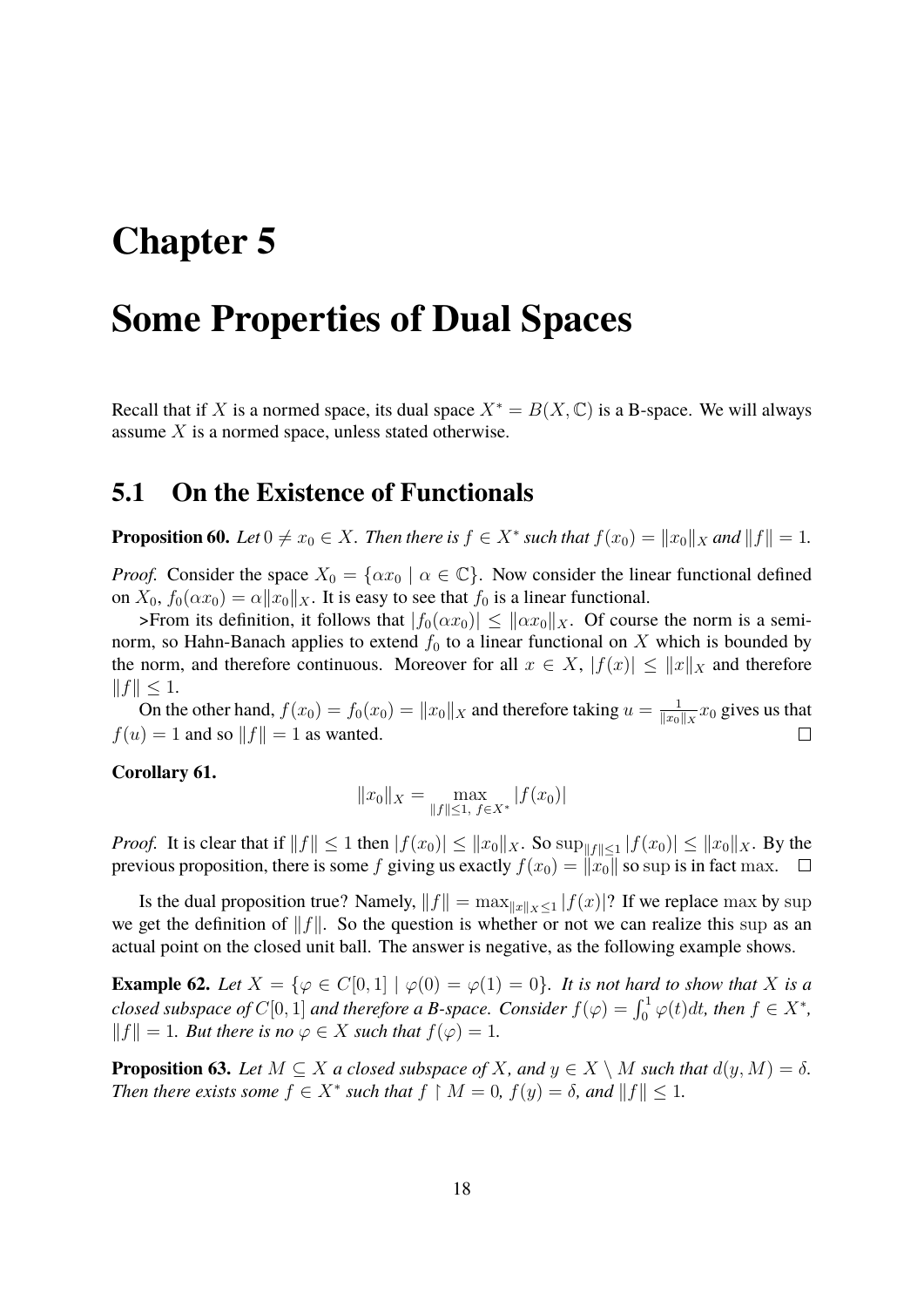# Chapter 5

# Some Properties of Dual Spaces

Recall that if $X$ is a normed space, its dual space $X^* = B(X, \mathbb{C})$ is a B-space. We will always assume $X$ is a normed space, unless stated otherwise.

## 5.1 On the Existence of Functionals

**Proposition 60.** *Let $0 \neq x_0 \in X$. Then there is $f \in X^*$ such that $f(x_0) = \|x_0\|_X$ and $\|f\| = 1$.*

*Proof.* Consider the space $X_0 = \{\alpha x_0 \mid \alpha \in \mathbb{C}\}$. Now consider the linear functional defined on $X_0$, $f_0(\alpha x_0) = \alpha \|x_0\|_X$. It is easy to see that $f_0$ is a linear functional.

>From its definition, it follows that $|f_0(\alpha x_0)| \leq \|\alpha x_0\|_X$. Of course the norm is a seminorm, so Hahn-Banach applies to extend $f_0$ to a linear functional on $X$ which is bounded by the norm, and therefore continuous. Moreover for all $x \in X$, $|f(x)| \leq \|x\|_X$ and therefore $\|f\| \leq 1$.

On the other hand, $f(x_0) = f_0(x_0) = \|x_0\|_X$ and therefore taking $u = \frac{1}{\|x_0\|_X} x_0$ gives us that $f(u) = 1$ and so $\|f\| = 1$ as wanted. □

**Corollary 61.**

$$\|x_0\|_X = \max_{\|f\| \leq 1,\ f \in X^*} |f(x_0)|$$

*Proof.* It is clear that if $\|f\| \leq 1$ then $|f(x_0)| \leq \|x_0\|_X$. So $\sup_{\|f\| \leq 1} |f(x_0)| \leq \|x_0\|_X$. By the previous proposition, there is some $f$ giving us exactly $f(x_0) = \|x_0\|$ so $\sup$ is in fact $\max$. □

Is the dual proposition true? Namely, $\|f\| = \max_{\|x\|_X \leq 1} |f(x)|$? If we replace $\max$ by $\sup$ we get the definition of $\|f\|$. So the question is whether or not we can realize this $\sup$ as an actual point on the closed unit ball. The answer is negative, as the following example shows.

**Example 62.** *Let $X = \{\varphi \in C[0,1] \mid \varphi(0) = \varphi(1) = 0\}$. It is not hard to show that $X$ is a closed subspace of $C[0,1]$ and therefore a B-space. Consider $f(\varphi) = \int_0^1 \varphi(t)dt$, then $f \in X^*$, $\|f\| = 1$. But there is no $\varphi \in X$ such that $f(\varphi) = 1$.*

**Proposition 63.** *Let $M \subseteq X$ a closed subspace of $X$, and $y \in X \setminus M$ such that $d(y, M) = \delta$. Then there exists some $f \in X^*$ such that $f \upharpoonright M = 0$, $f(y) = \delta$, and $\|f\| \leq 1$.*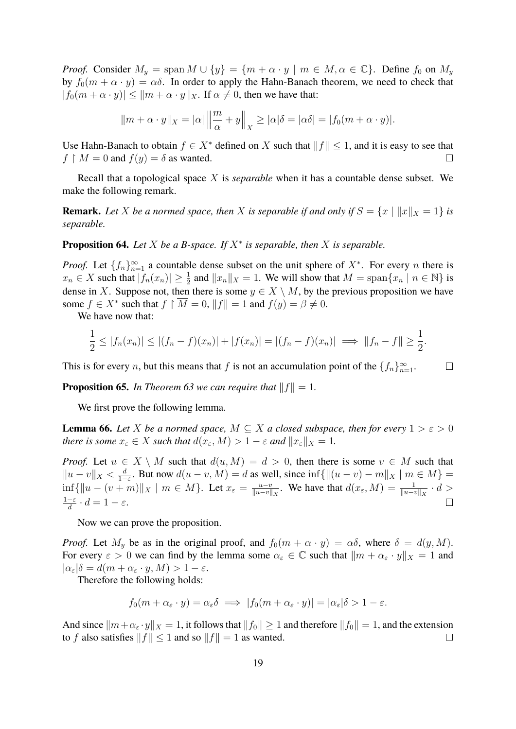*Proof.* Consider $M_y = \operatorname{span} M \cup \{y\} = \{m + \alpha \cdot y \mid m \in M, \alpha \in \mathbb{C}\}$. Define $f_0$ on $M_y$ by $f_0(m + \alpha \cdot y) = \alpha\delta$. In order to apply the Hahn-Banach theorem, we need to check that $|f_0(m + \alpha \cdot y)| \leq \|m + \alpha \cdot y\|_X$. If $\alpha \neq 0$, then we have that:

$$\|m + \alpha \cdot y\|_X = |\alpha| \left\| \frac{m}{\alpha} + y \right\|_X \geq |\alpha|\delta = |\alpha\delta| = |f_0(m + \alpha \cdot y)|.$$

Use Hahn-Banach to obtain $f \in X^*$ defined on $X$ such that $\|f\| \leq 1$, and it is easy to see that $f \upharpoonright M = 0$ and $f(y) = \delta$ as wanted. □

Recall that a topological space $X$ is *separable* when it has a countable dense subset. We make the following remark.

**Remark.** *Let $X$ be a normed space, then $X$ is separable if and only if $S = \{x \mid \|x\|_X = 1\}$ is separable.*

**Proposition 64.** *Let $X$ be a B-space. If $X^*$ is separable, then $X$ is separable.*

*Proof.* Let $\{f_n\}_{n=1}^\infty$ a countable dense subset on the unit sphere of $X^*$. For every $n$ there is $x_n \in X$ such that $|f_n(x_n)| \geq \frac{1}{2}$ and $\|x_n\|_X = 1$. We will show that $M = \operatorname{span}\{x_n \mid n \in \mathbb{N}\}$ is dense in $X$. Suppose not, then there is some $y \in X \setminus \overline{M}$, by the previous proposition we have some $f \in X^*$ such that $f \upharpoonright \overline{M} = 0$, $\|f\| = 1$ and $f(y) = \beta \neq 0$.

We have now that:

$$\frac{1}{2} \leq |f_n(x_n)| \leq |(f_n - f)(x_n)| + |f(x_n)| = |(f_n - f)(x_n)| \implies \|f_n - f\| \geq \frac{1}{2}.$$

This is for every $n$, but this means that $f$ is not an accumulation point of the $\{f_n\}_{n=1}^\infty$. □

**Proposition 65.** *In Theorem 63 we can require that $\|f\| = 1$.*

We first prove the following lemma.

**Lemma 66.** *Let $X$ be a normed space, $M \subseteq X$ a closed subspace, then for every $1 > \varepsilon > 0$ there is some $x_\varepsilon \in X$ such that $d(x_\varepsilon, M) > 1 - \varepsilon$ and $\|x_\varepsilon\|_X = 1$.*

*Proof.* Let $u \in X \setminus M$ such that $d(u, M) = d > 0$, then there is some $v \in M$ such that $\|u - v\|_X < \frac{d}{1-\varepsilon}$. But now $d(u - v, M) = d$ as well, since $\inf\{\|(u - v) - m\|_X \mid m \in M\} = \inf\{\|u - (v + m)\|_X \mid m \in M\}$. Let $x_\varepsilon = \frac{u-v}{\|u-v\|_X}$. We have that $d(x_\varepsilon, M) = \frac{1}{\|u-v\|_X} \cdot d > \frac{1-\varepsilon}{d} \cdot d = 1 - \varepsilon$. □

Now we can prove the proposition.

*Proof.* Let $M_y$ be as in the original proof, and $f_0(m + \alpha \cdot y) = \alpha\delta$, where $\delta = d(y, M)$. For every $\varepsilon > 0$ we can find by the lemma some $\alpha_\varepsilon \in \mathbb{C}$ such that $\|m + \alpha_\varepsilon \cdot y\|_X = 1$ and $|\alpha_\varepsilon|\delta = d(m + \alpha_\varepsilon \cdot y, M) > 1 - \varepsilon$.

Therefore the following holds:

$$f_0(m + \alpha_\varepsilon \cdot y) = \alpha_\varepsilon \delta \implies |f_0(m + \alpha_\varepsilon \cdot y)| = |\alpha_\varepsilon|\delta > 1 - \varepsilon.$$

And since $\|m + \alpha_\varepsilon \cdot y\|_X = 1$, it follows that $\|f_0\| \geq 1$ and therefore $\|f_0\| = 1$, and the extension to $f$ also satisfies $\|f\| \leq 1$ and so $\|f\| = 1$ as wanted. □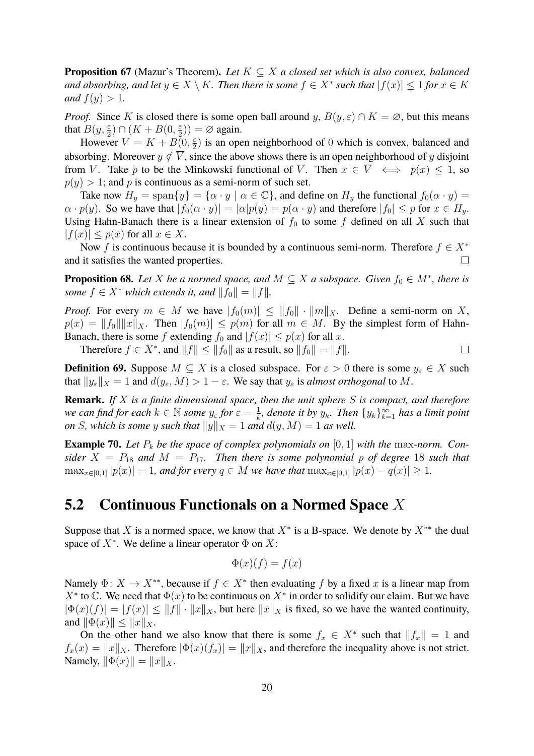**Proposition 67** (Mazur's Theorem)**.** *Let $K \subseteq X$ a closed set which is also convex, balanced and absorbing, and let $y \in X \setminus K$. Then there is some $f \in X^*$ such that $|f(x)| \leq 1$ for $x \in K$ and $f(y) > 1$.*

*Proof.* Since $K$ is closed there is some open ball around $y$, $B(y, \varepsilon) \cap K = \varnothing$, but this means that $B(y, \frac{\varepsilon}{2}) \cap (K + B(0, \frac{\varepsilon}{2})) = \varnothing$ again.

However $V = K + B(0, \frac{\varepsilon}{2})$ is an open neighborhood of 0 which is convex, balanced and absorbing. Moreover $y \notin \overline{V}$, since the above shows there is an open neighborhood of $y$ disjoint from $V$. Take $p$ to be the Minkowski functional of $\overline{V}$. Then $x \in \overline{V} \iff p(x) \leq 1$, so $p(y) > 1$; and $p$ is continuous as a semi-norm of such set.

Take now $H_y = \operatorname{span}\{y\} = \{\alpha \cdot y \mid \alpha \in \mathbb{C}\}$, and define on $H_y$ the functional $f_0(\alpha \cdot y) = \alpha \cdot p(y)$. So we have that $|f_0(\alpha \cdot y)| = |\alpha| p(y) = p(\alpha \cdot y)$ and therefore $|f_0| \leq p$ for $x \in H_y$. Using Hahn-Banach there is a linear extension of $f_0$ to some $f$ defined on all $X$ such that $|f(x)| \leq p(x)$ for all $x \in X$.

Now $f$ is continuous because it is bounded by a continuous semi-norm. Therefore $f \in X^*$ and it satisfies the wanted properties. $\square$

**Proposition 68.** *Let $X$ be a normed space, and $M \subseteq X$ a subspace. Given $f_0 \in M^*$, there is some $f \in X^*$ which extends it, and $\|f_0\| = \|f\|$.*

*Proof.* For every $m \in M$ we have $|f_0(m)| \leq \|f_0\| \cdot \|m\|_X$. Define a semi-norm on $X$, $p(x) = \|f_0\| \|x\|_X$. Then $|f_0(m)| \leq p(m)$ for all $m \in M$. By the simplest form of Hahn-Banach, there is some $f$ extending $f_0$ and $|f(x)| \leq p(x)$ for all $x$.

Therefore $f \in X^*$, and $\|f\| \leq \|f_0\|$ as a result, so $\|f_0\| = \|f\|$. $\square$

**Definition 69.** Suppose $M \subseteq X$ is a closed subspace. For $\varepsilon > 0$ there is some $y_\varepsilon \in X$ such that $\|y_\varepsilon\|_X = 1$ and $d(y_\varepsilon, M) > 1 - \varepsilon$. We say that $y_\varepsilon$ is *almost orthogonal* to $M$.

**Remark.** *If $X$ is a finite dimensional space, then the unit sphere $S$ is compact, and therefore we can find for each $k \in \mathbb{N}$ some $y_\varepsilon$ for $\varepsilon = \frac{1}{k}$, denote it by $y_k$. Then $\{y_k\}_{k=1}^{\infty}$ has a limit point on $S$, which is some $y$ such that $\|y\|_X = 1$ and $d(y, M) = 1$ as well.*

**Example 70.** *Let $P_k$ be the space of complex polynomials on $[0, 1]$ with the $\max$-norm. Consider $X = P_{18}$ and $M = P_{17}$. Then there is some polynomial $p$ of degree 18 such that $\max_{x \in [0,1]} |p(x)| = 1$, and for every $q \in M$ we have that $\max_{x \in [0,1]} |p(x) - q(x)| \geq 1$.*

## 5.2 Continuous Functionals on a Normed Space $X$

Suppose that $X$ is a normed space, we know that $X^*$ is a B-space. We denote by $X^{**}$ the dual space of $X^*$. We define a linear operator $\Phi$ on $X$:

$$\Phi(x)(f) = f(x)$$

Namely $\Phi \colon X \to X^{**}$, because if $f \in X^*$ then evaluating $f$ by a fixed $x$ is a linear map from $X^*$ to $\mathbb{C}$. We need that $\Phi(x)$ to be continuous on $X^*$ in order to solidify our claim. But we have $|\Phi(x)(f)| = |f(x)| \leq \|f\| \cdot \|x\|_X$, but here $\|x\|_X$ is fixed, so we have the wanted continuity, and $\|\Phi(x)\| \leq \|x\|_X$.

On the other hand we also know that there is some $f_x \in X^*$ such that $\|f_x\| = 1$ and $f_x(x) = \|x\|_X$. Therefore $|\Phi(x)(f_x)| = \|x\|_X$, and therefore the inequality above is not strict. Namely, $\|\Phi(x)\| = \|x\|_X$.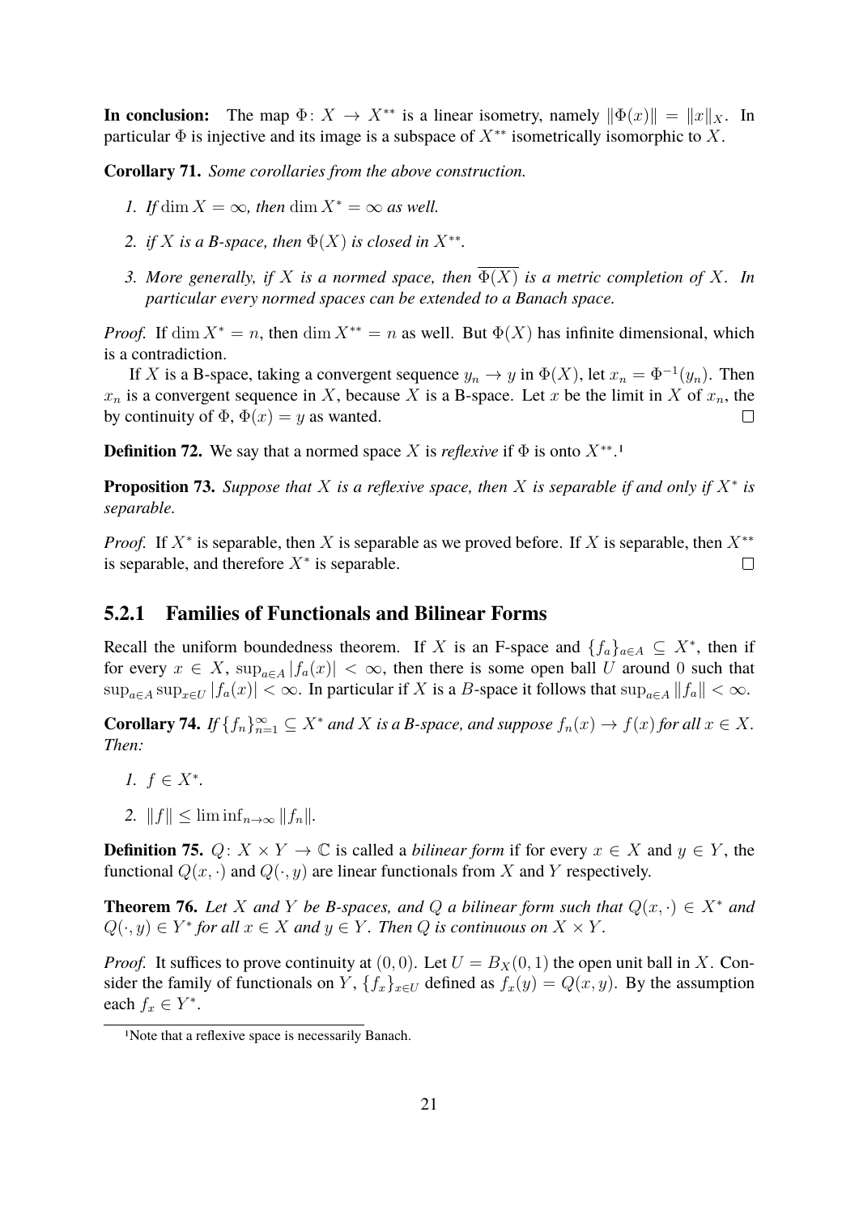**In conclusion:** The map $\Phi\colon X \to X^{**}$ is a linear isometry, namely $\|\Phi(x)\| = \|x\|_X$. In particular $\Phi$ is injective and its image is a subspace of $X^{**}$ isometrically isomorphic to $X$.

**Corollary 71.** *Some corollaries from the above construction.*

1. *If* $\dim X = \infty$*, then* $\dim X^* = \infty$ *as well.*
2. *if* $X$ *is a B-space, then* $\Phi(X)$ *is closed in* $X^{**}$*.*
3. *More generally, if* $X$ *is a normed space, then* $\overline{\Phi(X)}$ *is a metric completion of* $X$*. In particular every normed spaces can be extended to a Banach space.*

*Proof.* If $\dim X^* = n$, then $\dim X^{**} = n$ as well. But $\Phi(X)$ has infinite dimensional, which is a contradiction.

If $X$ is a B-space, taking a convergent sequence $y_n \to y$ in $\Phi(X)$, let $x_n = \Phi^{-1}(y_n)$. Then $x_n$ is a convergent sequence in $X$, because $X$ is a B-space. Let $x$ be the limit in $X$ of $x_n$, the by continuity of $\Phi$, $\Phi(x) = y$ as wanted. □

**Definition 72.** We say that a normed space $X$ is *reflexive* if $\Phi$ is onto $X^{**}$.[1]

**Proposition 73.** *Suppose that* $X$ *is a reflexive space, then* $X$ *is separable if and only if* $X^*$ *is separable.*

*Proof.* If $X^*$ is separable, then $X$ is separable as we proved before. If $X$ is separable, then $X^{**}$ is separable, and therefore $X^*$ is separable. □

### 5.2.1 Families of Functionals and Bilinear Forms

Recall the uniform boundedness theorem. If $X$ is an F-space and $\{f_a\}_{a\in A} \subseteq X^*$, then if for every $x \in X$, $\sup_{a\in A} |f_a(x)| < \infty$, then there is some open ball $U$ around 0 such that $\sup_{a\in A} \sup_{x\in U} |f_a(x)| < \infty$. In particular if $X$ is a $B$-space it follows that $\sup_{a\in A} \|f_a\| < \infty$.

**Corollary 74.** *If* $\{f_n\}_{n=1}^{\infty} \subseteq X^*$ *and* $X$ *is a B-space, and suppose* $f_n(x) \to f(x)$ *for all* $x \in X$*. Then:*

1. $f \in X^*$.
2. $\|f\| \leq \liminf_{n\to\infty} \|f_n\|$.

**Definition 75.** $Q\colon X \times Y \to \mathbb{C}$ is called a *bilinear form* if for every $x \in X$ and $y \in Y$, the functional $Q(x, \cdot)$ and $Q(\cdot, y)$ are linear functionals from $X$ and $Y$ respectively.

**Theorem 76.** *Let* $X$ *and* $Y$ *be B-spaces, and* $Q$ *a bilinear form such that* $Q(x, \cdot) \in X^*$ *and* $Q(\cdot, y) \in Y^*$ *for all* $x \in X$ *and* $y \in Y$*. Then* $Q$ *is continuous on* $X \times Y$*.*

*Proof.* It suffices to prove continuity at $(0, 0)$. Let $U = B_X(0, 1)$ the open unit ball in $X$. Consider the family of functionals on $Y$, $\{f_x\}_{x\in U}$ defined as $f_x(y) = Q(x, y)$. By the assumption each $f_x \in Y^*$.

[1] Note that a reflexive space is necessarily Banach.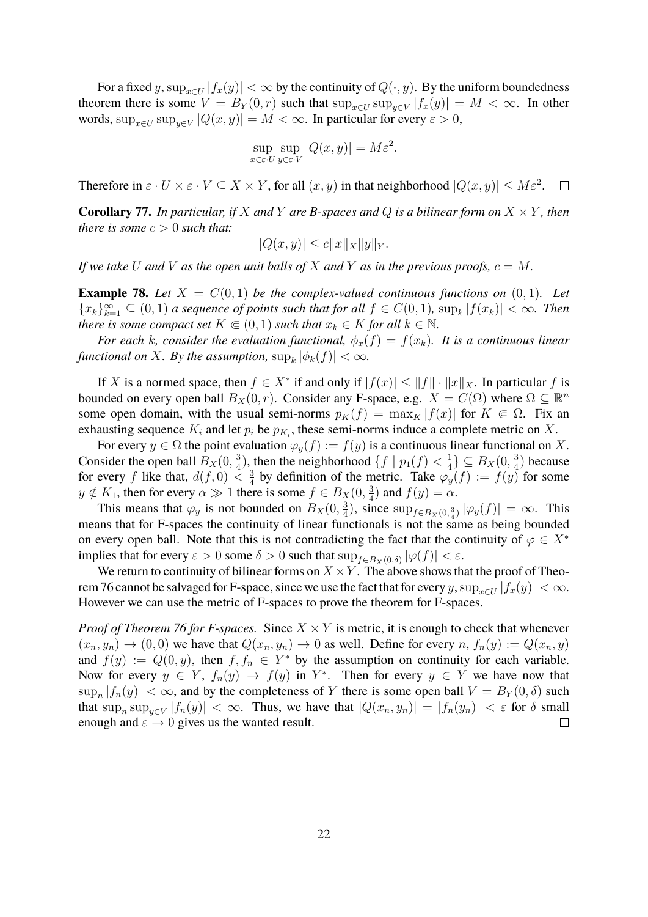For a fixed $y$, $\sup_{x\in U}|f_x(y)| < \infty$ by the continuity of $Q(\cdot, y)$. By the uniform boundedness theorem there is some $V = B_Y(0,r)$ such that $\sup_{x\in U}\sup_{y\in V}|f_x(y)| = M < \infty$. In other words, $\sup_{x\in U}\sup_{y\in V}|Q(x,y)| = M < \infty$. In particular for every $\varepsilon > 0$,

$$\sup_{x\in\varepsilon\cdot U}\sup_{y\in\varepsilon\cdot V}|Q(x,y)| = M\varepsilon^2.$$

Therefore in $\varepsilon\cdot U\times\varepsilon\cdot V\subseteq X\times Y$, for all $(x,y)$ in that neighborhood $|Q(x,y)|\leq M\varepsilon^2$. $\square$

**Corollary 77.** *In particular, if $X$ and $Y$ are B-spaces and $Q$ is a bilinear form on $X\times Y$, then there is some $c > 0$ such that:*

$$|Q(x,y)| \leq c\|x\|_X\|y\|_Y.$$

*If we take $U$ and $V$ as the open unit balls of $X$ and $Y$ as in the previous proofs, $c = M$.*

**Example 78.** *Let $X = C(0,1)$ be the complex-valued continuous functions on $(0,1)$. Let $\{x_k\}_{k=1}^\infty \subseteq (0,1)$ a sequence of points such that for all $f\in C(0,1)$, $\sup_k|f(x_k)| < \infty$. Then there is some compact set $K \Subset (0,1)$ such that $x_k\in K$ for all $k\in\mathbb{N}$.*

*For each $k$, consider the evaluation functional, $\phi_x(f) = f(x_k)$. It is a continuous linear functional on $X$. By the assumption, $\sup_k|\phi_k(f)| < \infty$.*

If $X$ is a normed space, then $f\in X^*$ if and only if $|f(x)|\leq\|f\|\cdot\|x\|_X$. In particular $f$ is bounded on every open ball $B_X(0,r)$. Consider any F-space, e.g. $X = C(\Omega)$ where $\Omega\subseteq\mathbb{R}^n$ some open domain, with the usual semi-norms $p_K(f) = \max_K|f(x)|$ for $K\Subset\Omega$. Fix an exhausting sequence $K_i$ and let $p_i$ be $p_{K_i}$, these semi-norms induce a complete metric on $X$.

For every $y\in\Omega$ the point evaluation $\varphi_y(f) := f(y)$ is a continuous linear functional on $X$. Consider the open ball $B_X(0,\frac{3}{4})$, then the neighborhood $\{f \mid p_1(f) < \frac{1}{4}\}\subseteq B_X(0,\frac{3}{4})$ because for every $f$ like that, $d(f,0) < \frac{3}{4}$ by definition of the metric. Take $\varphi_y(f) := f(y)$ for some $y\notin K_1$, then for every $\alpha\gg 1$ there is some $f\in B_X(0,\frac{3}{4})$ and $f(y) = \alpha$.

This means that $\varphi_y$ is not bounded on $B_X(0,\frac{3}{4})$, since $\sup_{f\in B_X(0,\frac{3}{4})}|\varphi_y(f)| = \infty$. This means that for F-spaces the continuity of linear functionals is not the same as being bounded on every open ball. Note that this is not contradicting the fact that the continuity of $\varphi\in X^*$ implies that for every $\varepsilon > 0$ some $\delta > 0$ such that $\sup_{f\in B_X(0,\delta)}|\varphi(f)| < \varepsilon$.

We return to continuity of bilinear forms on $X\times Y$. The above shows that the proof of Theorem 76 cannot be salvaged for F-space, since we use the fact that for every $y$, $\sup_{x\in U}|f_x(y)| < \infty$. However we can use the metric of F-spaces to prove the theorem for F-spaces.

*Proof of Theorem 76 for F-spaces.* Since $X\times Y$ is metric, it is enough to check that whenever $(x_n,y_n)\to(0,0)$ we have that $Q(x_n,y_n)\to 0$ as well. Define for every $n$, $f_n(y) := Q(x_n,y)$ and $f(y) := Q(0,y)$, then $f, f_n\in Y^*$ by the assumption on continuity for each variable. Now for every $y\in Y$, $f_n(y)\to f(y)$ in $Y^*$. Then for every $y\in Y$ we have now that $\sup_n|f_n(y)| < \infty$, and by the completeness of $Y$ there is some open ball $V = B_Y(0,\delta)$ such that $\sup_n\sup_{y\in V}|f_n(y)| < \infty$. Thus, we have that $|Q(x_n,y_n)| = |f_n(y_n)| < \varepsilon$ for $\delta$ small enough and $\varepsilon\to 0$ gives us the wanted result. $\square$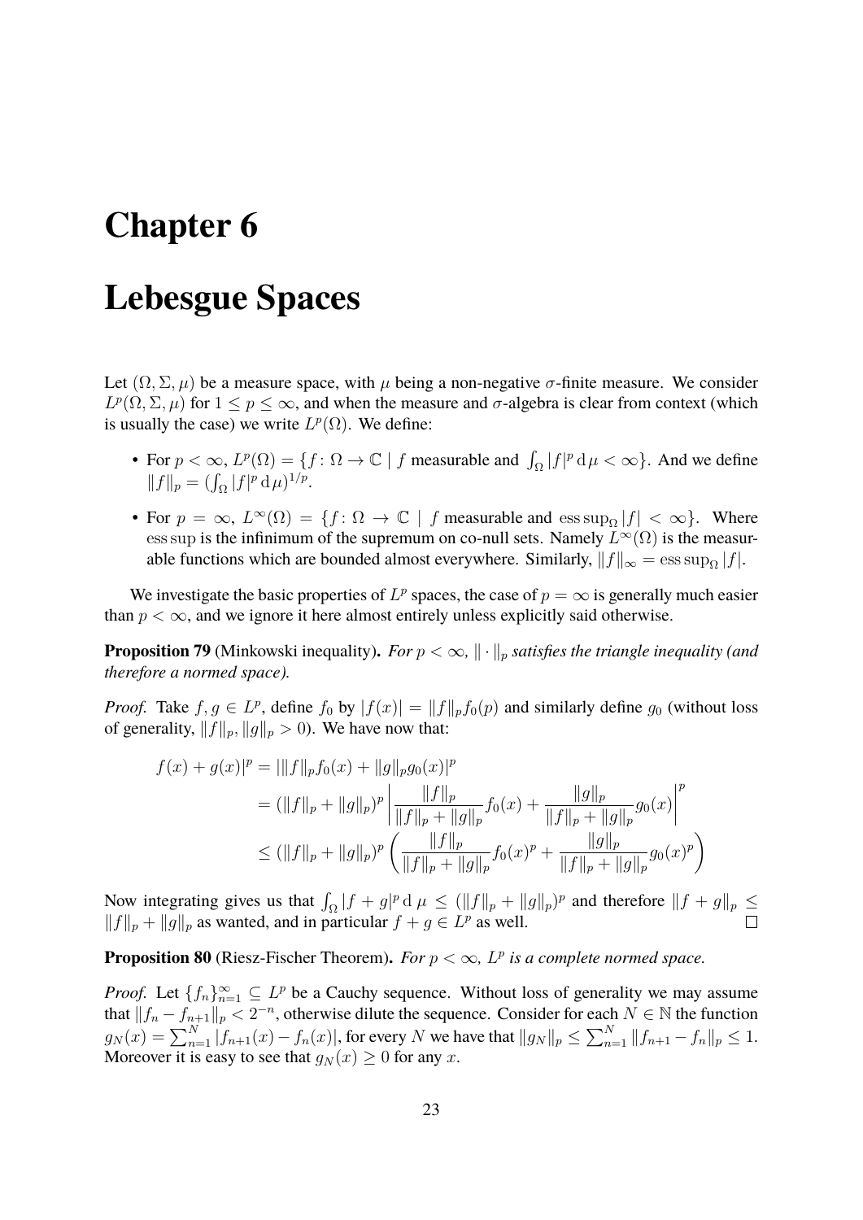# Chapter 6

# Lebesgue Spaces

Let $(\Omega, \Sigma, \mu)$ be a measure space, with $\mu$ being a non-negative $\sigma$-finite measure. We consider $L^p(\Omega, \Sigma, \mu)$ for $1 \leq p \leq \infty$, and when the measure and $\sigma$-algebra is clear from context (which is usually the case) we write $L^p(\Omega)$. We define:

- For $p < \infty$, $L^p(\Omega) = \{f \colon \Omega \to \mathbb{C} \mid f \text{ measurable and } \int_\Omega |f|^p \,\mathrm{d}\,\mu < \infty\}$. And we define $\|f\|_p = (\int_\Omega |f|^p \,\mathrm{d}\,\mu)^{1/p}$.
- For $p = \infty$, $L^\infty(\Omega) = \{f \colon \Omega \to \mathbb{C} \mid f \text{ measurable and } \operatorname{ess\,sup}_\Omega |f| < \infty\}$. Where $\operatorname{ess\,sup}$ is the infinimum of the supremum on co-null sets. Namely $L^\infty(\Omega)$ is the measurable functions which are bounded almost everywhere. Similarly, $\|f\|_\infty = \operatorname{ess\,sup}_\Omega |f|$.

We investigate the basic properties of $L^p$ spaces, the case of $p = \infty$ is generally much easier than $p < \infty$, and we ignore it here almost entirely unless explicitly said otherwise.

**Proposition 79** (Minkowski inequality)**.** *For $p < \infty$, $\|\cdot\|_p$ satisfies the triangle inequality (and therefore a normed space).*

*Proof.* Take $f, g \in L^p$, define $f_0$ by $|f(x)| = \|f\|_p f_0(p)$ and similarly define $g_0$ (without loss of generality, $\|f\|_p, \|g\|_p > 0$). We have now that:

$$\begin{aligned}
f(x) + g(x)|^p &= |\|f\|_p f_0(x) + \|g\|_p g_0(x)|^p \\
&= (\|f\|_p + \|g\|_p)^p \left| \frac{\|f\|_p}{\|f\|_p + \|g\|_p} f_0(x) + \frac{\|g\|_p}{\|f\|_p + \|g\|_p} g_0(x) \right|^p \\
&\leq (\|f\|_p + \|g\|_p)^p \left( \frac{\|f\|_p}{\|f\|_p + \|g\|_p} f_0(x)^p + \frac{\|g\|_p}{\|f\|_p + \|g\|_p} g_0(x)^p \right)
\end{aligned}$$

Now integrating gives us that $\int_\Omega |f + g|^p \,\mathrm{d}\,\mu \leq (\|f\|_p + \|g\|_p)^p$ and therefore $\|f + g\|_p \leq \|f\|_p + \|g\|_p$ as wanted, and in particular $f + g \in L^p$ as well. □

**Proposition 80** (Riesz-Fischer Theorem)**.** *For $p < \infty$, $L^p$ is a complete normed space.*

*Proof.* Let $\{f_n\}_{n=1}^\infty \subseteq L^p$ be a Cauchy sequence. Without loss of generality we may assume that $\|f_n - f_{n+1}\|_p < 2^{-n}$, otherwise dilute the sequence. Consider for each $N \in \mathbb{N}$ the function $g_N(x) = \sum_{n=1}^N |f_{n+1}(x) - f_n(x)|$, for every $N$ we have that $\|g_N\|_p \leq \sum_{n=1}^N \|f_{n+1} - f_n\|_p \leq 1$. Moreover it is easy to see that $g_N(x) \geq 0$ for any $x$.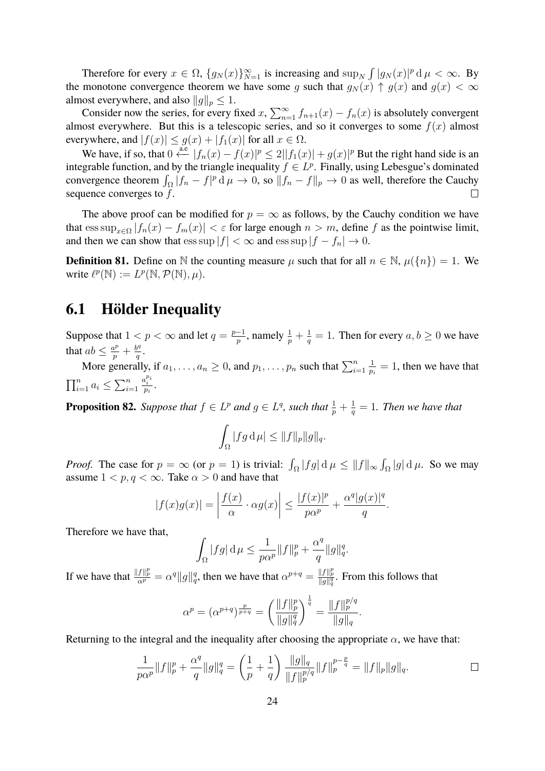Therefore for every $x \in \Omega$, $\{g_N(x)\}_{N=1}^{\infty}$ is increasing and $\sup_N \int |g_N(x)|^p \,\mathrm{d}\,\mu < \infty$. By the monotone convergence theorem we have some $g$ such that $g_N(x) \uparrow g(x)$ and $g(x) < \infty$ almost everywhere, and also $\|g\|_p \leq 1$.

Consider now the series, for every fixed $x$, $\sum_{n=1}^{\infty} f_{n+1}(x) - f_n(x)$ is absolutely convergent almost everywhere. But this is a telescopic series, and so it converges to some $f(x)$ almost everywhere, and $|f(x)| \leq g(x) + |f_1(x)|$ for all $x \in \Omega$.

We have, if so, that $0 \xleftarrow{\text{a.e}} |f_n(x) - f(x)|^p \leq 2||f_1(x)| + g(x)|^p$ But the right hand side is an integrable function, and by the triangle inequality $f \in L^p$. Finally, using Lebesgue's dominated convergence theorem $\int_\Omega |f_n - f|^p \,\mathrm{d}\,\mu \to 0$, so $\|f_n - f\|_p \to 0$ as well, therefore the Cauchy sequence converges to $f$. □

The above proof can be modified for $p = \infty$ as follows, by the Cauchy condition we have that $\operatorname{ess\,sup}_{x \in \Omega} |f_n(x) - f_m(x)| < \varepsilon$ for large enough $n > m$, define $f$ as the pointwise limit, and then we can show that $\operatorname{ess\,sup} |f| < \infty$ and $\operatorname{ess\,sup} |f - f_n| \to 0$.

**Definition 81.** Define on $\mathbb{N}$ the counting measure $\mu$ such that for all $n \in \mathbb{N}$, $\mu(\{n\}) = 1$. We write $\ell^p(\mathbb{N}) := L^p(\mathbb{N}, \mathcal{P}(\mathbb{N}), \mu)$.

## 6.1 Hölder Inequality

Suppose that $1 < p < \infty$ and let $q = \frac{p-1}{p}$, namely $\frac{1}{p} + \frac{1}{q} = 1$. Then for every $a, b \geq 0$ we have that $ab \leq \frac{a^p}{p} + \frac{b^q}{q}$.

More generally, if $a_1, \ldots, a_n \geq 0$, and $p_1, \ldots, p_n$ such that $\sum_{i=1}^n \frac{1}{p_i} = 1$, then we have that $\prod_{i=1}^n a_i \leq \sum_{i=1}^n \frac{a_i^{p_i}}{p_i}$.

**Proposition 82.** *Suppose that $f \in L^p$ and $g \in L^q$, such that $\frac{1}{p} + \frac{1}{q} = 1$. Then we have that*

$$\int_\Omega |fg \,\mathrm{d}\,\mu| \leq \|f\|_p \|g\|_q.$$

*Proof.* The case for $p = \infty$ (or $p = 1$) is trivial: $\int_\Omega |fg| \,\mathrm{d}\,\mu \leq \|f\|_\infty \int_\Omega |g| \,\mathrm{d}\,\mu$. So we may assume $1 < p, q < \infty$. Take $\alpha > 0$ and have that

$$|f(x)g(x)| = \left| \frac{f(x)}{\alpha} \cdot \alpha g(x) \right| \leq \frac{|f(x)|^p}{p\alpha^p} + \frac{\alpha^q |g(x)|^q}{q}.$$

Therefore we have that,

$$\int_\Omega |fg| \,\mathrm{d}\,\mu \leq \frac{1}{p\alpha^p} \|f\|_p^p + \frac{\alpha^q}{q} \|g\|_q^q.$$

If we have that $\frac{\|f\|_p^p}{\alpha^p} = \alpha^q \|g\|_q^q$, then we have that $\alpha^{p+q} = \frac{\|f\|_p^p}{\|g\|_q^q}$. From this follows that

$$\alpha^p = (\alpha^{p+q})^{\frac{p}{p+q}} = \left( \frac{\|f\|_p^p}{\|g\|_q^q} \right)^{\frac{1}{q}} = \frac{\|f\|_p^{p/q}}{\|g\|_q}.$$

Returning to the integral and the inequality after choosing the appropriate $\alpha$, we have that:

$$\frac{1}{p\alpha^p} \|f\|_p^p + \frac{\alpha^q}{q} \|g\|_q^q = \left( \frac{1}{p} + \frac{1}{q} \right) \frac{\|g\|_q}{\|f\|_p^{p/q}} \|f\|_p^{p - \frac{p}{q}} = \|f\|_p \|g\|_q.$$

□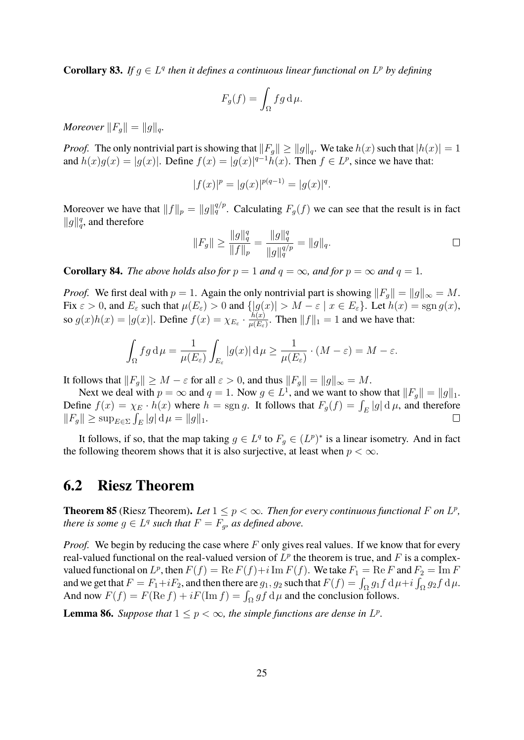**Corollary 83.** *If $g \in L^q$ then it defines a continuous linear functional on $L^p$ by defining*

$$F_g(f) = \int_\Omega fg \,\mathrm{d}\,\mu.$$

*Moreover $\|F_g\| = \|g\|_q$.*

*Proof.* The only nontrivial part is showing that $\|F_g\| \geq \|g\|_q$. We take $h(x)$ such that $|h(x)| = 1$ and $h(x)g(x) = |g(x)|$. Define $f(x) = |g(x)|^{q-1}h(x)$. Then $f \in L^p$, since we have that:

$$|f(x)|^p = |g(x)|^{p(q-1)} = |g(x)|^q.$$

Moreover we have that $\|f\|_p = \|g\|_q^{q/p}$. Calculating $F_g(f)$ we can see that the result is in fact $\|g\|_q^q$, and therefore

$$\|F_g\| \geq \frac{\|g\|_q^q}{\|f\|_p} = \frac{\|g\|_q^q}{\|g\|_q^{q/p}} = \|g\|_q.$$

□

**Corollary 84.** *The above holds also for $p = 1$ and $q = \infty$, and for $p = \infty$ and $q = 1$.*

*Proof.* We first deal with $p = 1$. Again the only nontrivial part is showing $\|F_g\| = \|g\|_\infty = M$. Fix $\varepsilon > 0$, and $E_\varepsilon$ such that $\mu(E_\varepsilon) > 0$ and $\{|g(x)| > M - \varepsilon \mid x \in E_\varepsilon\}$. Let $h(x) = \operatorname{sgn} g(x)$, so $g(x)h(x) = |g(x)|$. Define $f(x) = \chi_{E_\varepsilon} \cdot \frac{h(x)}{\mu(E_\varepsilon)}$. Then $\|f\|_1 = 1$ and we have that:

$$\int_\Omega fg \,\mathrm{d}\,\mu = \frac{1}{\mu(E_\varepsilon)} \int_{E_\varepsilon} |g(x)| \,\mathrm{d}\,\mu \geq \frac{1}{\mu(E_\varepsilon)} \cdot (M - \varepsilon) = M - \varepsilon.$$

It follows that $\|F_g\| \geq M - \varepsilon$ for all $\varepsilon > 0$, and thus $\|F_g\| = \|g\|_\infty = M$.

Next we deal with $p = \infty$ and $q = 1$. Now $g \in L^1$, and we want to show that $\|F_g\| = \|g\|_1$. Define $f(x) = \chi_E \cdot h(x)$ where $h = \operatorname{sgn} g$. It follows that $F_g(f) = \int_E |g| \,\mathrm{d}\,\mu$, and therefore $\|F_g\| \geq \sup_{E \in \Sigma} \int_E |g| \,\mathrm{d}\,\mu = \|g\|_1$. □

It follows, if so, that the map taking $g \in L^q$ to $F_g \in (L^p)^*$ is a linear isometry. And in fact the following theorem shows that it is also surjective, at least when $p < \infty$.

## 6.2 Riesz Theorem

**Theorem 85** (Riesz Theorem)**.** *Let $1 \leq p < \infty$. Then for every continuous functional $F$ on $L^p$, there is some $g \in L^q$ such that $F = F_g$, as defined above.*

*Proof.* We begin by reducing the case where $F$ only gives real values. If we know that for every real-valued functional on the real-valued version of $L^p$ the theorem is true, and $F$ is a complex-valued functional on $L^p$, then $F(f) = \operatorname{Re} F(f) + i \operatorname{Im} F(f)$. We take $F_1 = \operatorname{Re} F$ and $F_2 = \operatorname{Im} F$ and we get that $F = F_1 + iF_2$, and then there are $g_1, g_2$ such that $F(f) = \int_\Omega g_1 f \,\mathrm{d}\,\mu + i \int_\Omega g_2 f \,\mathrm{d}\,\mu$. And now $F(f) = F(\operatorname{Re} f) + iF(\operatorname{Im} f) = \int_\Omega gf \,\mathrm{d}\,\mu$ and the conclusion follows.

**Lemma 86.** *Suppose that $1 \leq p < \infty$, the simple functions are dense in $L^p$.*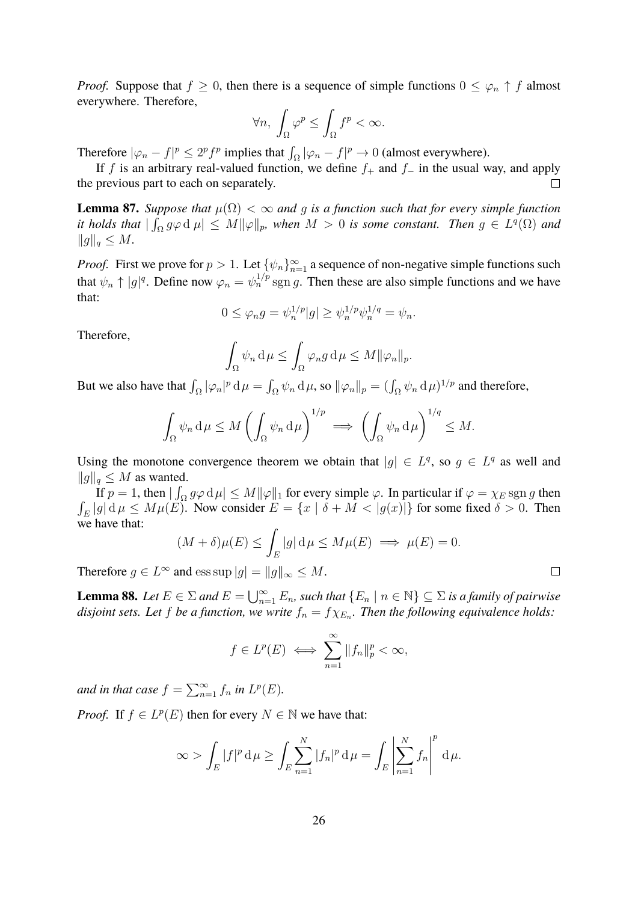*Proof.* Suppose that $f \geq 0$, then there is a sequence of simple functions $0 \leq \varphi_n \uparrow f$ almost everywhere. Therefore,

$$\forall n, \int_\Omega \varphi^p \leq \int_\Omega f^p < \infty.$$

Therefore $|\varphi_n - f|^p \leq 2^p f^p$ implies that $\int_\Omega |\varphi_n - f|^p \to 0$ (almost everywhere).

If $f$ is an arbitrary real-valued function, we define $f_+$ and $f_-$ in the usual way, and apply the previous part to each on separately. □

**Lemma 87.** *Suppose that $\mu(\Omega) < \infty$ and $g$ is a function such that for every simple function it holds that $|\int_\Omega g\varphi \,\mathrm{d}\,\mu| \leq M\|\varphi\|_p$, when $M > 0$ is some constant. Then $g \in L^q(\Omega)$ and $\|g\|_q \leq M$.*

*Proof.* First we prove for $p > 1$. Let $\{\psi_n\}_{n=1}^\infty$ a sequence of non-negative simple functions such that $\psi_n \uparrow |g|^q$. Define now $\varphi_n = \psi_n^{1/p} \operatorname{sgn} g$. Then these are also simple functions and we have that:

$$0 \leq \varphi_n g = \psi_n^{1/p}|g| \geq \psi_n^{1/p}\psi_n^{1/q} = \psi_n.$$

Therefore,

$$\int_\Omega \psi_n \,\mathrm{d}\,\mu \leq \int_\Omega \varphi_n g \,\mathrm{d}\,\mu \leq M\|\varphi_n\|_p.$$

But we also have that $\int_\Omega |\varphi_n|^p \,\mathrm{d}\,\mu = \int_\Omega \psi_n \,\mathrm{d}\,\mu$, so $\|\varphi_n\|_p = (\int_\Omega \psi_n \,\mathrm{d}\,\mu)^{1/p}$ and therefore,

$$\int_\Omega \psi_n \,\mathrm{d}\,\mu \leq M \left(\int_\Omega \psi_n \,\mathrm{d}\,\mu\right)^{1/p} \implies \left(\int_\Omega \psi_n \,\mathrm{d}\,\mu\right)^{1/q} \leq M.$$

Using the monotone convergence theorem we obtain that $|g| \in L^q$, so $g \in L^q$ as well and $\|g\|_q \leq M$ as wanted.

If $p = 1$, then $|\int_\Omega g\varphi \,\mathrm{d}\,\mu| \leq M\|\varphi\|_1$ for every simple $\varphi$. In particular if $\varphi = \chi_E \operatorname{sgn} g$ then $\int_E |g| \,\mathrm{d}\,\mu \leq M\mu(E)$. Now consider $E = \{x \mid \delta + M < |g(x)|\}$ for some fixed $\delta > 0$. Then we have that:

$$(M + \delta)\mu(E) \leq \int_E |g| \,\mathrm{d}\,\mu \leq M\mu(E) \implies \mu(E) = 0.$$

Therefore $g \in L^\infty$ and $\operatorname{ess\,sup} |g| = \|g\|_\infty \leq M$. □

**Lemma 88.** *Let $E \in \Sigma$ and $E = \bigcup_{n=1}^\infty E_n$, such that $\{E_n \mid n \in \mathbb{N}\} \subseteq \Sigma$ is a family of pairwise disjoint sets. Let $f$ be a function, we write $f_n = f\chi_{E_n}$. Then the following equivalence holds:*

$$f \in L^p(E) \iff \sum_{n=1}^\infty \|f_n\|_p^p < \infty,$$

*and in that case $f = \sum_{n=1}^\infty f_n$ in $L^p(E)$.*

*Proof.* If $f \in L^p(E)$ then for every $N \in \mathbb{N}$ we have that:

$$\infty > \int_E |f|^p \,\mathrm{d}\,\mu \geq \int_E \sum_{n=1}^N |f_n|^p \,\mathrm{d}\,\mu = \int_E \left|\sum_{n=1}^N f_n\right|^p \,\mathrm{d}\,\mu.$$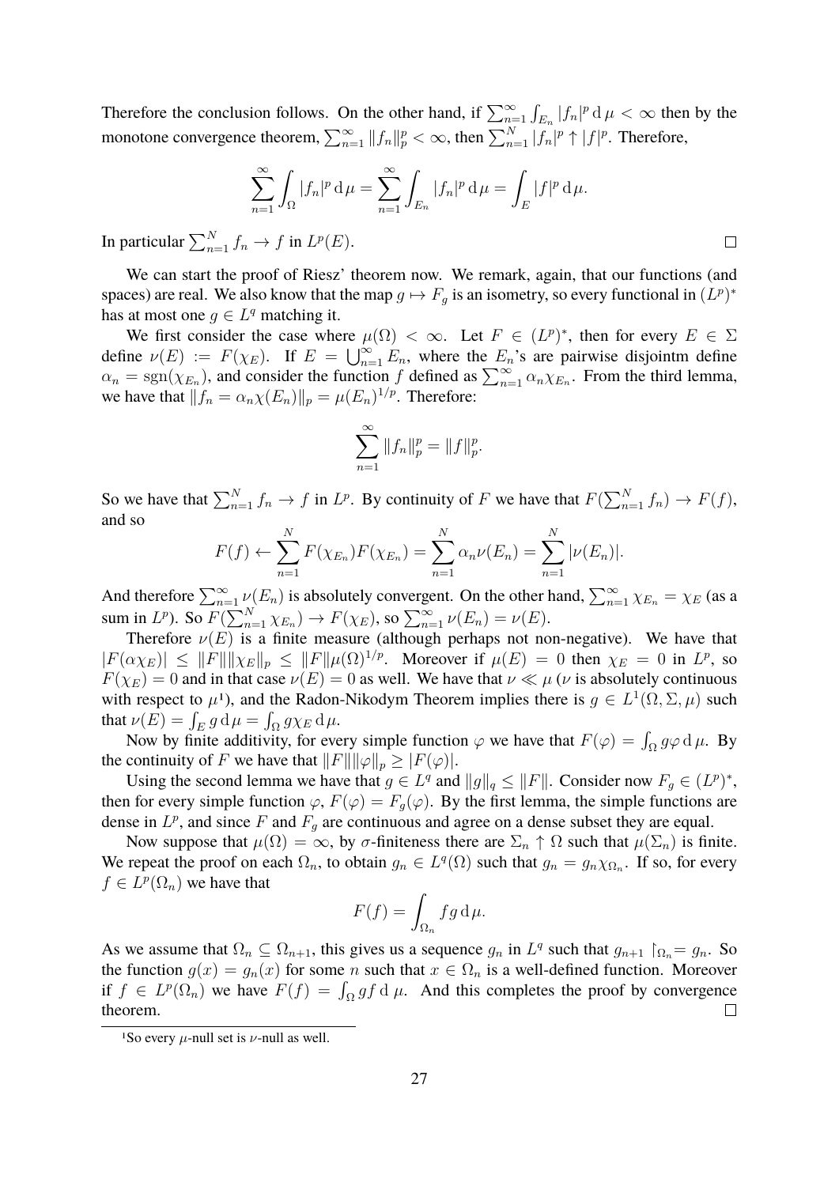Therefore the conclusion follows. On the other hand, if $\sum_{n=1}^{\infty} \int_{E_n} |f_n|^p \,\mathrm{d}\,\mu < \infty$ then by the monotone convergence theorem, $\sum_{n=1}^{\infty} \|f_n\|_p^p < \infty$, then $\sum_{n=1}^{N} |f_n|^p \uparrow |f|^p$. Therefore,

$$\sum_{n=1}^{\infty} \int_{\Omega} |f_n|^p \,\mathrm{d}\,\mu = \sum_{n=1}^{\infty} \int_{E_n} |f_n|^p \,\mathrm{d}\,\mu = \int_{E} |f|^p \,\mathrm{d}\,\mu.$$

In particular $\sum_{n=1}^{N} f_n \to f$ in $L^p(E)$. □

We can start the proof of Riesz' theorem now. We remark, again, that our functions (and spaces) are real. We also know that the map $g \mapsto F_g$ is an isometry, so every functional in $(L^p)^*$ has at most one $g \in L^q$ matching it.

We first consider the case where $\mu(\Omega) < \infty$. Let $F \in (L^p)^*$, then for every $E \in \Sigma$ define $\nu(E) := F(\chi_E)$. If $E = \bigcup_{n=1}^{\infty} E_n$, where the $E_n$'s are pairwise disjointm define $\alpha_n = \operatorname{sgn}(\chi_{E_n})$, and consider the function $f$ defined as $\sum_{n=1}^{\infty} \alpha_n \chi_{E_n}$. From the third lemma, we have that $\|f_n = \alpha_n \chi(E_n)\|_p = \mu(E_n)^{1/p}$. Therefore:

$$\sum_{n=1}^{\infty} \|f_n\|_p^p = \|f\|_p^p.$$

So we have that $\sum_{n=1}^{N} f_n \to f$ in $L^p$. By continuity of $F$ we have that $F(\sum_{n=1}^{N} f_n) \to F(f)$, and so

$$F(f) \leftarrow \sum_{n=1}^{N} F(\chi_{E_n}) F(\chi_{E_n}) = \sum_{n=1}^{N} \alpha_n \nu(E_n) = \sum_{n=1}^{N} |\nu(E_n)|.$$

And therefore $\sum_{n=1}^{\infty} \nu(E_n)$ is absolutely convergent. On the other hand, $\sum_{n=1}^{\infty} \chi_{E_n} = \chi_E$ (as a sum in $L^p$). So $F(\sum_{n=1}^{N} \chi_{E_n}) \to F(\chi_E)$, so $\sum_{n=1}^{\infty} \nu(E_n) = \nu(E)$.

Therefore $\nu(E)$ is a finite measure (although perhaps not non-negative). We have that $|F(\alpha \chi_E)| \leq \|F\| \|\chi_E\|_p \leq \|F\| \mu(\Omega)^{1/p}$. Moreover if $\mu(E) = 0$ then $\chi_E = 0$ in $L^p$, so $F(\chi_E) = 0$ and in that case $\nu(E) = 0$ as well. We have that $\nu \ll \mu$ ($\nu$ is absolutely continuous with respect to $\mu$[1]), and the Radon-Nikodym Theorem implies there is $g \in L^1(\Omega, \Sigma, \mu)$ such that $\nu(E) = \int_E g \,\mathrm{d}\,\mu = \int_\Omega g \chi_E \,\mathrm{d}\,\mu$.

Now by finite additivity, for every simple function $\varphi$ we have that $F(\varphi) = \int_\Omega g \varphi \,\mathrm{d}\,\mu$. By the continuity of $F$ we have that $\|F\| \|\varphi\|_p \geq |F(\varphi)|$.

Using the second lemma we have that $g \in L^q$ and $\|g\|_q \leq \|F\|$. Consider now $F_g \in (L^p)^*$, then for every simple function $\varphi$, $F(\varphi) = F_g(\varphi)$. By the first lemma, the simple functions are dense in $L^p$, and since $F$ and $F_g$ are continuous and agree on a dense subset they are equal.

Now suppose that $\mu(\Omega) = \infty$, by $\sigma$-finiteness there are $\Sigma_n \uparrow \Omega$ such that $\mu(\Sigma_n)$ is finite. We repeat the proof on each $\Omega_n$, to obtain $g_n \in L^q(\Omega)$ such that $g_n = g_n \chi_{\Omega_n}$. If so, for every $f \in L^p(\Omega_n)$ we have that

$$F(f) = \int_{\Omega_n} f g \,\mathrm{d}\,\mu.$$

As we assume that $\Omega_n \subseteq \Omega_{n+1}$, this gives us a sequence $g_n$ in $L^q$ such that $g_{n+1} \restriction_{\Omega_n} = g_n$. So the function $g(x) = g_n(x)$ for some $n$ such that $x \in \Omega_n$ is a well-defined function. Moreover if $f \in L^p(\Omega_n)$ we have $F(f) = \int_\Omega g f \,\mathrm{d}\,\mu$. And this completes the proof by convergence theorem. □

[1] So every $\mu$-null set is $\nu$-null as well.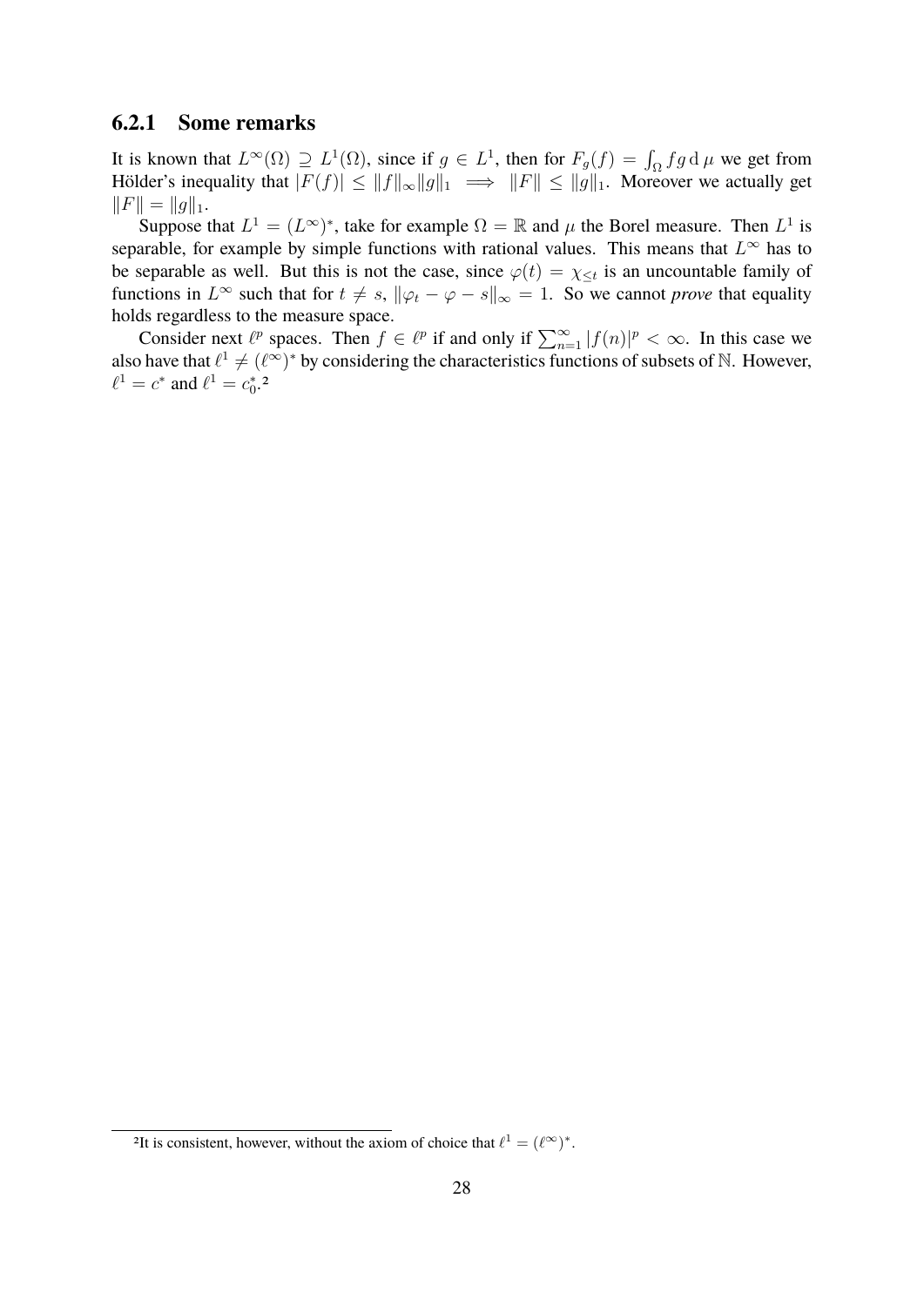### 6.2.1 Some remarks

It is known that $L^\infty(\Omega) \supseteq L^1(\Omega)$, since if $g \in L^1$, then for $F_g(f) = \int_\Omega fg \,\mathrm{d}\,\mu$ we get from Hölder's inequality that $|F(f)| \leq \|f\|_\infty \|g\|_1 \implies \|F\| \leq \|g\|_1$. Moreover we actually get $\|F\| = \|g\|_1$.

Suppose that $L^1 = (L^\infty)^*$, take for example $\Omega = \mathbb{R}$ and $\mu$ the Borel measure. Then $L^1$ is separable, for example by simple functions with rational values. This means that $L^\infty$ has to be separable as well. But this is not the case, since $\varphi(t) = \chi_{\leq t}$ is an uncountable family of functions in $L^\infty$ such that for $t \neq s$, $\|\varphi_t - \varphi - s\|_\infty = 1$. So we cannot *prove* that equality holds regardless to the measure space.

Consider next $\ell^p$ spaces. Then $f \in \ell^p$ if and only if $\sum_{n=1}^\infty |f(n)|^p < \infty$. In this case we also have that $\ell^1 \neq (\ell^\infty)^*$ by considering the characteristics functions of subsets of $\mathbb{N}$. However, $\ell^1 = c^*$ and $\ell^1 = c_0^*$.[2]

[2]It is consistent, however, without the axiom of choice that $\ell^1 = (\ell^\infty)^*$.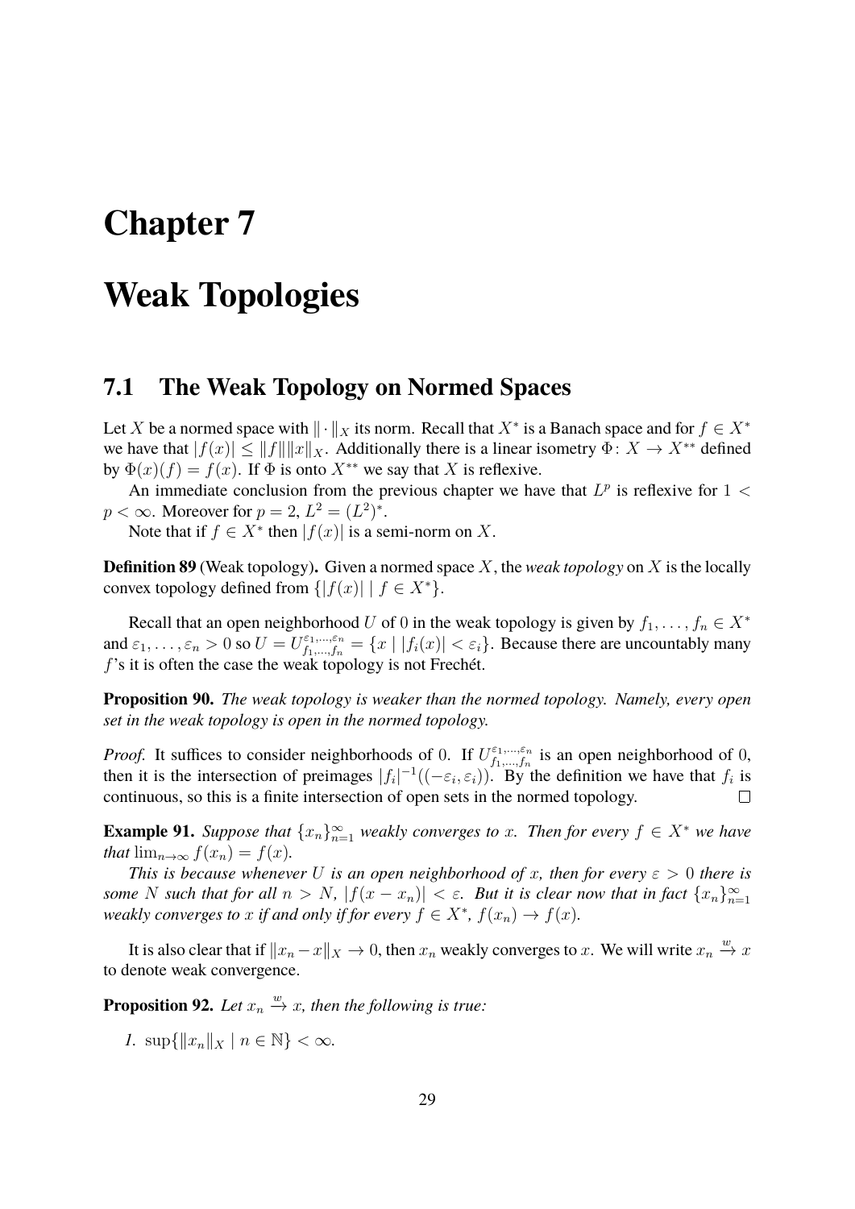# Chapter 7

# Weak Topologies

## 7.1 The Weak Topology on Normed Spaces

Let $X$ be a normed space with $\|\cdot\|_X$ its norm. Recall that $X^*$ is a Banach space and for $f \in X^*$ we have that $|f(x)| \leq \|f\|\|x\|_X$. Additionally there is a linear isometry $\Phi\colon X \to X^{**}$ defined by $\Phi(x)(f) = f(x)$. If $\Phi$ is onto $X^{**}$ we say that $X$ is reflexive.

An immediate conclusion from the previous chapter we have that $L^p$ is reflexive for $1 < p < \infty$. Moreover for $p = 2$, $L^2 = (L^2)^*$.

Note that if $f \in X^*$ then $|f(x)|$ is a semi-norm on $X$.

**Definition 89** (Weak topology)**.** Given a normed space $X$, the *weak topology* on $X$ is the locally convex topology defined from $\{|f(x)| \mid f \in X^*\}$.

Recall that an open neighborhood $U$ of $0$ in the weak topology is given by $f_1, \ldots, f_n \in X^*$ and $\varepsilon_1, \ldots, \varepsilon_n > 0$ so $U = U^{\varepsilon_1,\ldots,\varepsilon_n}_{f_1,\ldots,f_n} = \{x \mid |f_i(x)| < \varepsilon_i\}$. Because there are uncountably many $f$'s it is often the case the weak topology is not Frechét.

**Proposition 90.** *The weak topology is weaker than the normed topology. Namely, every open set in the weak topology is open in the normed topology.*

*Proof.* It suffices to consider neighborhoods of $0$. If $U^{\varepsilon_1,\ldots,\varepsilon_n}_{f_1,\ldots,f_n}$ is an open neighborhood of $0$, then it is the intersection of preimages $|f_i|^{-1}((-\varepsilon_i, \varepsilon_i))$. By the definition we have that $f_i$ is continuous, so this is a finite intersection of open sets in the normed topology. □

**Example 91.** *Suppose that $\{x_n\}_{n=1}^\infty$ weakly converges to $x$. Then for every $f \in X^*$ we have that $\lim_{n\to\infty} f(x_n) = f(x)$.*

*This is because whenever $U$ is an open neighborhood of $x$, then for every $\varepsilon > 0$ there is some $N$ such that for all $n > N$, $|f(x - x_n)| < \varepsilon$. But it is clear now that in fact $\{x_n\}_{n=1}^\infty$ weakly converges to $x$ if and only if for every $f \in X^*$, $f(x_n) \to f(x)$.*

It is also clear that if $\|x_n - x\|_X \to 0$, then $x_n$ weakly converges to $x$. We will write $x_n \xrightarrow{w} x$ to denote weak convergence.

**Proposition 92.** *Let $x_n \xrightarrow{w} x$, then the following is true:*

1. $\sup\{\|x_n\|_X \mid n \in \mathbb{N}\} < \infty$.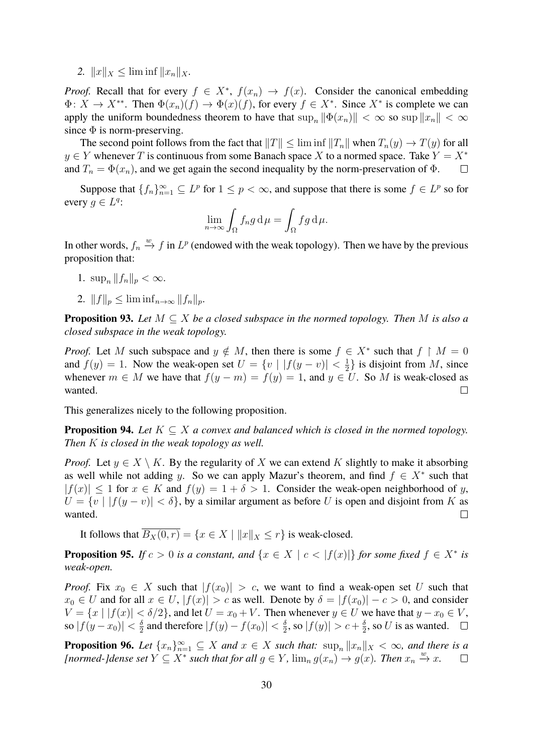2. $\|x\|_X \leq \liminf \|x_n\|_X$.

*Proof.* Recall that for every $f \in X^*$, $f(x_n) \to f(x)$. Consider the canonical embedding $\Phi\colon X \to X^{**}$. Then $\Phi(x_n)(f) \to \Phi(x)(f)$, for every $f \in X^*$. Since $X^*$ is complete we can apply the uniform boundedness theorem to have that $\sup_n \|\Phi(x_n)\| < \infty$ so $\sup \|x_n\| < \infty$ since $\Phi$ is norm-preserving.

The second point follows from the fact that $\|T\| \leq \liminf \|T_n\|$ when $T_n(y) \to T(y)$ for all $y \in Y$ whenever $T$ is continuous from some Banach space $X$ to a normed space. Take $Y = X^*$ and $T_n = \Phi(x_n)$, and we get again the second inequality by the norm-preservation of $\Phi$. $\square$

Suppose that $\{f_n\}_{n=1}^\infty \subseteq L^p$ for $1 \leq p < \infty$, and suppose that there is some $f \in L^p$ so for every $g \in L^q$:

$$\lim_{n\to\infty} \int_\Omega f_n g \,\mathrm{d}\,\mu = \int_\Omega fg \,\mathrm{d}\,\mu.$$

In other words, $f_n \xrightarrow{w} f$ in $L^p$ (endowed with the weak topology). Then we have by the previous proposition that:

1. $\sup_n \|f_n\|_p < \infty$.
2. $\|f\|_p \leq \liminf_{n\to\infty} \|f_n\|_p$.

**Proposition 93.** *Let $M \subseteq X$ be a closed subspace in the normed topology. Then $M$ is also a closed subspace in the weak topology.*

*Proof.* Let $M$ such subspace and $y \notin M$, then there is some $f \in X^*$ such that $f \restriction M = 0$ and $f(y) = 1$. Now the weak-open set $U = \{v \mid |f(y - v)| < \frac{1}{2}\}$ is disjoint from $M$, since whenever $m \in M$ we have that $f(y - m) = f(y) = 1$, and $y \in U$. So $M$ is weak-closed as wanted. $\square$

This generalizes nicely to the following proposition.

**Proposition 94.** *Let $K \subseteq X$ a convex and balanced which is closed in the normed topology. Then $K$ is closed in the weak topology as well.*

*Proof.* Let $y \in X \setminus K$. By the regularity of $X$ we can extend $K$ slightly to make it absorbing as well while not adding $y$. So we can apply Mazur's theorem, and find $f \in X^*$ such that $|f(x)| \leq 1$ for $x \in K$ and $f(y) = 1 + \delta > 1$. Consider the weak-open neighborhood of $y$, $U = \{v \mid |f(y - v)| < \delta\}$, by a similar argument as before $U$ is open and disjoint from $K$ as wanted. $\square$

It follows that $\overline{B_X(0, r)} = \{x \in X \mid \|x\|_X \leq r\}$ is weak-closed.

**Proposition 95.** *If $c > 0$ is a constant, and $\{x \in X \mid c < |f(x)|\}$ for some fixed $f \in X^*$ is weak-open.*

*Proof.* Fix $x_0 \in X$ such that $|f(x_0)| > c$, we want to find a weak-open set $U$ such that $x_0 \in U$ and for all $x \in U$, $|f(x)| > c$ as well. Denote by $\delta = |f(x_0)| - c > 0$, and consider $V = \{x \mid |f(x)| < \delta/2\}$, and let $U = x_0 + V$. Then whenever $y \in U$ we have that $y - x_0 \in V$, so $|f(y - x_0)| < \frac{\delta}{2}$ and therefore $|f(y) - f(x_0)| < \frac{\delta}{2}$, so $|f(y)| > c + \frac{\delta}{2}$, so $U$ is as wanted. $\square$

**Proposition 96.** *Let $\{x_n\}_{n=1}^\infty \subseteq X$ and $x \in X$ such that: $\sup_n \|x_n\|_X < \infty$, and there is a [normed-]dense set $Y \subseteq X^*$ such that for all $g \in Y$, $\lim_n g(x_n) \to g(x)$. Then $x_n \xrightarrow{w} x$.* $\square$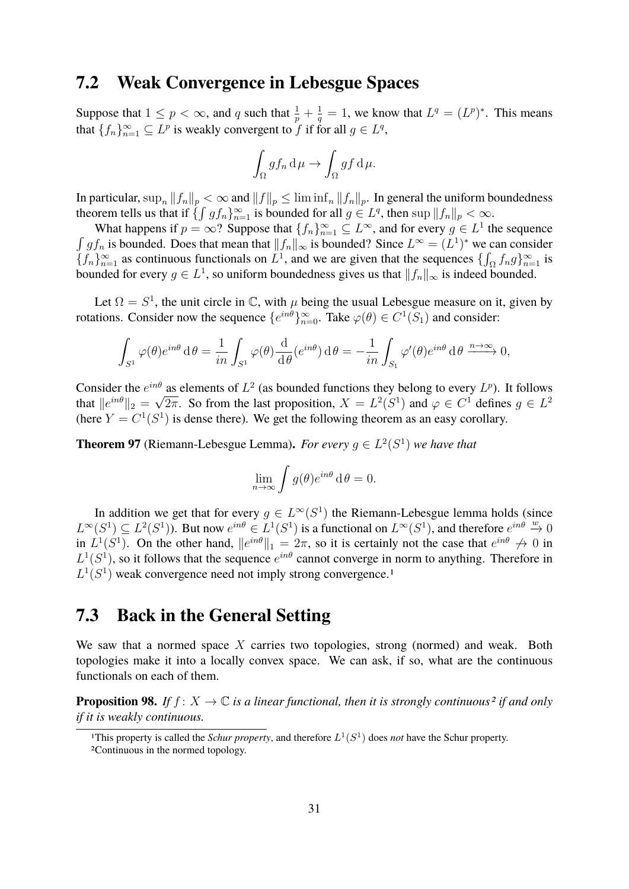## 7.2 Weak Convergence in Lebesgue Spaces

Suppose that $1 \leq p < \infty$, and $q$ such that $\frac{1}{p} + \frac{1}{q} = 1$, we know that $L^q = (L^p)^*$. This means that $\{f_n\}_{n=1}^{\infty} \subseteq L^p$ is weakly convergent to $f$ if for all $g \in L^q$,

$$\int_{\Omega} g f_n \, \mathrm{d}\mu \to \int_{\Omega} g f \, \mathrm{d}\mu.$$

In particular, $\sup_n \|f_n\|_p < \infty$ and $\|f\|_p \leq \liminf_n \|f_n\|_p$. In general the uniform boundedness theorem tells us that if $\{\int g f_n\}_{n=1}^{\infty}$ is bounded for all $g \in L^q$, then $\sup \|f_n\|_p < \infty$.

What happens if $p = \infty$? Suppose that $\{f_n\}_{n=1}^{\infty} \subseteq L^{\infty}$, and for every $g \in L^1$ the sequence $\int g f_n$ is bounded. Does that mean that $\|f_n\|_{\infty}$ is bounded? Since $L^{\infty} = (L^1)^*$ we can consider $\{f_n\}_{n=1}^{\infty}$ as continuous functionals on $L^1$, and we are given that the sequences $\{\int_{\Omega} f_n g\}_{n=1}^{\infty}$ is bounded for every $g \in L^1$, so uniform boundedness gives us that $\|f_n\|_{\infty}$ is indeed bounded.

Let $\Omega = S^1$, the unit circle in $\mathbb{C}$, with $\mu$ being the usual Lebesgue measure on it, given by rotations. Consider now the sequence $\{e^{in\theta}\}_{n=0}^{\infty}$. Take $\varphi(\theta) \in C^1(S_1)$ and consider:

$$\int_{S^1} \varphi(\theta) e^{in\theta} \, \mathrm{d}\theta = \frac{1}{in} \int_{S^1} \varphi(\theta) \frac{\mathrm{d}}{\mathrm{d}\theta}(e^{in\theta}) \, \mathrm{d}\theta = -\frac{1}{in} \int_{S_1} \varphi'(\theta) e^{in\theta} \, \mathrm{d}\theta \xrightarrow{n \to \infty} 0,$$

Consider the $e^{in\theta}$ as elements of $L^2$ (as bounded functions they belong to every $L^p$). It follows that $\|e^{in\theta}\|_2 = \sqrt{2\pi}$. So from the last proposition, $X = L^2(S^1)$ and $\varphi \in C^1$ defines $g \in L^2$ (here $Y = C^1(S^1)$ is dense there). We get the following theorem as an easy corollary.

**Theorem 97** (Riemann-Lebesgue Lemma)**.** *For every $g \in L^2(S^1)$ we have that*

$$\lim_{n \to \infty} \int g(\theta) e^{in\theta} \, \mathrm{d}\theta = 0.$$

In addition we get that for every $g \in L^{\infty}(S^1)$ the Riemann-Lebesgue lemma holds (since $L^{\infty}(S^1) \subseteq L^2(S^1)$). But now $e^{in\theta} \in L^1(S^1)$ is a functional on $L^{\infty}(S^1)$, and therefore $e^{in\theta} \xrightarrow{w} 0$ in $L^1(S^1)$. On the other hand, $\|e^{in\theta}\|_1 = 2\pi$, so it is certainly not the case that $e^{in\theta} \not\to 0$ in $L^1(S^1)$, so it follows that the sequence $e^{in\theta}$ cannot converge in norm to anything. Therefore in $L^1(S^1)$ weak convergence need not imply strong convergence.[1]

## 7.3 Back in the General Setting

We saw that a normed space $X$ carries two topologies, strong (normed) and weak. Both topologies make it into a locally convex space. We can ask, if so, what are the continuous functionals on each of them.

**Proposition 98.** *If $f\colon X \to \mathbb{C}$ is a linear functional, then it is strongly continuous[2] if and only if it is weakly continuous.*

[1] This property is called the *Schur property*, and therefore $L^1(S^1)$ does *not* have the Schur property.

[2] Continuous in the normed topology.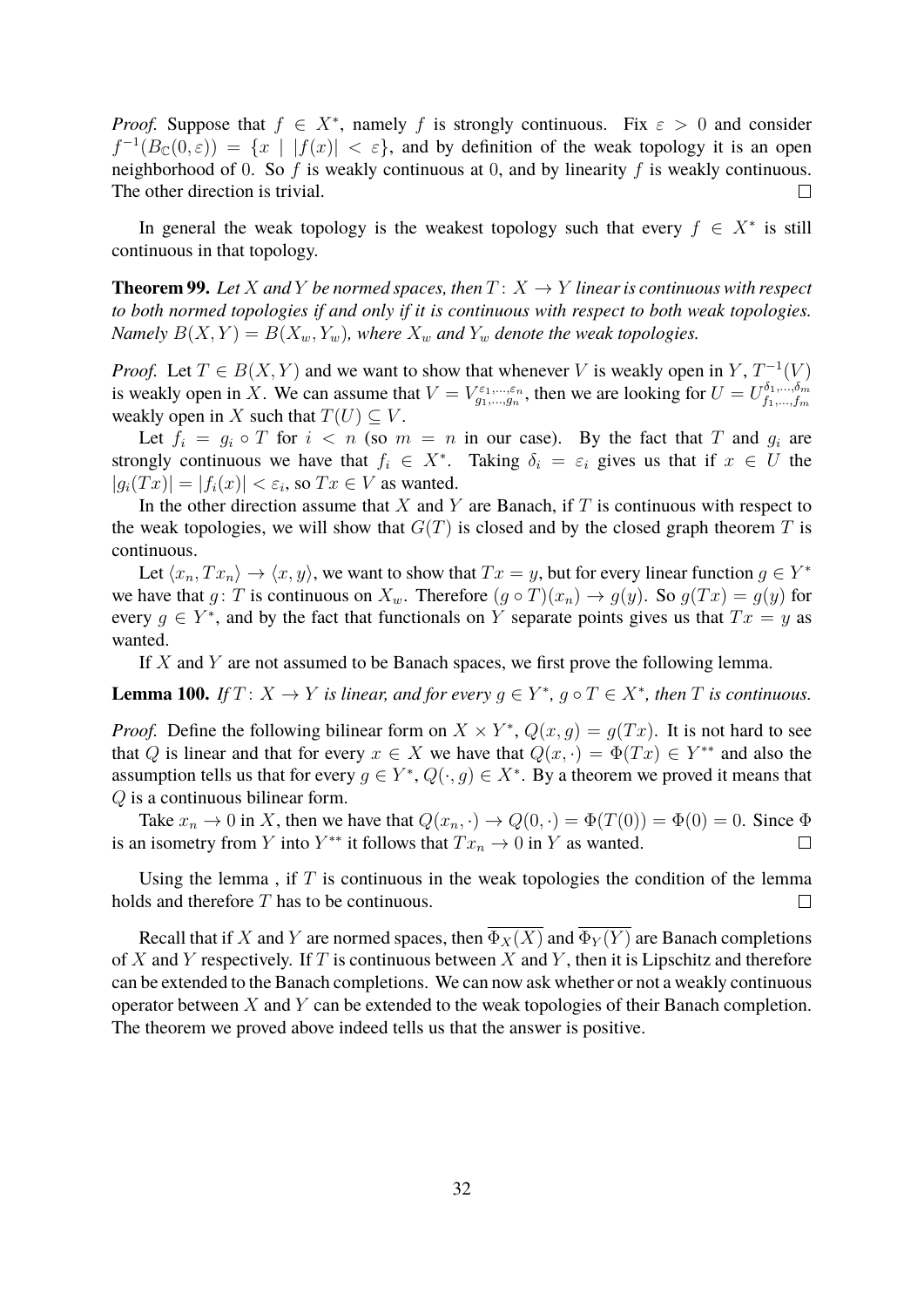*Proof.* Suppose that $f \in X^*$, namely $f$ is strongly continuous. Fix $\varepsilon > 0$ and consider $f^{-1}(B_{\mathbb{C}}(0, \varepsilon)) = \{x \mid |f(x)| < \varepsilon\}$, and by definition of the weak topology it is an open neighborhood of 0. So $f$ is weakly continuous at 0, and by linearity $f$ is weakly continuous. The other direction is trivial. $\square$

In general the weak topology is the weakest topology such that every $f \in X^*$ is still continuous in that topology.

**Theorem 99.** *Let $X$ and $Y$ be normed spaces, then $T\colon X \to Y$ linear is continuous with respect to both normed topologies if and only if it is continuous with respect to both weak topologies. Namely $B(X, Y) = B(X_w, Y_w)$, where $X_w$ and $Y_w$ denote the weak topologies.*

*Proof.* Let $T \in B(X, Y)$ and we want to show that whenever $V$ is weakly open in $Y$, $T^{-1}(V)$ is weakly open in $X$. We can assume that $V = V^{\varepsilon_1, \ldots, \varepsilon_n}_{g_1, \ldots, g_n}$, then we are looking for $U = U^{\delta_1, \ldots, \delta_m}_{f_1, \ldots, f_m}$ weakly open in $X$ such that $T(U) \subseteq V$.

Let $f_i = g_i \circ T$ for $i < n$ (so $m = n$ in our case). By the fact that $T$ and $g_i$ are strongly continuous we have that $f_i \in X^*$. Taking $\delta_i = \varepsilon_i$ gives us that if $x \in U$ the $|g_i(Tx)| = |f_i(x)| < \varepsilon_i$, so $Tx \in V$ as wanted.

In the other direction assume that $X$ and $Y$ are Banach, if $T$ is continuous with respect to the weak topologies, we will show that $G(T)$ is closed and by the closed graph theorem $T$ is continuous.

Let $\langle x_n, Tx_n \rangle \to \langle x, y \rangle$, we want to show that $Tx = y$, but for every linear function $g \in Y^*$ we have that $g\colon T$ is continuous on $X_w$. Therefore $(g \circ T)(x_n) \to g(y)$. So $g(Tx) = g(y)$ for every $g \in Y^*$, and by the fact that functionals on $Y$ separate points gives us that $Tx = y$ as wanted.

If $X$ and $Y$ are not assumed to be Banach spaces, we first prove the following lemma.

**Lemma 100.** *If $T\colon X \to Y$ is linear, and for every $g \in Y^*$, $g \circ T \in X^*$, then $T$ is continuous.*

*Proof.* Define the following bilinear form on $X \times Y^*$, $Q(x, g) = g(Tx)$. It is not hard to see that $Q$ is linear and that for every $x \in X$ we have that $Q(x, \cdot) = \Phi(Tx) \in Y^{**}$ and also the assumption tells us that for every $g \in Y^*$, $Q(\cdot, g) \in X^*$. By a theorem we proved it means that $Q$ is a continuous bilinear form.

Take $x_n \to 0$ in $X$, then we have that $Q(x_n, \cdot) \to Q(0, \cdot) = \Phi(T(0)) = \Phi(0) = 0$. Since $\Phi$ is an isometry from $Y$ into $Y^{**}$ it follows that $Tx_n \to 0$ in $Y$ as wanted. $\square$

Using the lemma , if $T$ is continuous in the weak topologies the condition of the lemma holds and therefore $T$ has to be continuous. $\square$

Recall that if $X$ and $Y$ are normed spaces, then $\overline{\Phi_X(X)}$ and $\overline{\Phi_Y(Y)}$ are Banach completions of $X$ and $Y$ respectively. If $T$ is continuous between $X$ and $Y$, then it is Lipschitz and therefore can be extended to the Banach completions. We can now ask whether or not a weakly continuous operator between $X$ and $Y$ can be extended to the weak topologies of their Banach completion. The theorem we proved above indeed tells us that the answer is positive.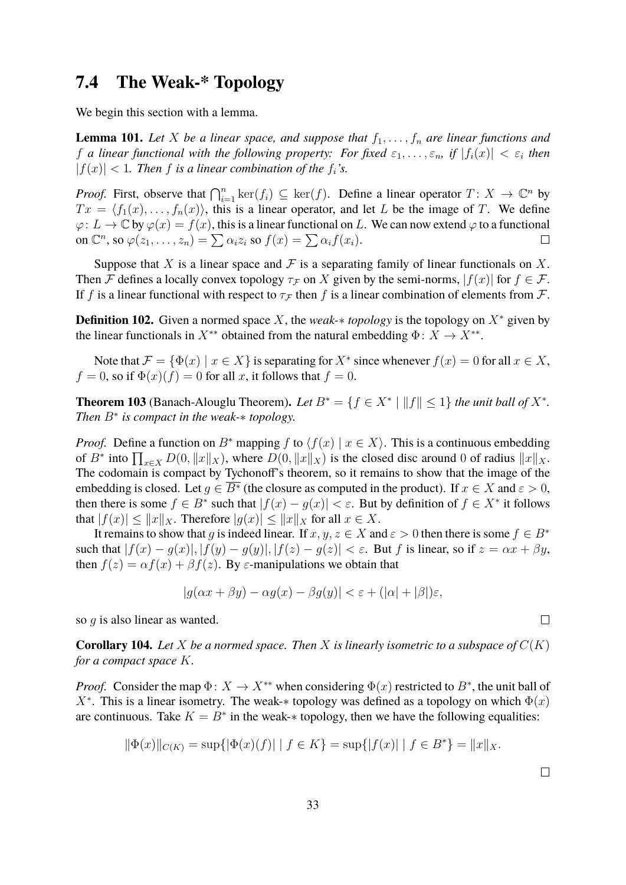## 7.4 The Weak-* Topology

We begin this section with a lemma.

**Lemma 101.** *Let $X$ be a linear space, and suppose that $f_1, \ldots, f_n$ are linear functions and $f$ a linear functional with the following property: For fixed $\varepsilon_1, \ldots, \varepsilon_n$, if $|f_i(x)| < \varepsilon_i$ then $|f(x)| < 1$. Then $f$ is a linear combination of the $f_i$'s.*

*Proof.* First, observe that $\bigcap_{i=1}^n \ker(f_i) \subseteq \ker(f)$. Define a linear operator $T\colon X \to \mathbb{C}^n$ by $Tx = \langle f_1(x), \ldots, f_n(x) \rangle$, this is a linear operator, and let $L$ be the image of $T$. We define $\varphi\colon L \to \mathbb{C}$ by $\varphi(x) = f(x)$, this is a linear functional on $L$. We can now extend $\varphi$ to a functional on $\mathbb{C}^n$, so $\varphi(z_1, \ldots, z_n) = \sum \alpha_i z_i$ so $f(x) = \sum \alpha_i f(x_i)$. $\square$

Suppose that $X$ is a linear space and $\mathcal{F}$ is a separating family of linear functionals on $X$. Then $\mathcal{F}$ defines a locally convex topology $\tau_{\mathcal{F}}$ on $X$ given by the semi-norms, $|f(x)|$ for $f \in \mathcal{F}$. If $f$ is a linear functional with respect to $\tau_{\mathcal{F}}$ then $f$ is a linear combination of elements from $\mathcal{F}$.

**Definition 102.** Given a normed space $X$, the *weak-$*$ topology* is the topology on $X^*$ given by the linear functionals in $X^{**}$ obtained from the natural embedding $\Phi\colon X \to X^{**}$.

Note that $\mathcal{F} = \{\Phi(x) \mid x \in X\}$ is separating for $X^*$ since whenever $f(x) = 0$ for all $x \in X$, $f = 0$, so if $\Phi(x)(f) = 0$ for all $x$, it follows that $f = 0$.

**Theorem 103** (Banach-Alouglu Theorem)**.** *Let $B^* = \{f \in X^* \mid \|f\| \leq 1\}$ the unit ball of $X^*$. Then $B^*$ is compact in the weak-$*$ topology.*

*Proof.* Define a function on $B^*$ mapping $f$ to $\langle f(x) \mid x \in X \rangle$. This is a continuous embedding of $B^*$ into $\prod_{x \in X} D(0, \|x\|_X)$, where $D(0, \|x\|_X)$ is the closed disc around $0$ of radius $\|x\|_X$. The codomain is compact by Tychonoff's theorem, so it remains to show that the image of the embedding is closed. Let $g \in \overline{B^*}$ (the closure as computed in the product). If $x \in X$ and $\varepsilon > 0$, then there is some $f \in B^*$ such that $|f(x) - g(x)| < \varepsilon$. But by definition of $f \in X^*$ it follows that $|f(x)| \leq \|x\|_X$. Therefore $|g(x)| \leq \|x\|_X$ for all $x \in X$.

It remains to show that $g$ is indeed linear. If $x, y, z \in X$ and $\varepsilon > 0$ then there is some $f \in B^*$ such that $|f(x) - g(x)|, |f(y) - g(y)|, |f(z) - g(z)| < \varepsilon$. But $f$ is linear, so if $z = \alpha x + \beta y$, then $f(z) = \alpha f(x) + \beta f(z)$. By $\varepsilon$-manipulations we obtain that

$$|g(\alpha x + \beta y) - \alpha g(x) - \beta g(y)| < \varepsilon + (|\alpha| + |\beta|)\varepsilon,$$

so $g$ is also linear as wanted. $\square$

**Corollary 104.** *Let $X$ be a normed space. Then $X$ is linearly isometric to a subspace of $C(K)$ for a compact space $K$.*

*Proof.* Consider the map $\Phi\colon X \to X^{**}$ when considering $\Phi(x)$ restricted to $B^*$, the unit ball of $X^*$. This is a linear isometry. The weak-$*$ topology was defined as a topology on which $\Phi(x)$ are continuous. Take $K = B^*$ in the weak-$*$ topology, then we have the following equalities:

$$\|\Phi(x)\|_{C(K)} = \sup\{|\Phi(x)(f)| \mid f \in K\} = \sup\{|f(x)| \mid f \in B^*\} = \|x\|_X.$$

$\square$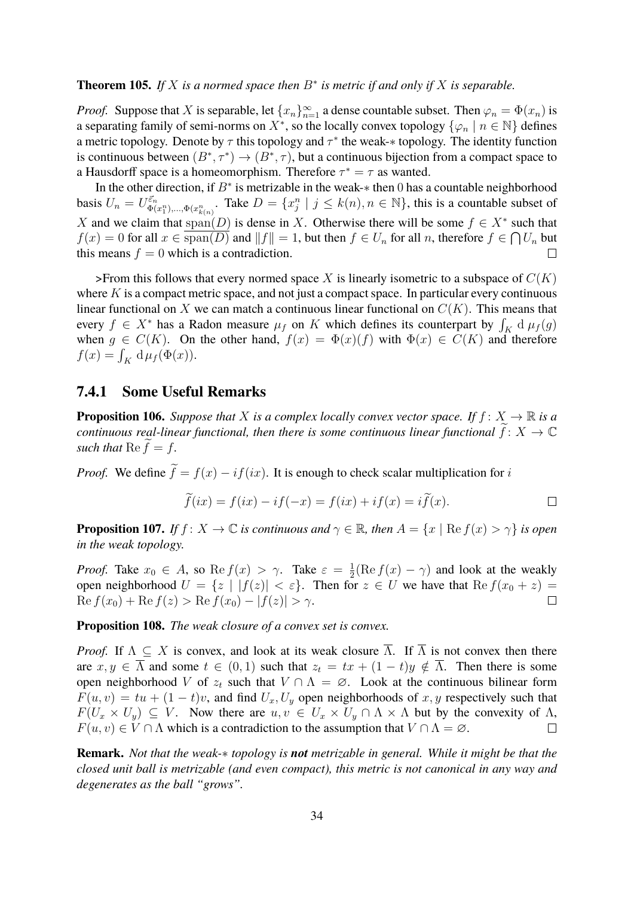**Theorem 105.** *If $X$ is a normed space then $B^*$ is metric if and only if $X$ is separable.*

*Proof.* Suppose that $X$ is separable, let $\{x_n\}_{n=1}^{\infty}$ a dense countable subset. Then $\varphi_n = \Phi(x_n)$ is a separating family of semi-norms on $X^*$, so the locally convex topology $\{\varphi_n \mid n \in \mathbb{N}\}$ defines a metric topology. Denote by $\tau$ this topology and $\tau^*$ the weak-$*$ topology. The identity function is continuous between $(B^*, \tau^*) \to (B^*, \tau)$, but a continuous bijection from a compact space to a Hausdorff space is a homeomorphism. Therefore $\tau^* = \tau$ as wanted.

In the other direction, if $B^*$ is metrizable in the weak-$*$ then $0$ has a countable neighborhood basis $U_n = U^{\vec{\varepsilon}_n}_{\Phi(x_1^n),\ldots,\Phi(x_{k(n)}^n)}$. Take $D = \{x_j^n \mid j \leq k(n), n \in \mathbb{N}\}$, this is a countable subset of $X$ and we claim that $\overline{\operatorname{span}(D)}$ is dense in $X$. Otherwise there will be some $f \in X^*$ such that $f(x) = 0$ for all $x \in \overline{\operatorname{span}(D)}$ and $\|f\| = 1$, but then $f \in U_n$ for all $n$, therefore $f \in \bigcap U_n$ but this means $f = 0$ which is a contradiction. $\square$

>From this follows that every normed space $X$ is linearly isometric to a subspace of $C(K)$ where $K$ is a compact metric space, and not just a compact space. In particular every continuous linear functional on $X$ we can match a continuous linear functional on $C(K)$. This means that every $f \in X^*$ has a Radon measure $\mu_f$ on $K$ which defines its counterpart by $\int_K \mathrm{d}\,\mu_f(g)$ when $g \in C(K)$. On the other hand, $f(x) = \Phi(x)(f)$ with $\Phi(x) \in C(K)$ and therefore $f(x) = \int_K \mathrm{d}\,\mu_f(\Phi(x))$.

### 7.4.1 Some Useful Remarks

**Proposition 106.** *Suppose that $X$ is a complex locally convex vector space. If $f\colon X \to \mathbb{R}$ is a continuous real-linear functional, then there is some continuous linear functional $\widetilde{f}\colon X \to \mathbb{C}$ such that $\operatorname{Re}\widetilde{f} = f$.*

*Proof.* We define $\widetilde{f} = f(x) - if(ix)$. It is enough to check scalar multiplication for $i$

$$\widetilde{f}(ix) = f(ix) - if(-x) = f(ix) + if(x) = i\widetilde{f}(x).$$

$\square$

**Proposition 107.** *If $f\colon X \to \mathbb{C}$ is continuous and $\gamma \in \mathbb{R}$, then $A = \{x \mid \operatorname{Re} f(x) > \gamma\}$ is open in the weak topology.*

*Proof.* Take $x_0 \in A$, so $\operatorname{Re} f(x) > \gamma$. Take $\varepsilon = \frac{1}{2}(\operatorname{Re} f(x) - \gamma)$ and look at the weakly open neighborhood $U = \{z \mid |f(z)| < \varepsilon\}$. Then for $z \in U$ we have that $\operatorname{Re} f(x_0 + z) = \operatorname{Re} f(x_0) + \operatorname{Re} f(z) > \operatorname{Re} f(x_0) - |f(z)| > \gamma$. $\square$

**Proposition 108.** *The weak closure of a convex set is convex.*

*Proof.* If $\Lambda \subseteq X$ is convex, and look at its weak closure $\overline{\Lambda}$. If $\overline{\Lambda}$ is not convex then there are $x, y \in \overline{\Lambda}$ and some $t \in (0,1)$ such that $z_t = tx + (1-t)y \notin \overline{\Lambda}$. Then there is some open neighborhood $V$ of $z_t$ such that $V \cap \Lambda = \varnothing$. Look at the continuous bilinear form $F(u, v) = tu + (1-t)v$, and find $U_x, U_y$ open neighborhoods of $x, y$ respectively such that $F(U_x \times U_y) \subseteq V$. Now there are $u, v \in U_x \times U_y \cap \Lambda \times \Lambda$ but by the convexity of $\Lambda$, $F(u, v) \in V \cap \Lambda$ which is a contradiction to the assumption that $V \cap \Lambda = \varnothing$. $\square$

**Remark.** *Not that the weak-$*$ topology is **not** metrizable in general. While it might be that the closed unit ball is metrizable (and even compact), this metric is not canonical in any way and degenerates as the ball "grows".*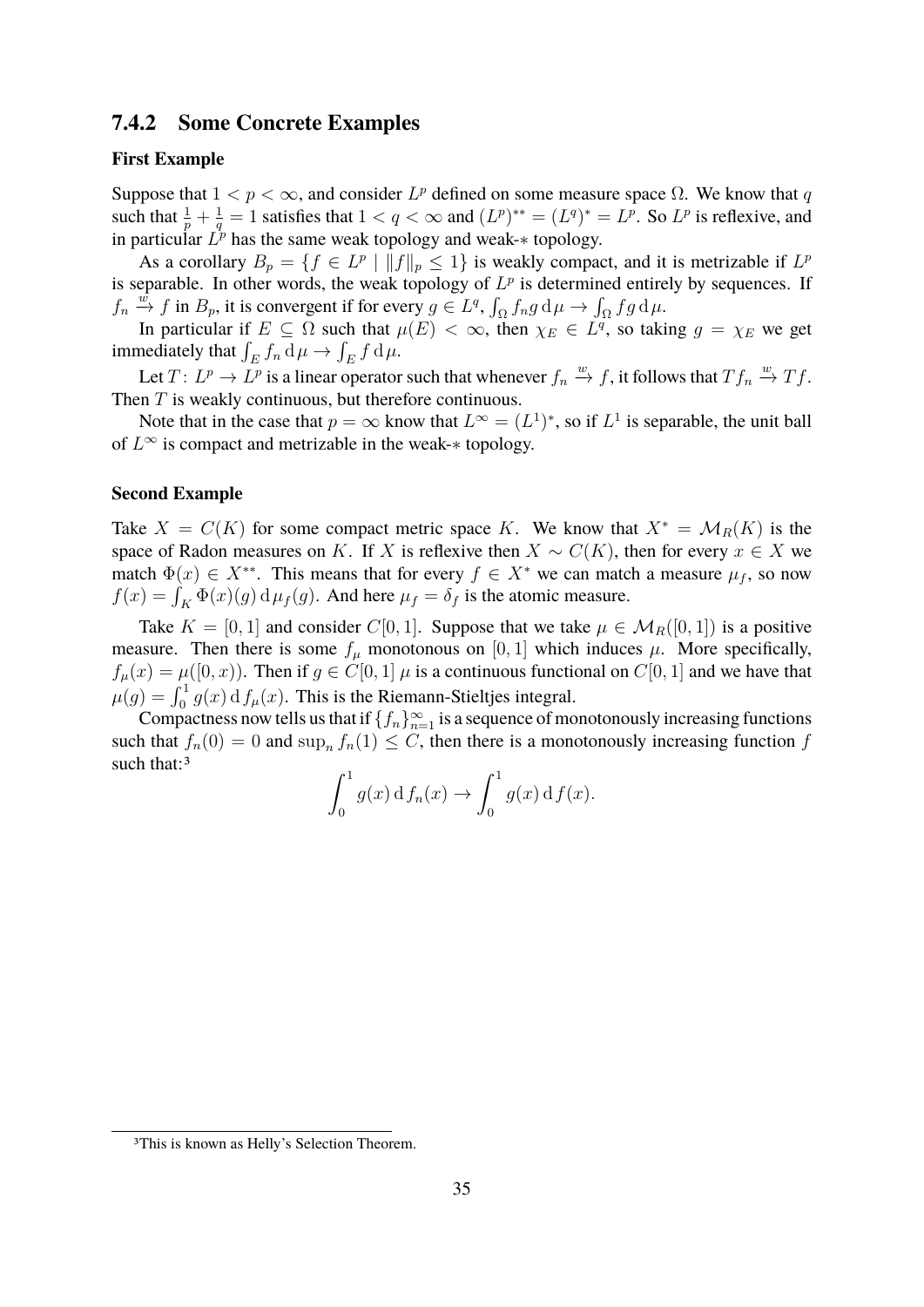### 7.4.2 Some Concrete Examples

#### First Example

Suppose that $1 < p < \infty$, and consider $L^p$ defined on some measure space $\Omega$. We know that $q$ such that $\frac{1}{p} + \frac{1}{q} = 1$ satisfies that $1 < q < \infty$ and $(L^p)^{**} = (L^q)^* = L^p$. So $L^p$ is reflexive, and in particular $L^p$ has the same weak topology and weak-$*$ topology.

As a corollary $B_p = \{f \in L^p \mid \|f\|_p \leq 1\}$ is weakly compact, and it is metrizable if $L^p$ is separable. In other words, the weak topology of $L^p$ is determined entirely by sequences. If $f_n \xrightarrow{w} f$ in $B_p$, it is convergent if for every $g \in L^q$, $\int_\Omega f_n g \, \mathrm{d}\mu \to \int_\Omega fg \, \mathrm{d}\mu$.

In particular if $E \subseteq \Omega$ such that $\mu(E) < \infty$, then $\chi_E \in L^q$, so taking $g = \chi_E$ we get immediately that $\int_E f_n \, \mathrm{d}\mu \to \int_E f \, \mathrm{d}\mu$.

Let $T \colon L^p \to L^p$ is a linear operator such that whenever $f_n \xrightarrow{w} f$, it follows that $Tf_n \xrightarrow{w} Tf$. Then $T$ is weakly continuous, but therefore continuous.

Note that in the case that $p = \infty$ know that $L^\infty = (L^1)^*$, so if $L^1$ is separable, the unit ball of $L^\infty$ is compact and metrizable in the weak-$*$ topology.

#### Second Example

Take $X = C(K)$ for some compact metric space $K$. We know that $X^* = \mathcal{M}_R(K)$ is the space of Radon measures on $K$. If $X$ is reflexive then $X \sim C(K)$, then for every $x \in X$ we match $\Phi(x) \in X^{**}$. This means that for every $f \in X^*$ we can match a measure $\mu_f$, so now $f(x) = \int_K \Phi(x)(g) \, \mathrm{d}\mu_f(g)$. And here $\mu_f = \delta_f$ is the atomic measure.

Take $K = [0,1]$ and consider $C[0,1]$. Suppose that we take $\mu \in \mathcal{M}_R([0,1])$ is a positive measure. Then there is some $f_\mu$ monotonous on $[0,1]$ which induces $\mu$. More specifically, $f_\mu(x) = \mu([0,x))$. Then if $g \in C[0,1]$ $\mu$ is a continuous functional on $C[0,1]$ and we have that $\mu(g) = \int_0^1 g(x) \, \mathrm{d} f_\mu(x)$. This is the Riemann-Stieltjes integral.

Compactness now tells us that if $\{f_n\}_{n=1}^\infty$ is a sequence of monotonously increasing functions such that $f_n(0) = 0$ and $\sup_n f_n(1) \leq C$, then there is a monotonously increasing function $f$ such that:[3]

$$\int_0^1 g(x) \, \mathrm{d} f_n(x) \to \int_0^1 g(x) \, \mathrm{d} f(x).$$

[3]This is known as Helly's Selection Theorem.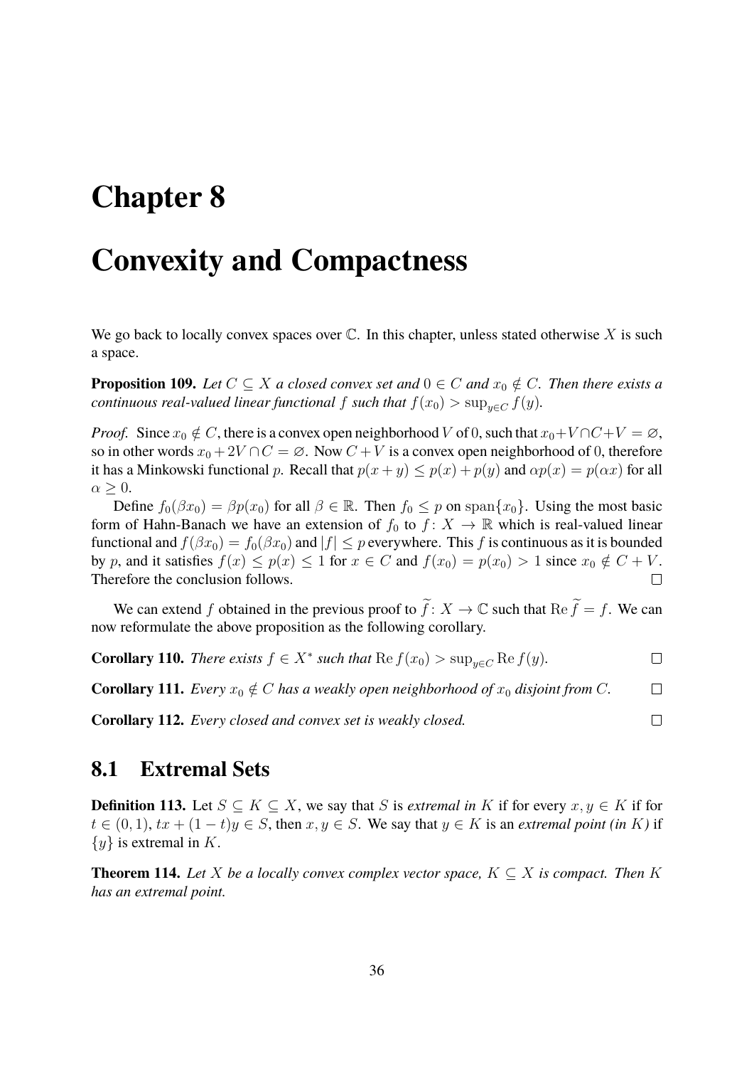# Chapter 8

# Convexity and Compactness

We go back to locally convex spaces over $\mathbb{C}$. In this chapter, unless stated otherwise $X$ is such a space.

**Proposition 109.** *Let $C \subseteq X$ a closed convex set and $0 \in C$ and $x_0 \notin C$. Then there exists a continuous real-valued linear functional $f$ such that $f(x_0) > \sup_{y \in C} f(y)$.*

*Proof.* Since $x_0 \notin C$, there is a convex open neighborhood $V$ of $0$, such that $x_0 + V \cap C + V = \varnothing$, so in other words $x_0 + 2V \cap C = \varnothing$. Now $C + V$ is a convex open neighborhood of $0$, therefore it has a Minkowski functional $p$. Recall that $p(x+y) \leq p(x) + p(y)$ and $\alpha p(x) = p(\alpha x)$ for all $\alpha \geq 0$.

Define $f_0(\beta x_0) = \beta p(x_0)$ for all $\beta \in \mathbb{R}$. Then $f_0 \leq p$ on $\operatorname{span}\{x_0\}$. Using the most basic form of Hahn-Banach we have an extension of $f_0$ to $f \colon X \to \mathbb{R}$ which is real-valued linear functional and $f(\beta x_0) = f_0(\beta x_0)$ and $|f| \leq p$ everywhere. This $f$ is continuous as it is bounded by $p$, and it satisfies $f(x) \leq p(x) \leq 1$ for $x \in C$ and $f(x_0) = p(x_0) > 1$ since $x_0 \notin C + V$. Therefore the conclusion follows. $\square$

We can extend $f$ obtained in the previous proof to $\widetilde{f} \colon X \to \mathbb{C}$ such that $\operatorname{Re} \widetilde{f} = f$. We can now reformulate the above proposition as the following corollary.

**Corollary 110.** *There exists $f \in X^*$ such that $\operatorname{Re} f(x_0) > \sup_{y \in C} \operatorname{Re} f(y)$.* $\square$

**Corollary 111.** *Every $x_0 \notin C$ has a weakly open neighborhood of $x_0$ disjoint from $C$.* $\square$

**Corollary 112.** *Every closed and convex set is weakly closed.* $\square$

## 8.1 Extremal Sets

**Definition 113.** Let $S \subseteq K \subseteq X$, we say that $S$ is *extremal in* $K$ if for every $x, y \in K$ if for $t \in (0,1)$, $tx + (1-t)y \in S$, then $x, y \in S$. We say that $y \in K$ is an *extremal point (in $K$)* if $\{y\}$ is extremal in $K$.

**Theorem 114.** *Let $X$ be a locally convex complex vector space, $K \subseteq X$ is compact. Then $K$ has an extremal point.*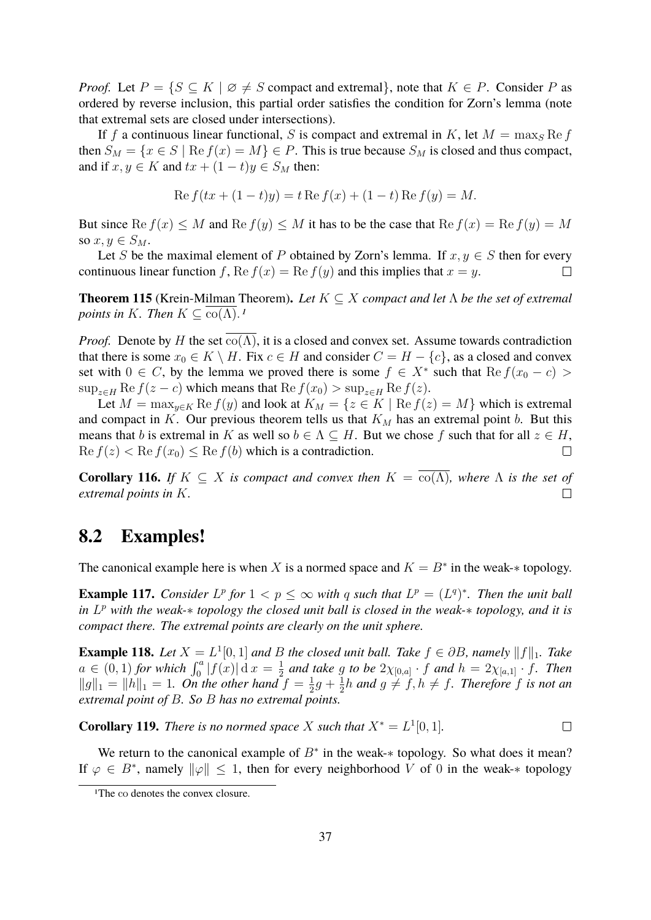*Proof.* Let $P = \{S \subseteq K \mid \varnothing \neq S \text{ compact and extremal}\}$, note that $K \in P$. Consider $P$ as ordered by reverse inclusion, this partial order satisfies the condition for Zorn's lemma (note that extremal sets are closed under intersections).

If $f$ a continuous linear functional, $S$ is compact and extremal in $K$, let $M = \max_S \operatorname{Re} f$ then $S_M = \{x \in S \mid \operatorname{Re} f(x) = M\} \in P$. This is true because $S_M$ is closed and thus compact, and if $x, y \in K$ and $tx + (1-t)y \in S_M$ then:

$$\operatorname{Re} f(tx + (1-t)y) = t \operatorname{Re} f(x) + (1-t) \operatorname{Re} f(y) = M.$$

But since $\operatorname{Re} f(x) \leq M$ and $\operatorname{Re} f(y) \leq M$ it has to be the case that $\operatorname{Re} f(x) = \operatorname{Re} f(y) = M$ so $x, y \in S_M$.

Let $S$ be the maximal element of $P$ obtained by Zorn's lemma. If $x, y \in S$ then for every continuous linear function $f$, $\operatorname{Re} f(x) = \operatorname{Re} f(y)$ and this implies that $x = y$. □

**Theorem 115** (Krein-Milman Theorem)**.** *Let $K \subseteq X$ compact and let $\Lambda$ be the set of extremal points in $K$. Then $K \subseteq \overline{\operatorname{co}(\Lambda)}$.*[1]

*Proof.* Denote by $H$ the set $\overline{\operatorname{co}(\Lambda)}$, it is a closed and convex set. Assume towards contradiction that there is some $x_0 \in K \setminus H$. Fix $c \in H$ and consider $C = H - \{c\}$, as a closed and convex set with $0 \in C$, by the lemma we proved there is some $f \in X^*$ such that $\operatorname{Re} f(x_0 - c) > \sup_{z \in H} \operatorname{Re} f(z - c)$ which means that $\operatorname{Re} f(x_0) > \sup_{z \in H} \operatorname{Re} f(z)$.

Let $M = \max_{y \in K} \operatorname{Re} f(y)$ and look at $K_M = \{z \in K \mid \operatorname{Re} f(z) = M\}$ which is extremal and compact in $K$. Our previous theorem tells us that $K_M$ has an extremal point $b$. But this means that $b$ is extremal in $K$ as well so $b \in \Lambda \subseteq H$. But we chose $f$ such that for all $z \in H$, $\operatorname{Re} f(z) < \operatorname{Re} f(x_0) \leq \operatorname{Re} f(b)$ which is a contradiction. □

**Corollary 116.** *If $K \subseteq X$ is compact and convex then $K = \overline{\operatorname{co}(\Lambda)}$, where $\Lambda$ is the set of extremal points in $K$.* □

## 8.2 Examples!

The canonical example here is when $X$ is a normed space and $K = B^*$ in the weak-$*$ topology.

**Example 117.** *Consider $L^p$ for $1 < p \leq \infty$ with $q$ such that $L^p = (L^q)^*$. Then the unit ball in $L^p$ with the weak-$*$ topology the closed unit ball is closed in the weak-$*$ topology, and it is compact there. The extremal points are clearly on the unit sphere.*

**Example 118.** *Let $X = L^1[0,1]$ and $B$ the closed unit ball. Take $f \in \partial B$, namely $\|f\|_1$. Take $a \in (0,1)$ for which $\int_0^a |f(x)| \,\mathrm{d}\, x = \frac{1}{2}$ and take $g$ to be $2\chi_{[0,a]} \cdot f$ and $h = 2\chi_{[a,1]} \cdot f$. Then $\|g\|_1 = \|h\|_1 = 1$. On the other hand $f = \frac{1}{2}g + \frac{1}{2}h$ and $g \neq f, h \neq f$. Therefore $f$ is not an extremal point of $B$. So $B$ has no extremal points.*

**Corollary 119.** *There is no normed space $X$ such that $X^* = L^1[0,1]$.* □

We return to the canonical example of $B^*$ in the weak-$*$ topology. So what does it mean? If $\varphi \in B^*$, namely $\|\varphi\| \leq 1$, then for every neighborhood $V$ of $0$ in the weak-$*$ topology

[1] The co denotes the convex closure.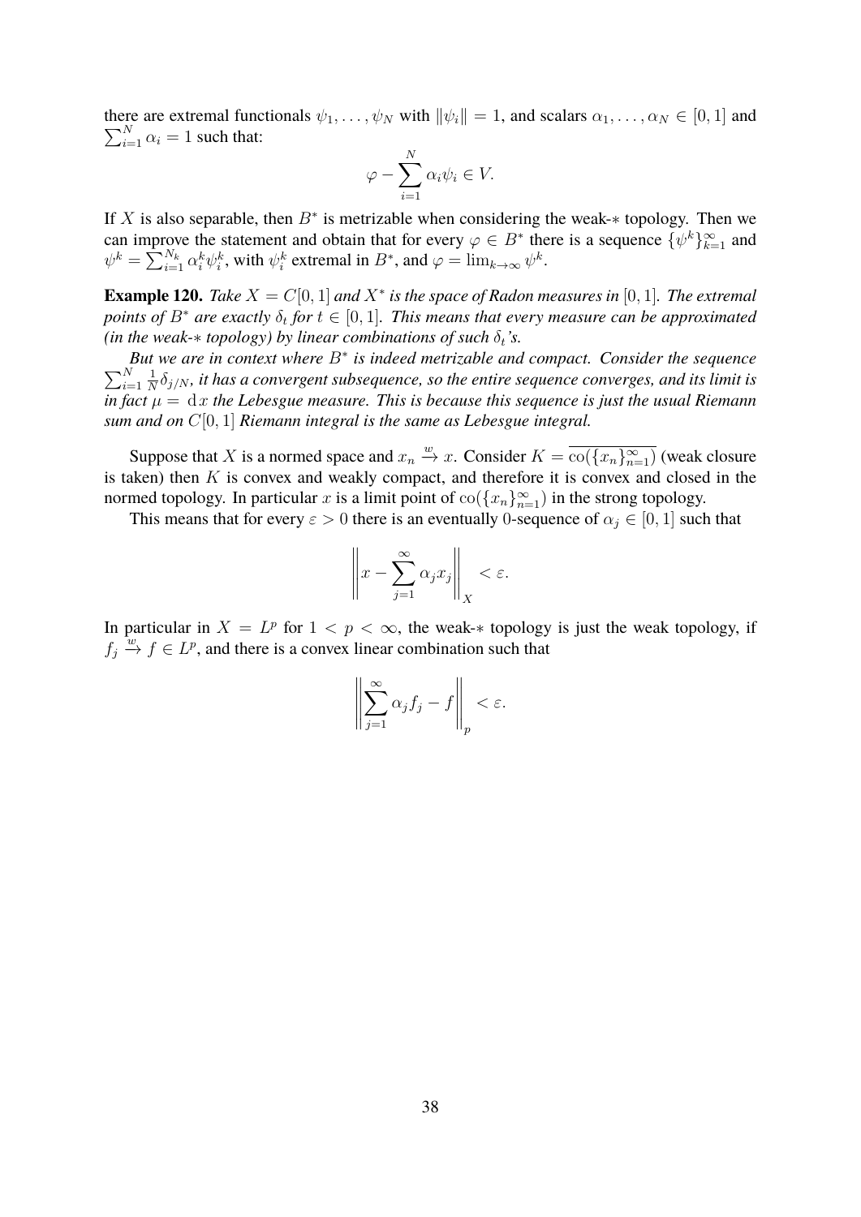there are extremal functionals $\psi_1, \ldots, \psi_N$ with $\|\psi_i\| = 1$, and scalars $\alpha_1, \ldots, \alpha_N \in [0,1]$ and $\sum_{i=1}^N \alpha_i = 1$ such that:

$$\varphi - \sum_{i=1}^N \alpha_i \psi_i \in V.$$

If $X$ is also separable, then $B^*$ is metrizable when considering the weak-$*$ topology. Then we can improve the statement and obtain that for every $\varphi \in B^*$ there is a sequence $\{\psi^k\}_{k=1}^\infty$ and $\psi^k = \sum_{i=1}^{N_k} \alpha_i^k \psi_i^k$, with $\psi_i^k$ extremal in $B^*$, and $\varphi = \lim_{k\to\infty} \psi^k$.

**Example 120.** *Take $X = C[0,1]$ and $X^*$ is the space of Radon measures in $[0,1]$. The extremal points of $B^*$ are exactly $\delta_t$ for $t \in [0,1]$. This means that every measure can be approximated (in the weak-$*$ topology) by linear combinations of such $\delta_t$'s.*

*But we are in context where $B^*$ is indeed metrizable and compact. Consider the sequence $\sum_{i=1}^N \frac{1}{N}\delta_{j/N}$, it has a convergent subsequence, so the entire sequence converges, and its limit is in fact $\mu = \mathrm{d}x$ the Lebesgue measure. This is because this sequence is just the usual Riemann sum and on $C[0,1]$ Riemann integral is the same as Lebesgue integral.*

Suppose that $X$ is a normed space and $x_n \xrightarrow{w} x$. Consider $K = \overline{\operatorname{co}(\{x_n\}_{n=1}^\infty)}$ (weak closure is taken) then $K$ is convex and weakly compact, and therefore it is convex and closed in the normed topology. In particular $x$ is a limit point of $\operatorname{co}(\{x_n\}_{n=1}^\infty)$ in the strong topology.

This means that for every $\varepsilon > 0$ there is an eventually $0$-sequence of $\alpha_j \in [0,1]$ such that

$$\left\| x - \sum_{j=1}^\infty \alpha_j x_j \right\|_X < \varepsilon.$$

In particular in $X = L^p$ for $1 < p < \infty$, the weak-$*$ topology is just the weak topology, if $f_j \xrightarrow{w} f \in L^p$, and there is a convex linear combination such that

$$\left\| \sum_{j=1}^\infty \alpha_j f_j - f \right\|_p < \varepsilon.$$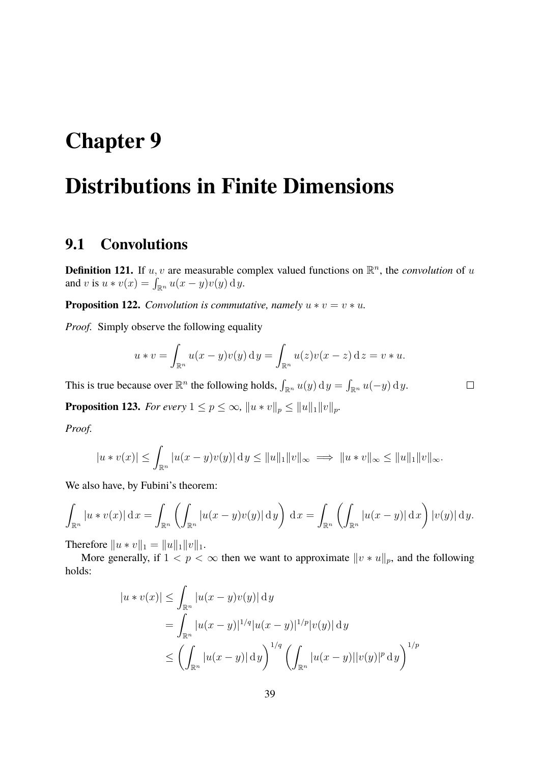# Chapter 9

# Distributions in Finite Dimensions

## 9.1 Convolutions

**Definition 121.** If $u, v$ are measurable complex valued functions on $\mathbb{R}^n$, the *convolution* of $u$ and $v$ is $u * v(x) = \int_{\mathbb{R}^n} u(x-y)v(y)\,\mathrm{d}\,y$.

**Proposition 122.** *Convolution is commutative, namely $u * v = v * u$.*

*Proof.* Simply observe the following equality

$$u * v = \int_{\mathbb{R}^n} u(x-y)v(y)\,\mathrm{d}\,y = \int_{\mathbb{R}^n} u(z)v(x-z)\,\mathrm{d}\,z = v * u.$$

This is true because over $\mathbb{R}^n$ the following holds, $\int_{\mathbb{R}^n} u(y)\,\mathrm{d}\,y = \int_{\mathbb{R}^n} u(-y)\,\mathrm{d}\,y$. $\square$

**Proposition 123.** *For every $1 \leq p \leq \infty$, $\|u * v\|_p \leq \|u\|_1 \|v\|_p$.*

*Proof.*

$$|u * v(x)| \leq \int_{\mathbb{R}^n} |u(x-y)v(y)|\,\mathrm{d}\,y \leq \|u\|_1 \|v\|_\infty \implies \|u * v\|_\infty \leq \|u\|_1 \|v\|_\infty.$$

We also have, by Fubini's theorem:

$$\int_{\mathbb{R}^n} |u * v(x)|\,\mathrm{d}\,x = \int_{\mathbb{R}^n} \left( \int_{\mathbb{R}^n} |u(x-y)v(y)|\,\mathrm{d}\,y \right)\,\mathrm{d}\,x = \int_{\mathbb{R}^n} \left( \int_{\mathbb{R}^n} |u(x-y)|\,\mathrm{d}\,x \right) |v(y)|\,\mathrm{d}\,y.$$

Therefore $\|u * v\|_1 = \|u\|_1 \|v\|_1$.

More generally, if $1 < p < \infty$ then we want to approximate $\|v * u\|_p$, and the following holds:

$$\begin{aligned}
|u * v(x)| &\leq \int_{\mathbb{R}^n} |u(x-y)v(y)|\,\mathrm{d}\,y \\
&= \int_{\mathbb{R}^n} |u(x-y)|^{1/q} |u(x-y)|^{1/p} |v(y)|\,\mathrm{d}\,y \\
&\leq \left( \int_{\mathbb{R}^n} |u(x-y)|\,\mathrm{d}\,y \right)^{1/q} \left( \int_{\mathbb{R}^n} |u(x-y)||v(y)|^p\,\mathrm{d}\,y \right)^{1/p}
\end{aligned}$$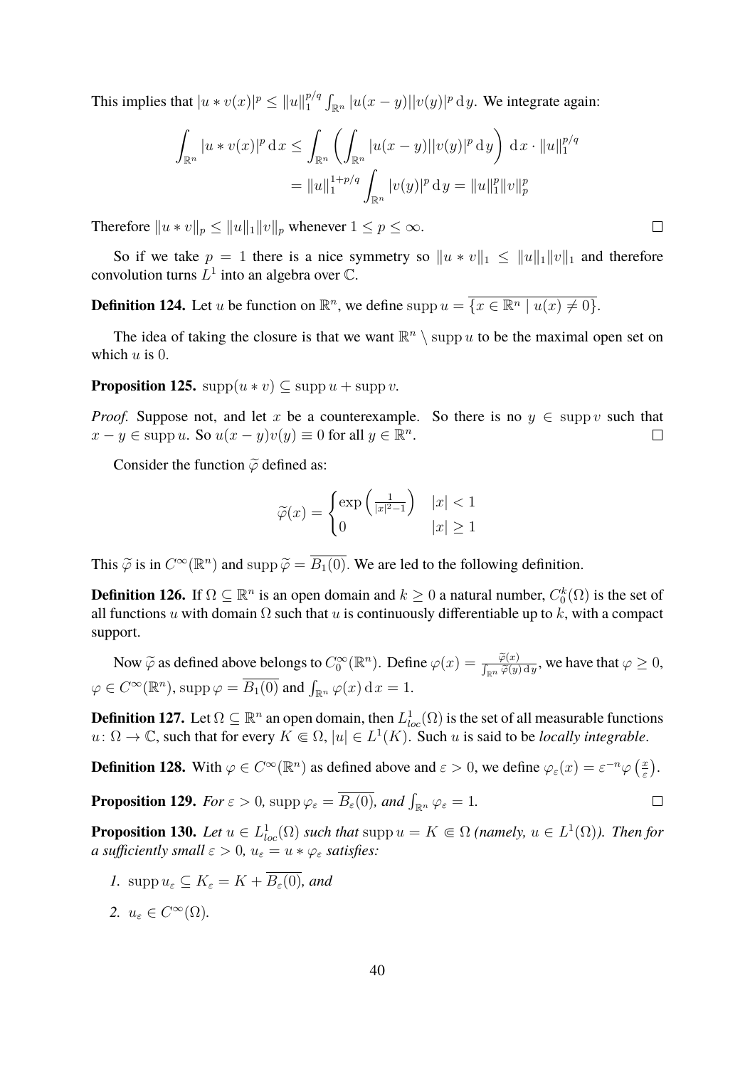This implies that $|u * v(x)|^p \leq \|u\|_1^{p/q} \int_{\mathbb{R}^n} |u(x-y)||v(y)|^p \,\mathrm{d}\,y$. We integrate again:

$$\int_{\mathbb{R}^n} |u * v(x)|^p \,\mathrm{d}\,x \leq \int_{\mathbb{R}^n} \left( \int_{\mathbb{R}^n} |u(x-y)||v(y)|^p \,\mathrm{d}\,y \right) \,\mathrm{d}\,x \cdot \|u\|_1^{p/q}$$
$$= \|u\|_1^{1+p/q} \int_{\mathbb{R}^n} |v(y)|^p \,\mathrm{d}\,y = \|u\|_1^p \|v\|_p^p$$

Therefore $\|u * v\|_p \leq \|u\|_1 \|v\|_p$ whenever $1 \leq p \leq \infty$. ◻

So if we take $p = 1$ there is a nice symmetry so $\|u * v\|_1 \leq \|u\|_1 \|v\|_1$ and therefore convolution turns $L^1$ into an algebra over $\mathbb{C}$.

**Definition 124.** Let $u$ be function on $\mathbb{R}^n$, we define $\operatorname{supp} u = \overline{\{x \in \mathbb{R}^n \mid u(x) \neq 0\}}$.

The idea of taking the closure is that we want $\mathbb{R}^n \setminus \operatorname{supp} u$ to be the maximal open set on which $u$ is $0$.

**Proposition 125.** $\operatorname{supp}(u * v) \subseteq \operatorname{supp} u + \operatorname{supp} v$.

*Proof.* Suppose not, and let $x$ be a counterexample. So there is no $y \in \operatorname{supp} v$ such that $x - y \in \operatorname{supp} u$. So $u(x-y)v(y) \equiv 0$ for all $y \in \mathbb{R}^n$. ◻

Consider the function $\widetilde{\varphi}$ defined as:

$$\widetilde{\varphi}(x) = \begin{cases} \exp\left(\frac{1}{|x|^2 - 1}\right) & |x| < 1 \\ 0 & |x| \geq 1 \end{cases}$$

This $\widetilde{\varphi}$ is in $C^\infty(\mathbb{R}^n)$ and $\operatorname{supp} \widetilde{\varphi} = \overline{B_1(0)}$. We are led to the following definition.

**Definition 126.** If $\Omega \subseteq \mathbb{R}^n$ is an open domain and $k \geq 0$ a natural number, $C_0^k(\Omega)$ is the set of all functions $u$ with domain $\Omega$ such that $u$ is continuously differentiable up to $k$, with a compact support.

Now $\widetilde{\varphi}$ as defined above belongs to $C_0^\infty(\mathbb{R}^n)$. Define $\varphi(x) = \frac{\widetilde{\varphi}(x)}{\int_{\mathbb{R}^n} \widetilde{\varphi}(y)\,\mathrm{d}\,y}$, we have that $\varphi \geq 0$, $\varphi \in C^\infty(\mathbb{R}^n)$, $\operatorname{supp} \varphi = \overline{B_1(0)}$ and $\int_{\mathbb{R}^n} \varphi(x) \,\mathrm{d}\,x = 1$.

**Definition 127.** Let $\Omega \subseteq \mathbb{R}^n$ an open domain, then $L^1_{loc}(\Omega)$ is the set of all measurable functions $u \colon \Omega \to \mathbb{C}$, such that for every $K \Subset \Omega$, $|u| \in L^1(K)$. Such $u$ is said to be *locally integrable*.

**Definition 128.** With $\varphi \in C^\infty(\mathbb{R}^n)$ as defined above and $\varepsilon > 0$, we define $\varphi_\varepsilon(x) = \varepsilon^{-n} \varphi\left(\frac{x}{\varepsilon}\right)$.

**Proposition 129.** *For $\varepsilon > 0$, $\operatorname{supp} \varphi_\varepsilon = \overline{B_\varepsilon(0)}$, and $\int_{\mathbb{R}^n} \varphi_\varepsilon = 1$.* ◻

**Proposition 130.** *Let $u \in L^1_{loc}(\Omega)$ such that $\operatorname{supp} u = K \Subset \Omega$ (namely, $u \in L^1(\Omega)$). Then for a sufficiently small $\varepsilon > 0$, $u_\varepsilon = u * \varphi_\varepsilon$ satisfies:*

1. $\operatorname{supp} u_\varepsilon \subseteq K_\varepsilon = K + \overline{B_\varepsilon(0)}$, *and*
2. $u_\varepsilon \in C^\infty(\Omega)$.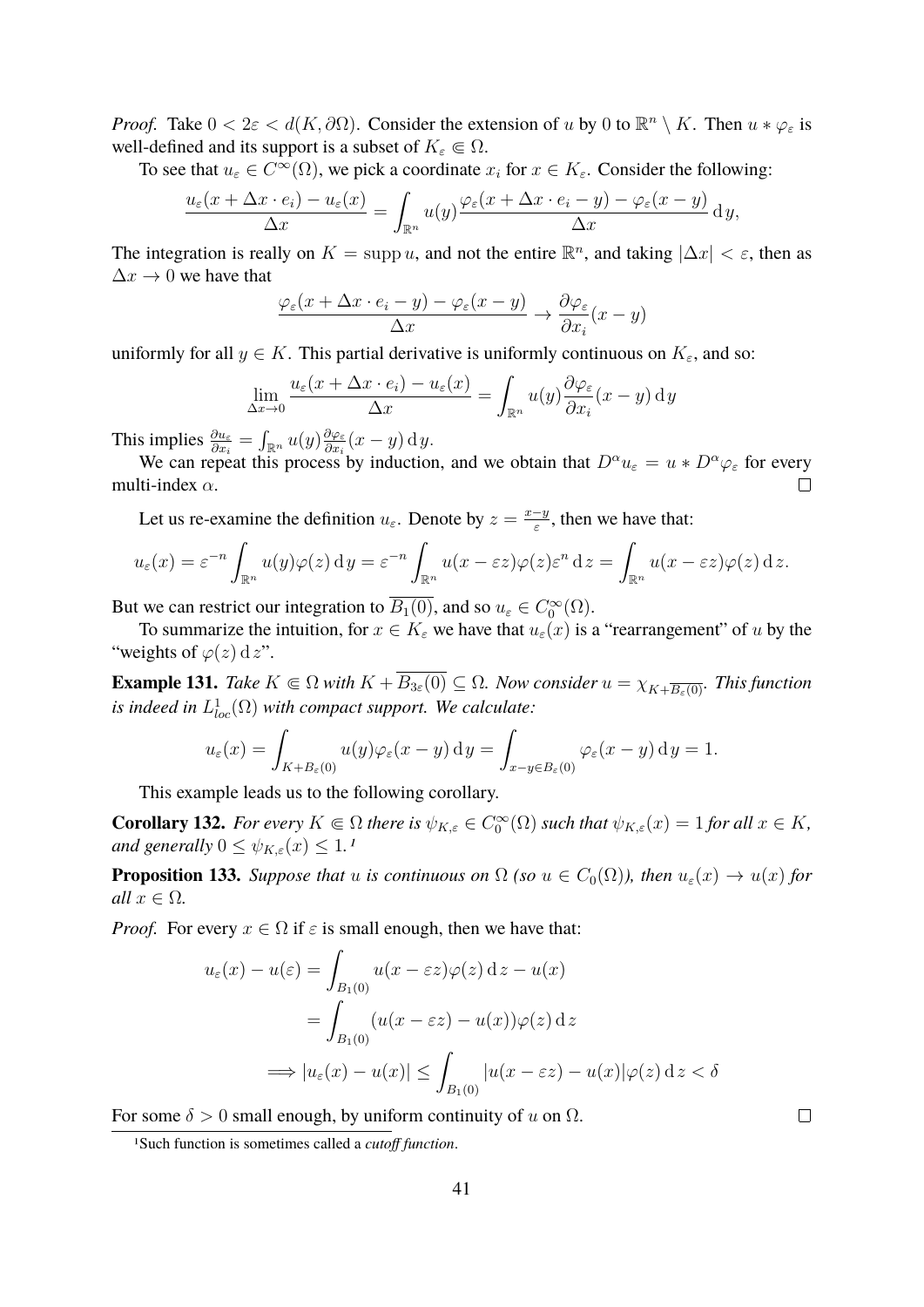*Proof.* Take $0 < 2\varepsilon < d(K, \partial\Omega)$. Consider the extension of $u$ by $0$ to $\mathbb{R}^n \setminus K$. Then $u * \varphi_\varepsilon$ is well-defined and its support is a subset of $K_\varepsilon \Subset \Omega$.

To see that $u_\varepsilon \in C^\infty(\Omega)$, we pick a coordinate $x_i$ for $x \in K_\varepsilon$. Consider the following:

$$\frac{u_\varepsilon(x + \Delta x \cdot e_i) - u_\varepsilon(x)}{\Delta x} = \int_{\mathbb{R}^n} u(y) \frac{\varphi_\varepsilon(x + \Delta x \cdot e_i - y) - \varphi_\varepsilon(x - y)}{\Delta x} \, \mathrm{d}\, y,$$

The integration is really on $K = \operatorname{supp} u$, and not the entire $\mathbb{R}^n$, and taking $|\Delta x| < \varepsilon$, then as $\Delta x \to 0$ we have that

$$\frac{\varphi_\varepsilon(x + \Delta x \cdot e_i - y) - \varphi_\varepsilon(x - y)}{\Delta x} \to \frac{\partial \varphi_\varepsilon}{\partial x_i}(x - y)$$

uniformly for all $y \in K$. This partial derivative is uniformly continuous on $K_\varepsilon$, and so:

$$\lim_{\Delta x \to 0} \frac{u_\varepsilon(x + \Delta x \cdot e_i) - u_\varepsilon(x)}{\Delta x} = \int_{\mathbb{R}^n} u(y) \frac{\partial \varphi_\varepsilon}{\partial x_i}(x - y) \, \mathrm{d}\, y$$

This implies $\frac{\partial u_\varepsilon}{\partial x_i} = \int_{\mathbb{R}^n} u(y) \frac{\partial \varphi_\varepsilon}{\partial x_i}(x - y) \, \mathrm{d}\, y$.

We can repeat this process by induction, and we obtain that $D^\alpha u_\varepsilon = u * D^\alpha \varphi_\varepsilon$ for every multi-index $\alpha$. □

Let us re-examine the definition $u_\varepsilon$. Denote by $z = \frac{x-y}{\varepsilon}$, then we have that:

$$u_\varepsilon(x) = \varepsilon^{-n} \int_{\mathbb{R}^n} u(y)\varphi(z) \, \mathrm{d}\, y = \varepsilon^{-n} \int_{\mathbb{R}^n} u(x - \varepsilon z)\varphi(z)\varepsilon^n \, \mathrm{d}\, z = \int_{\mathbb{R}^n} u(x - \varepsilon z)\varphi(z) \, \mathrm{d}\, z.$$

But we can restrict our integration to $\overline{B_1(0)}$, and so $u_\varepsilon \in C_0^\infty(\Omega)$.

To summarize the intuition, for $x \in K_\varepsilon$ we have that $u_\varepsilon(x)$ is a "rearrangement" of $u$ by the "weights of $\varphi(z) \, \mathrm{d}\, z$".

**Example 131.** *Take $K \Subset \Omega$ with $K + \overline{B_{3\varepsilon}(0)} \subseteq \Omega$. Now consider $u = \chi_{K + \overline{B_\varepsilon(0)}}$. This function is indeed in $L^1_{loc}(\Omega)$ with compact support. We calculate:*

$$u_\varepsilon(x) = \int_{K + B_\varepsilon(0)} u(y)\varphi_\varepsilon(x - y) \, \mathrm{d}\, y = \int_{x - y \in B_\varepsilon(0)} \varphi_\varepsilon(x - y) \, \mathrm{d}\, y = 1.$$

This example leads us to the following corollary.

**Corollary 132.** *For every $K \Subset \Omega$ there is $\psi_{K,\varepsilon} \in C_0^\infty(\Omega)$ such that $\psi_{K,\varepsilon}(x) = 1$ for all $x \in K$, and generally $0 \leq \psi_{K,\varepsilon}(x) \leq 1$.* [1]

**Proposition 133.** *Suppose that $u$ is continuous on $\Omega$ (so $u \in C_0(\Omega)$), then $u_\varepsilon(x) \to u(x)$ for all $x \in \Omega$.*

*Proof.* For every $x \in \Omega$ if $\varepsilon$ is small enough, then we have that:

$$\begin{aligned}
u_\varepsilon(x) - u(\varepsilon) &= \int_{B_1(0)} u(x - \varepsilon z)\varphi(z) \, \mathrm{d}\, z - u(x) \\
&= \int_{B_1(0)} (u(x - \varepsilon z) - u(x))\varphi(z) \, \mathrm{d}\, z \\
\implies |u_\varepsilon(x) - u(x)| &\leq \int_{B_1(0)} |u(x - \varepsilon z) - u(x)|\varphi(z) \, \mathrm{d}\, z < \delta
\end{aligned}$$

For some $\delta > 0$ small enough, by uniform continuity of $u$ on $\Omega$. □

[1] Such function is sometimes called a *cutoff function*.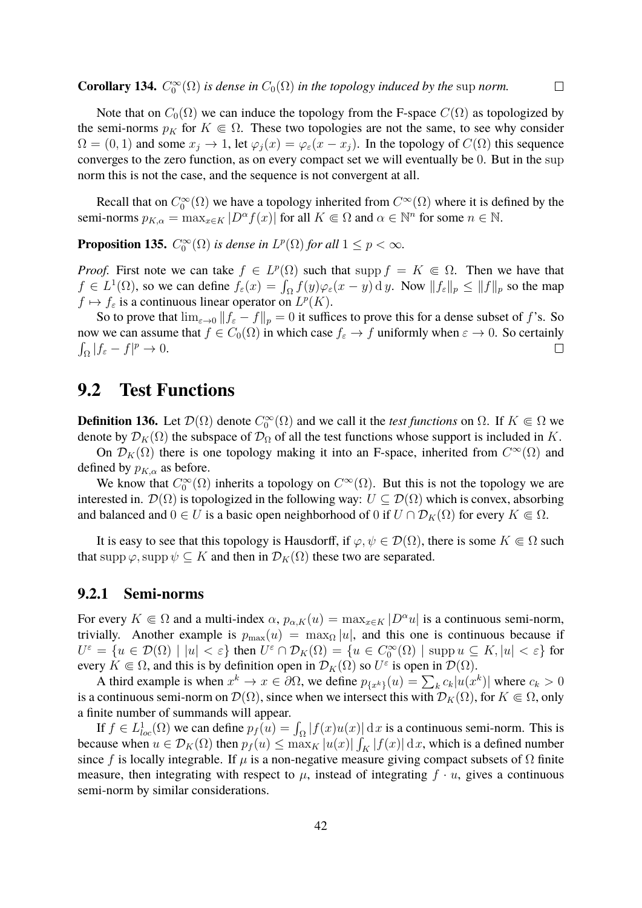**Corollary 134.** *$C_0^\infty(\Omega)$ is dense in $C_0(\Omega)$ in the topology induced by the* $\sup$ *norm.* $\square$

Note that on $C_0(\Omega)$ we can induce the topology from the F-space $C(\Omega)$ as topologized by the semi-norms $p_K$ for $K \Subset \Omega$. These two topologies are not the same, to see why consider $\Omega = (0,1)$ and some $x_j \to 1$, let $\varphi_j(x) = \varphi_\varepsilon(x - x_j)$. In the topology of $C(\Omega)$ this sequence converges to the zero function, as on every compact set we will eventually be $0$. But in the $\sup$ norm this is not the case, and the sequence is not convergent at all.

Recall that on $C_0^\infty(\Omega)$ we have a topology inherited from $C^\infty(\Omega)$ where it is defined by the semi-norms $p_{K,\alpha} = \max_{x\in K} |D^\alpha f(x)|$ for all $K \Subset \Omega$ and $\alpha \in \mathbb{N}^n$ for some $n \in \mathbb{N}$.

**Proposition 135.** *$C_0^\infty(\Omega)$ is dense in $L^p(\Omega)$ for all $1 \le p < \infty$.*

*Proof.* First note we can take $f \in L^p(\Omega)$ such that $\operatorname{supp} f = K \Subset \Omega$. Then we have that $f \in L^1(\Omega)$, so we can define $f_\varepsilon(x) = \int_\Omega f(y)\varphi_\varepsilon(x-y)\,\mathrm{d}\,y$. Now $\|f_\varepsilon\|_p \le \|f\|_p$ so the map $f \mapsto f_\varepsilon$ is a continuous linear operator on $L^p(K)$.

So to prove that $\lim_{\varepsilon\to 0} \|f_\varepsilon - f\|_p = 0$ it suffices to prove this for a dense subset of $f$'s. So now we can assume that $f \in C_0(\Omega)$ in which case $f_\varepsilon \to f$ uniformly when $\varepsilon \to 0$. So certainly $\int_\Omega |f_\varepsilon - f|^p \to 0$. $\square$

## 9.2 Test Functions

**Definition 136.** Let $\mathcal{D}(\Omega)$ denote $C_0^\infty(\Omega)$ and we call it the *test functions* on $\Omega$. If $K \Subset \Omega$ we denote by $\mathcal{D}_K(\Omega)$ the subspace of $\mathcal{D}_\Omega$ of all the test functions whose support is included in $K$.

On $\mathcal{D}_K(\Omega)$ there is one topology making it into an F-space, inherited from $C^\infty(\Omega)$ and defined by $p_{K,\alpha}$ as before.

We know that $C_0^\infty(\Omega)$ inherits a topology on $C^\infty(\Omega)$. But this is not the topology we are interested in. $\mathcal{D}(\Omega)$ is topologized in the following way: $U \subseteq \mathcal{D}(\Omega)$ which is convex, absorbing and balanced and $0 \in U$ is a basic open neighborhood of $0$ if $U \cap \mathcal{D}_K(\Omega)$ for every $K \Subset \Omega$.

It is easy to see that this topology is Hausdorff, if $\varphi, \psi \in \mathcal{D}(\Omega)$, there is some $K \Subset \Omega$ such that $\operatorname{supp}\varphi, \operatorname{supp}\psi \subseteq K$ and then in $\mathcal{D}_K(\Omega)$ these two are separated.

### 9.2.1 Semi-norms

For every $K \Subset \Omega$ and a multi-index $\alpha$, $p_{\alpha,K}(u) = \max_{x\in K} |D^\alpha u|$ is a continuous semi-norm, trivially. Another example is $p_{\max}(u) = \max_\Omega |u|$, and this one is continuous because if $U^\varepsilon = \{u \in \mathcal{D}(\Omega) \mid |u| < \varepsilon\}$ then $U^\varepsilon \cap \mathcal{D}_K(\Omega) = \{u \in C_0^\infty(\Omega) \mid \operatorname{supp} u \subseteq K, |u| < \varepsilon\}$ for every $K \Subset \Omega$, and this is by definition open in $\mathcal{D}_K(\Omega)$ so $U^\varepsilon$ is open in $\mathcal{D}(\Omega)$.

A third example is when $x^k \to x \in \partial\Omega$, we define $p_{\{x^k\}}(u) = \sum_k c_k |u(x^k)|$ where $c_k > 0$ is a continuous semi-norm on $\mathcal{D}(\Omega)$, since when we intersect this with $\mathcal{D}_K(\Omega)$, for $K \Subset \Omega$, only a finite number of summands will appear.

If $f \in L^1_{loc}(\Omega)$ we can define $p_f(u) = \int_\Omega |f(x)u(x)|\,\mathrm{d}\,x$ is a continuous semi-norm. This is because when $u \in \mathcal{D}_K(\Omega)$ then $p_f(u) \le \max_K |u(x)| \int_K |f(x)|\,\mathrm{d}\,x$, which is a defined number since $f$ is locally integrable. If $\mu$ is a non-negative measure giving compact subsets of $\Omega$ finite measure, then integrating with respect to $\mu$, instead of integrating $f \cdot u$, gives a continuous semi-norm by similar considerations.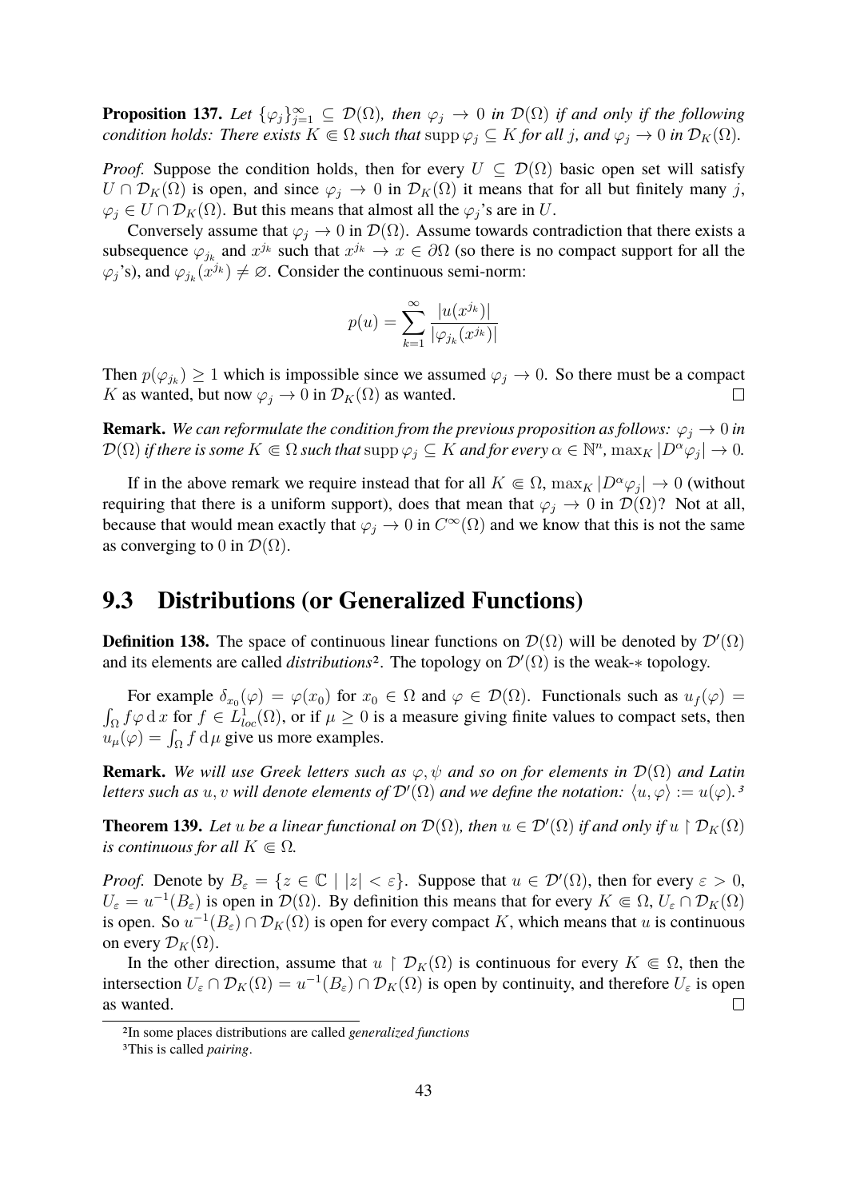**Proposition 137.** *Let $\{\varphi_j\}_{j=1}^{\infty} \subseteq \mathcal{D}(\Omega)$, then $\varphi_j \to 0$ in $\mathcal{D}(\Omega)$ if and only if the following condition holds: There exists $K \Subset \Omega$ such that $\operatorname{supp} \varphi_j \subseteq K$ for all $j$, and $\varphi_j \to 0$ in $\mathcal{D}_K(\Omega)$.*

*Proof.* Suppose the condition holds, then for every $U \subseteq \mathcal{D}(\Omega)$ basic open set will satisfy $U \cap \mathcal{D}_K(\Omega)$ is open, and since $\varphi_j \to 0$ in $\mathcal{D}_K(\Omega)$ it means that for all but finitely many $j$, $\varphi_j \in U \cap \mathcal{D}_K(\Omega)$. But this means that almost all the $\varphi_j$'s are in $U$.

Conversely assume that $\varphi_j \to 0$ in $\mathcal{D}(\Omega)$. Assume towards contradiction that there exists a subsequence $\varphi_{j_k}$ and $x^{j_k}$ such that $x^{j_k} \to x \in \partial\Omega$ (so there is no compact support for all the $\varphi_j$'s), and $\varphi_{j_k}(x^{j_k}) \neq \varnothing$. Consider the continuous semi-norm:

$$p(u) = \sum_{k=1}^{\infty} \frac{|u(x^{j_k})|}{|\varphi_{j_k}(x^{j_k})|}$$

Then $p(\varphi_{j_k}) \geq 1$ which is impossible since we assumed $\varphi_j \to 0$. So there must be a compact $K$ as wanted, but now $\varphi_j \to 0$ in $\mathcal{D}_K(\Omega)$ as wanted. $\square$

**Remark.** *We can reformulate the condition from the previous proposition as follows: $\varphi_j \to 0$ in $\mathcal{D}(\Omega)$ if there is some $K \Subset \Omega$ such that $\operatorname{supp} \varphi_j \subseteq K$ and for every $\alpha \in \mathbb{N}^n$, $\max_K |D^\alpha \varphi_j| \to 0$.*

If in the above remark we require instead that for all $K \Subset \Omega$, $\max_K |D^\alpha \varphi_j| \to 0$ (without requiring that there is a uniform support), does that mean that $\varphi_j \to 0$ in $\mathcal{D}(\Omega)$? Not at all, because that would mean exactly that $\varphi_j \to 0$ in $C^\infty(\Omega)$ and we know that this is not the same as converging to $0$ in $\mathcal{D}(\Omega)$.

## 9.3 Distributions (or Generalized Functions)

**Definition 138.** The space of continuous linear functions on $\mathcal{D}(\Omega)$ will be denoted by $\mathcal{D}'(\Omega)$ and its elements are called *distributions*[2]. The topology on $\mathcal{D}'(\Omega)$ is the weak-$*$ topology.

For example $\delta_{x_0}(\varphi) = \varphi(x_0)$ for $x_0 \in \Omega$ and $\varphi \in \mathcal{D}(\Omega)$. Functionals such as $u_f(\varphi) = \int_\Omega f\varphi \,\mathrm{d}\, x$ for $f \in L^1_{loc}(\Omega)$, or if $\mu \geq 0$ is a measure giving finite values to compact sets, then $u_\mu(\varphi) = \int_\Omega f \,\mathrm{d}\,\mu$ give us more examples.

**Remark.** *We will use Greek letters such as $\varphi, \psi$ and so on for elements in $\mathcal{D}(\Omega)$ and Latin letters such as $u, v$ will denote elements of $\mathcal{D}'(\Omega)$ and we define the notation: $\langle u, \varphi \rangle := u(\varphi)$.*[3]

**Theorem 139.** *Let $u$ be a linear functional on $\mathcal{D}(\Omega)$, then $u \in \mathcal{D}'(\Omega)$ if and only if $u \restriction \mathcal{D}_K(\Omega)$ is continuous for all $K \Subset \Omega$.*

*Proof.* Denote by $B_\varepsilon = \{z \in \mathbb{C} \mid |z| < \varepsilon\}$. Suppose that $u \in \mathcal{D}'(\Omega)$, then for every $\varepsilon > 0$, $U_\varepsilon = u^{-1}(B_\varepsilon)$ is open in $\mathcal{D}(\Omega)$. By definition this means that for every $K \Subset \Omega$, $U_\varepsilon \cap \mathcal{D}_K(\Omega)$ is open. So $u^{-1}(B_\varepsilon) \cap \mathcal{D}_K(\Omega)$ is open for every compact $K$, which means that $u$ is continuous on every $\mathcal{D}_K(\Omega)$.

In the other direction, assume that $u \restriction \mathcal{D}_K(\Omega)$ is continuous for every $K \Subset \Omega$, then the intersection $U_\varepsilon \cap \mathcal{D}_K(\Omega) = u^{-1}(B_\varepsilon) \cap \mathcal{D}_K(\Omega)$ is open by continuity, and therefore $U_\varepsilon$ is open as wanted. $\square$

---

[2] In some places distributions are called *generalized functions*

[3] This is called *pairing*.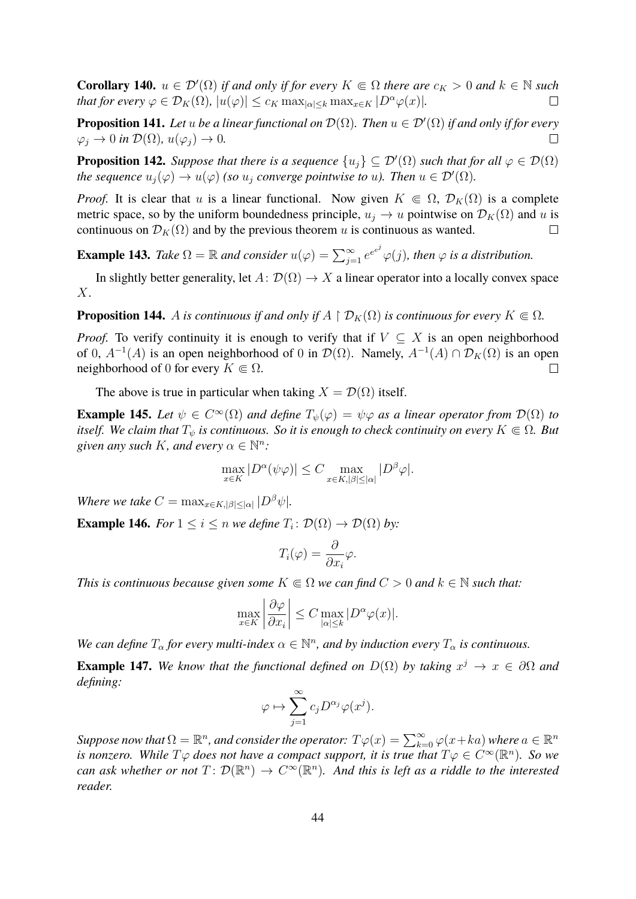**Corollary 140.** *$u \in \mathcal{D}'(\Omega)$ if and only if for every $K \Subset \Omega$ there are $c_K > 0$ and $k \in \mathbb{N}$ such that for every $\varphi \in \mathcal{D}_K(\Omega)$, $|u(\varphi)| \leq c_K \max_{|\alpha| \leq k} \max_{x \in K} |D^\alpha \varphi(x)|$.* □

**Proposition 141.** *Let $u$ be a linear functional on $\mathcal{D}(\Omega)$. Then $u \in \mathcal{D}'(\Omega)$ if and only if for every $\varphi_j \to 0$ in $\mathcal{D}(\Omega)$, $u(\varphi_j) \to 0$.* □

**Proposition 142.** *Suppose that there is a sequence $\{u_j\} \subseteq \mathcal{D}'(\Omega)$ such that for all $\varphi \in \mathcal{D}(\Omega)$ the sequence $u_j(\varphi) \to u(\varphi)$ (so $u_j$ converge pointwise to $u$). Then $u \in \mathcal{D}'(\Omega)$.*

*Proof.* It is clear that $u$ is a linear functional. Now given $K \Subset \Omega$, $\mathcal{D}_K(\Omega)$ is a complete metric space, so by the uniform boundedness principle, $u_j \to u$ pointwise on $\mathcal{D}_K(\Omega)$ and $u$ is continuous on $\mathcal{D}_K(\Omega)$ and by the previous theorem $u$ is continuous as wanted. □

**Example 143.** *Take $\Omega = \mathbb{R}$ and consider $u(\varphi) = \sum_{j=1}^\infty e^{e^{e^j}} \varphi(j)$, then $\varphi$ is a distribution.*

In slightly better generality, let $A \colon \mathcal{D}(\Omega) \to X$ a linear operator into a locally convex space $X$.

**Proposition 144.** *$A$ is continuous if and only if $A \restriction \mathcal{D}_K(\Omega)$ is continuous for every $K \Subset \Omega$.*

*Proof.* To verify continuity it is enough to verify that if $V \subseteq X$ is an open neighborhood of $0$, $A^{-1}(A)$ is an open neighborhood of $0$ in $\mathcal{D}(\Omega)$. Namely, $A^{-1}(A) \cap \mathcal{D}_K(\Omega)$ is an open neighborhood of $0$ for every $K \Subset \Omega$. □

The above is true in particular when taking $X = \mathcal{D}(\Omega)$ itself.

**Example 145.** *Let $\psi \in C^\infty(\Omega)$ and define $T_\psi(\varphi) = \psi\varphi$ as a linear operator from $\mathcal{D}(\Omega)$ to itself. We claim that $T_\psi$ is continuous. So it is enough to check continuity on every $K \Subset \Omega$. But given any such $K$, and every $\alpha \in \mathbb{N}^n$:*

$$\max_{x \in K} |D^\alpha(\psi\varphi)| \leq C \max_{x \in K, |\beta| \leq |\alpha|} |D^\beta \varphi|.$$

*Where we take $C = \max_{x \in K, |\beta| \leq |\alpha|} |D^\beta \psi|$.*

**Example 146.** *For $1 \leq i \leq n$ we define $T_i \colon \mathcal{D}(\Omega) \to \mathcal{D}(\Omega)$ by:*

$$T_i(\varphi) = \frac{\partial}{\partial x_i}\varphi.$$

*This is continuous because given some $K \Subset \Omega$ we can find $C > 0$ and $k \in \mathbb{N}$ such that:*

$$\max_{x \in K} \left| \frac{\partial \varphi}{\partial x_i} \right| \leq C \max_{|\alpha| \leq k} |D^\alpha \varphi(x)|.$$

*We can define $T_\alpha$ for every multi-index $\alpha \in \mathbb{N}^n$, and by induction every $T_\alpha$ is continuous.*

**Example 147.** *We know that the functional defined on $D(\Omega)$ by taking $x^j \to x \in \partial\Omega$ and defining:*

$$\varphi \mapsto \sum_{j=1}^\infty c_j D^{\alpha_j} \varphi(x^j).$$

*Suppose now that $\Omega = \mathbb{R}^n$, and consider the operator: $T\varphi(x) = \sum_{k=0}^\infty \varphi(x + ka)$ where $a \in \mathbb{R}^n$ is nonzero. While $T\varphi$ does not have a compact support, it is true that $T\varphi \in C^\infty(\mathbb{R}^n)$. So we can ask whether or not $T \colon \mathcal{D}(\mathbb{R}^n) \to C^\infty(\mathbb{R}^n)$. And this is left as a riddle to the interested reader.*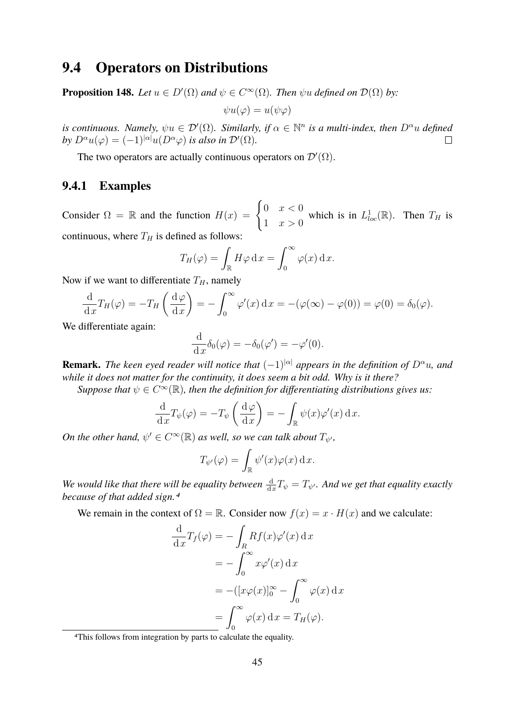## 9.4 Operators on Distributions

**Proposition 148.** *Let $u \in D'(\Omega)$ and $\psi \in C^\infty(\Omega)$. Then $\psi u$ defined on $\mathcal{D}(\Omega)$ by:*

$$\psi u(\varphi) = u(\psi\varphi)$$

*is continuous. Namely, $\psi u \in \mathcal{D}'(\Omega)$. Similarly, if $\alpha \in \mathbb{N}^n$ is a multi-index, then $D^\alpha u$ defined by $D^\alpha u(\varphi) = (-1)^{|\alpha|} u(D^\alpha \varphi)$ is also in $\mathcal{D}'(\Omega)$.* □

The two operators are actually continuous operators on $\mathcal{D}'(\Omega)$.

### 9.4.1 Examples

Consider $\Omega = \mathbb{R}$ and the function $H(x) = \begin{cases} 0 & x < 0 \\ 1 & x > 0 \end{cases}$ which is in $L^1_{loc}(\mathbb{R})$. Then $T_H$ is continuous, where $T_H$ is defined as follows:

$$T_H(\varphi) = \int_{\mathbb{R}} H\varphi \, \mathrm{d}x = \int_0^\infty \varphi(x) \, \mathrm{d}x.$$

Now if we want to differentiate $T_H$, namely

$$\frac{\mathrm{d}}{\mathrm{d}x} T_H(\varphi) = -T_H\left(\frac{\mathrm{d}\varphi}{\mathrm{d}x}\right) = -\int_0^\infty \varphi'(x) \, \mathrm{d}x = -(\varphi(\infty) - \varphi(0)) = \varphi(0) = \delta_0(\varphi).$$

We differentiate again:

$$\frac{\mathrm{d}}{\mathrm{d}x}\delta_0(\varphi) = -\delta_0(\varphi') = -\varphi'(0).$$

**Remark.** *The keen eyed reader will notice that $(-1)^{|\alpha|}$ appears in the definition of $D^\alpha u$, and while it does not matter for the continuity, it does seem a bit odd. Why is it there?*

*Suppose that $\psi \in C^\infty(\mathbb{R})$, then the definition for differentiating distributions gives us:*

$$\frac{\mathrm{d}}{\mathrm{d}x} T_\psi(\varphi) = -T_\psi\left(\frac{\mathrm{d}\varphi}{\mathrm{d}x}\right) = -\int_{\mathbb{R}} \psi(x)\varphi'(x) \, \mathrm{d}x.$$

*On the other hand, $\psi' \in C^\infty(\mathbb{R})$ as well, so we can talk about $T_{\psi'}$,*

$$T_{\psi'}(\varphi) = \int_{\mathbb{R}} \psi'(x)\varphi(x) \, \mathrm{d}x.$$

*We would like that there will be equality between $\frac{\mathrm{d}}{\mathrm{d}x} T_\psi = T_{\psi'}$. And we get that equality exactly because of that added sign.*[4]

We remain in the context of $\Omega = \mathbb{R}$. Consider now $f(x) = x \cdot H(x)$ and we calculate:

$$\begin{aligned}
\frac{\mathrm{d}}{\mathrm{d}x} T_f(\varphi) &= -\int_R Rf(x)\varphi'(x) \, \mathrm{d}x \\
&= -\int_0^\infty x\varphi'(x) \, \mathrm{d}x \\
&= -([x\varphi(x)]_0^\infty - \int_0^\infty \varphi(x) \, \mathrm{d}x \\
&= \int_0^\infty \varphi(x) \, \mathrm{d}x = T_H(\varphi).
\end{aligned}$$

[4]This follows from integration by parts to calculate the equality.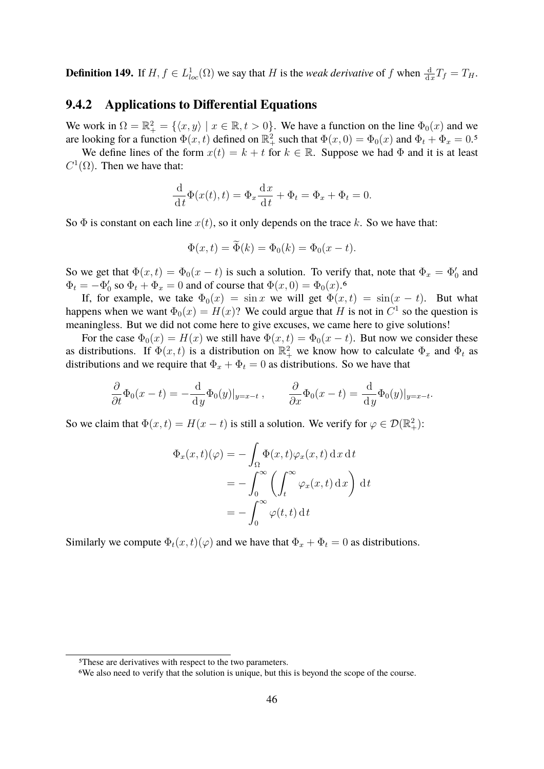**Definition 149.** If $H, f \in L^1_{loc}(\Omega)$ we say that $H$ is the *weak derivative* of $f$ when $\frac{\mathrm{d}}{\mathrm{d}x} T_f = T_H$.

### 9.4.2 Applications to Differential Equations

We work in $\Omega = \mathbb{R}^2_+ = \{\langle x, y \rangle \mid x \in \mathbb{R}, t > 0\}$. We have a function on the line $\Phi_0(x)$ and we are looking for a function $\Phi(x, t)$ defined on $\mathbb{R}^2_+$ such that $\Phi(x, 0) = \Phi_0(x)$ and $\Phi_t + \Phi_x = 0$.[5]

We define lines of the form $x(t) = k + t$ for $k \in \mathbb{R}$. Suppose we had $\Phi$ and it is at least $C^1(\Omega)$. Then we have that:

$$\frac{\mathrm{d}}{\mathrm{d}t} \Phi(x(t), t) = \Phi_x \frac{\mathrm{d}x}{\mathrm{d}t} + \Phi_t = \Phi_x + \Phi_t = 0.$$

So $\Phi$ is constant on each line $x(t)$, so it only depends on the trace $k$. So we have that:

$$\Phi(x, t) = \widetilde{\Phi}(k) = \Phi_0(k) = \Phi_0(x - t).$$

So we get that $\Phi(x, t) = \Phi_0(x - t)$ is such a solution. To verify that, note that $\Phi_x = \Phi_0'$ and $\Phi_t = -\Phi_0'$ so $\Phi_t + \Phi_x = 0$ and of course that $\Phi(x, 0) = \Phi_0(x)$.[6]

If, for example, we take $\Phi_0(x) = \sin x$ we will get $\Phi(x, t) = \sin(x - t)$. But what happens when we want $\Phi_0(x) = H(x)$? We could argue that $H$ is not in $C^1$ so the question is meaningless. But we did not come here to give excuses, we came here to give solutions!

For the case $\Phi_0(x) = H(x)$ we still have $\Phi(x, t) = \Phi_0(x - t)$. But now we consider these as distributions. If $\Phi(x, t)$ is a distribution on $\mathbb{R}^2_+$ we know how to calculate $\Phi_x$ and $\Phi_t$ as distributions and we require that $\Phi_x + \Phi_t = 0$ as distributions. So we have that

$$\frac{\partial}{\partial t} \Phi_0(x - t) = -\frac{\mathrm{d}}{\mathrm{d}y} \Phi_0(y)|_{y=x-t}, \qquad \frac{\partial}{\partial x} \Phi_0(x - t) = \frac{\mathrm{d}}{\mathrm{d}y} \Phi_0(y)|_{y=x-t}.$$

So we claim that $\Phi(x, t) = H(x - t)$ is still a solution. We verify for $\varphi \in \mathcal{D}(\mathbb{R}^2_+)$:

$$\begin{aligned}
\Phi_x(x, t)(\varphi) &= -\int_\Omega \Phi(x, t) \varphi_x(x, t) \, \mathrm{d}x \, \mathrm{d}t \\
&= -\int_0^\infty \left( \int_t^\infty \varphi_x(x, t) \, \mathrm{d}x \right) \, \mathrm{d}t \\
&= -\int_0^\infty \varphi(t, t) \, \mathrm{d}t
\end{aligned}$$

Similarly we compute $\Phi_t(x, t)(\varphi)$ and we have that $\Phi_x + \Phi_t = 0$ as distributions.

---

[5] These are derivatives with respect to the two parameters.

[6] We also need to verify that the solution is unique, but this is beyond the scope of the course.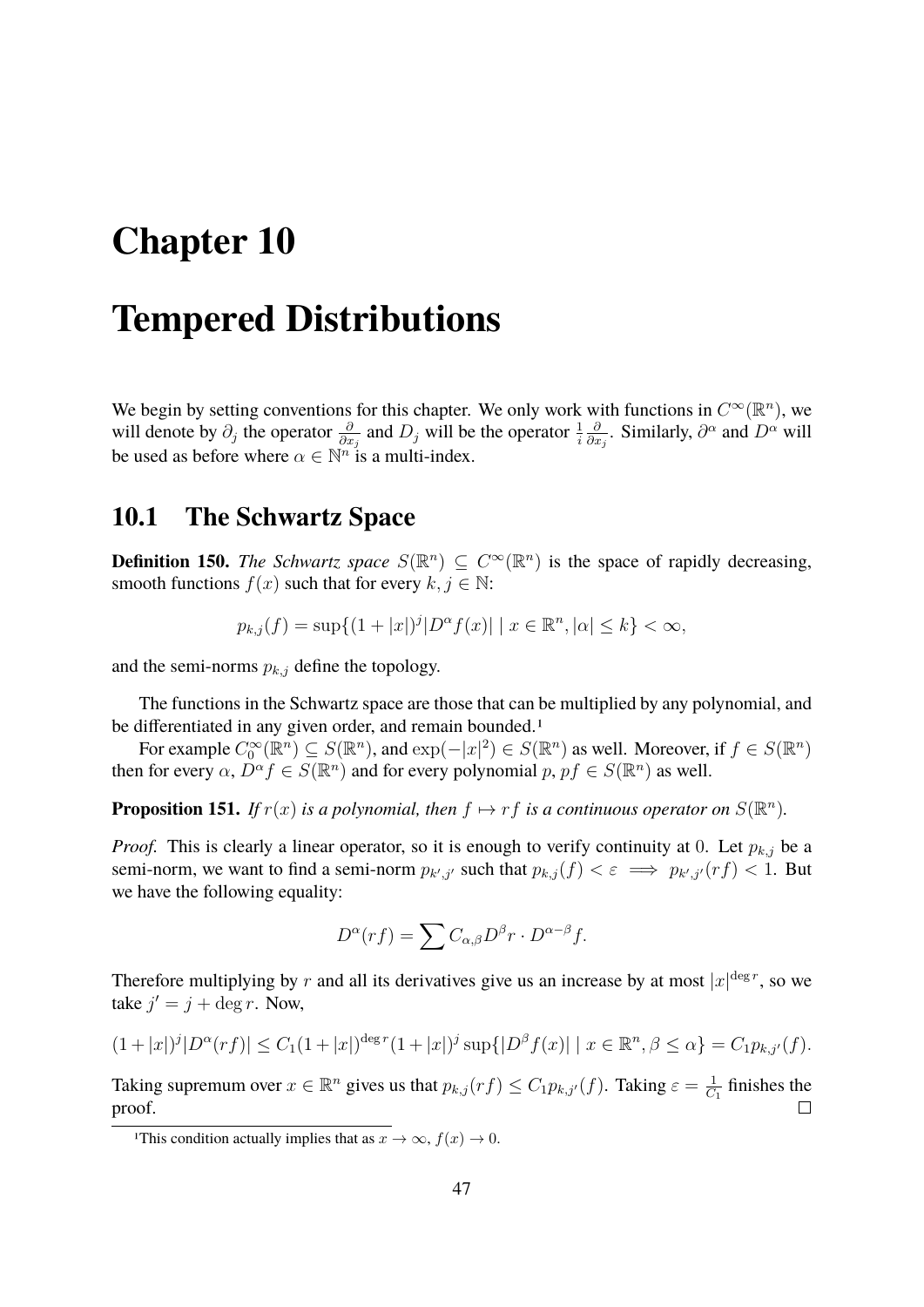# Chapter 10

# Tempered Distributions

We begin by setting conventions for this chapter. We only work with functions in $C^\infty(\mathbb{R}^n)$, we will denote by $\partial_j$ the operator $\frac{\partial}{\partial x_j}$ and $D_j$ will be the operator $\frac{1}{i}\frac{\partial}{\partial x_j}$. Similarly, $\partial^\alpha$ and $D^\alpha$ will be used as before where $\alpha \in \mathbb{N}^n$ is a multi-index.

## 10.1 The Schwartz Space

**Definition 150.** *The Schwartz space $S(\mathbb{R}^n) \subseteq C^\infty(\mathbb{R}^n)$ is the space of rapidly decreasing, smooth functions $f(x)$ such that for every $k, j \in \mathbb{N}$:*

$$p_{k,j}(f) = \sup\{(1+|x|)^j |D^\alpha f(x)| \mid x \in \mathbb{R}^n, |\alpha| \leq k\} < \infty,$$

*and the semi-norms $p_{k,j}$ define the topology.*

The functions in the Schwartz space are those that can be multiplied by any polynomial, and be differentiated in any given order, and remain bounded.[1]

For example $C_0^\infty(\mathbb{R}^n) \subseteq S(\mathbb{R}^n)$, and $\exp(-|x|^2) \in S(\mathbb{R}^n)$ as well. Moreover, if $f \in S(\mathbb{R}^n)$ then for every $\alpha$, $D^\alpha f \in S(\mathbb{R}^n)$ and for every polynomial $p$, $pf \in S(\mathbb{R}^n)$ as well.

**Proposition 151.** *If $r(x)$ is a polynomial, then $f \mapsto rf$ is a continuous operator on $S(\mathbb{R}^n)$.*

*Proof.* This is clearly a linear operator, so it is enough to verify continuity at $0$. Let $p_{k,j}$ be a semi-norm, we want to find a semi-norm $p_{k',j'}$ such that $p_{k,j}(f) < \varepsilon \implies p_{k',j'}(rf) < 1$. But we have the following equality:

$$D^\alpha(rf) = \sum C_{\alpha,\beta} D^\beta r \cdot D^{\alpha-\beta} f.$$

Therefore multiplying by $r$ and all its derivatives give us an increase by at most $|x|^{\deg r}$, so we take $j' = j + \deg r$. Now,

$$(1+|x|)^j |D^\alpha(rf)| \leq C_1(1+|x|)^{\deg r}(1+|x|)^j \sup\{|D^\beta f(x)| \mid x \in \mathbb{R}^n, \beta \leq \alpha\} = C_1 p_{k,j'}(f).$$

Taking supremum over $x \in \mathbb{R}^n$ gives us that $p_{k,j}(rf) \leq C_1 p_{k,j'}(f)$. Taking $\varepsilon = \frac{1}{C_1}$ finishes the proof. $\square$

[1] This condition actually implies that as $x \to \infty$, $f(x) \to 0$.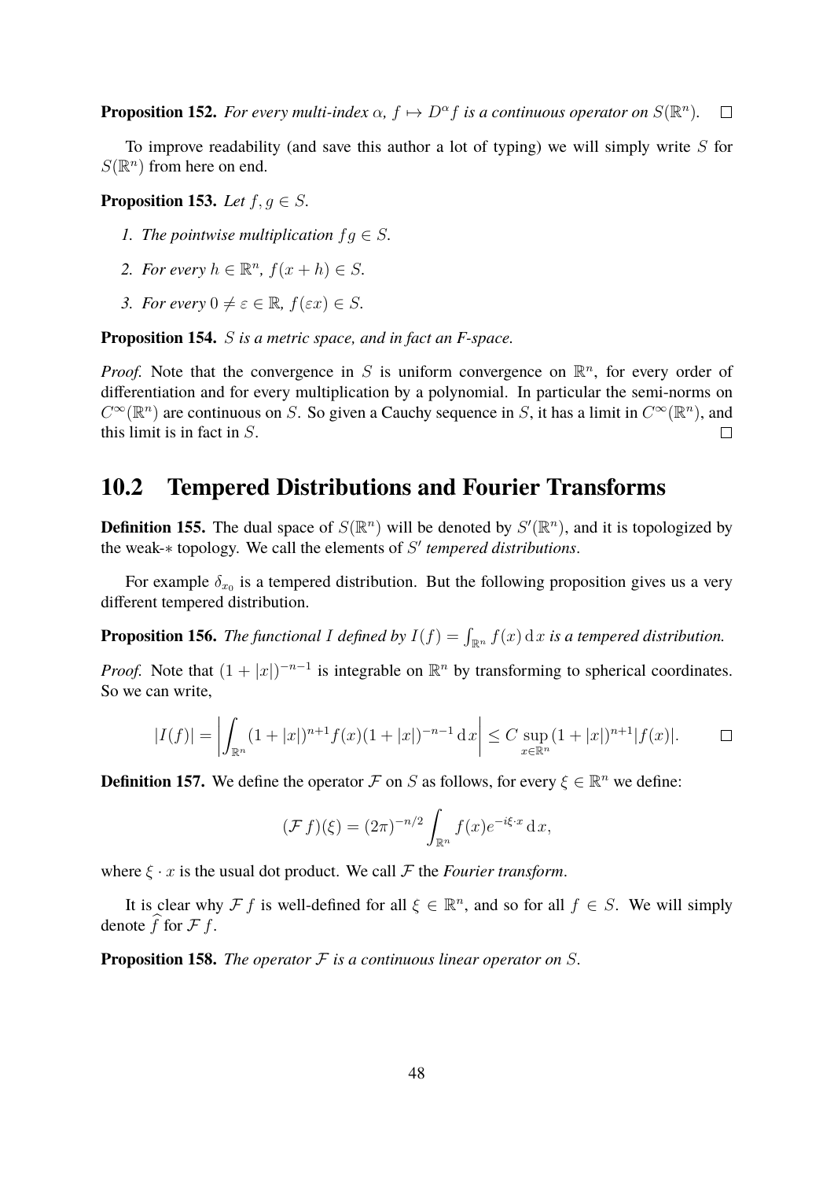**Proposition 152.** *For every multi-index $\alpha$, $f \mapsto D^\alpha f$ is a continuous operator on $S(\mathbb{R}^n)$.* □

To improve readability (and save this author a lot of typing) we will simply write $S$ for $S(\mathbb{R}^n)$ from here on end.

**Proposition 153.** *Let $f, g \in S$.*

1. *The pointwise multiplication $fg \in S$.*
2. *For every $h \in \mathbb{R}^n$, $f(x+h) \in S$.*
3. *For every $0 \neq \varepsilon \in \mathbb{R}$, $f(\varepsilon x) \in S$.*

**Proposition 154.** *$S$ is a metric space, and in fact an F-space.*

*Proof.* Note that the convergence in $S$ is uniform convergence on $\mathbb{R}^n$, for every order of differentiation and for every multiplication by a polynomial. In particular the semi-norms on $C^\infty(\mathbb{R}^n)$ are continuous on $S$. So given a Cauchy sequence in $S$, it has a limit in $C^\infty(\mathbb{R}^n)$, and this limit is in fact in $S$. □

## 10.2 Tempered Distributions and Fourier Transforms

**Definition 155.** The dual space of $S(\mathbb{R}^n)$ will be denoted by $S'(\mathbb{R}^n)$, and it is topologized by the weak-$*$ topology. We call the elements of $S'$ *tempered distributions*.

For example $\delta_{x_0}$ is a tempered distribution. But the following proposition gives us a very different tempered distribution.

**Proposition 156.** *The functional $I$ defined by $I(f) = \int_{\mathbb{R}^n} f(x)\,\mathrm{d}x$ is a tempered distribution.*

*Proof.* Note that $(1+|x|)^{-n-1}$ is integrable on $\mathbb{R}^n$ by transforming to spherical coordinates. So we can write,

$$|I(f)| = \left| \int_{\mathbb{R}^n} (1+|x|)^{n+1} f(x)(1+|x|)^{-n-1}\,\mathrm{d}x \right| \leq C \sup_{x \in \mathbb{R}^n} (1+|x|)^{n+1}|f(x)|.$$ □

**Definition 157.** We define the operator $\mathcal{F}$ on $S$ as follows, for every $\xi \in \mathbb{R}^n$ we define:

$$(\mathcal{F}\,f)(\xi) = (2\pi)^{-n/2} \int_{\mathbb{R}^n} f(x) e^{-i\xi \cdot x}\,\mathrm{d}x,$$

where $\xi \cdot x$ is the usual dot product. We call $\mathcal{F}$ the *Fourier transform*.

It is clear why $\mathcal{F}\,f$ is well-defined for all $\xi \in \mathbb{R}^n$, and so for all $f \in S$. We will simply denote $\widehat{f}$ for $\mathcal{F}\,f$.

**Proposition 158.** *The operator $\mathcal{F}$ is a continuous linear operator on $S$.*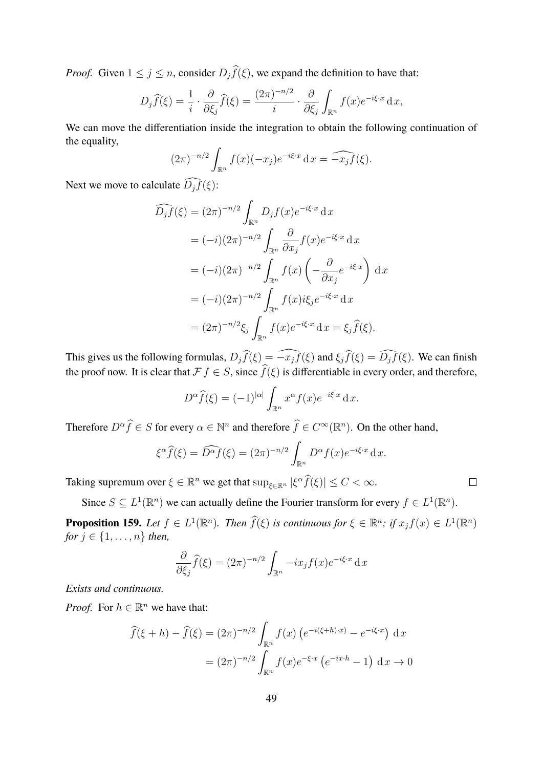*Proof.* Given $1 \leq j \leq n$, consider $D_j\widehat{f}(\xi)$, we expand the definition to have that:

$$D_j\widehat{f}(\xi) = \frac{1}{i} \cdot \frac{\partial}{\partial \xi_j}\widehat{f}(\xi) = \frac{(2\pi)^{-n/2}}{i} \cdot \frac{\partial}{\partial \xi_j} \int_{\mathbb{R}^n} f(x)e^{-i\xi \cdot x} \,\mathrm{d}\,x,$$

We can move the differentiation inside the integration to obtain the following continuation of the equality,

$$(2\pi)^{-n/2} \int_{\mathbb{R}^n} f(x)(-x_j)e^{-i\xi \cdot x} \,\mathrm{d}\,x = \widehat{-x_j f}(\xi).$$

Next we move to calculate $\widehat{D_j f}(\xi)$:

$$\begin{aligned}
\widehat{D_j f}(\xi) &= (2\pi)^{-n/2} \int_{\mathbb{R}^n} D_j f(x)e^{-i\xi \cdot x} \,\mathrm{d}\,x \\
&= (-i)(2\pi)^{-n/2} \int_{\mathbb{R}^n} \frac{\partial}{\partial x_j} f(x)e^{-i\xi \cdot x} \,\mathrm{d}\,x \\
&= (-i)(2\pi)^{-n/2} \int_{\mathbb{R}^n} f(x)\left(-\frac{\partial}{\partial x_j} e^{-i\xi \cdot x}\right) \,\mathrm{d}\,x \\
&= (-i)(2\pi)^{-n/2} \int_{\mathbb{R}^n} f(x) i\xi_j e^{-i\xi \cdot x} \,\mathrm{d}\,x \\
&= (2\pi)^{-n/2}\xi_j \int_{\mathbb{R}^n} f(x)e^{-i\xi \cdot x} \,\mathrm{d}\,x = \xi_j \widehat{f}(\xi).
\end{aligned}$$

This gives us the following formulas, $D_j\widehat{f}(\xi) = \widehat{-x_j f}(\xi)$ and $\xi_j\widehat{f}(\xi) = \widehat{D_j f}(\xi)$. We can finish the proof now. It is clear that $\mathcal{F} f \in S$, since $\widehat{f}(\xi)$ is differentiable in every order, and therefore,

$$D^\alpha \widehat{f}(\xi) = (-1)^{|\alpha|} \int_{\mathbb{R}^n} x^\alpha f(x)e^{-i\xi \cdot x} \,\mathrm{d}\,x.$$

Therefore $D^\alpha \widehat{f} \in S$ for every $\alpha \in \mathbb{N}^n$ and therefore $\widehat{f} \in C^\infty(\mathbb{R}^n)$. On the other hand,

$$\xi^\alpha \widehat{f}(\xi) = \widehat{D^\alpha f}(\xi) = (2\pi)^{-n/2} \int_{\mathbb{R}^n} D^\alpha f(x)e^{-i\xi \cdot x} \,\mathrm{d}\,x.$$

Taking supremum over $\xi \in \mathbb{R}^n$ we get that $\sup_{\xi \in \mathbb{R}^n} |\xi^\alpha \widehat{f}(\xi)| \leq C < \infty$. $\square$

Since $S \subseteq L^1(\mathbb{R}^n)$ we can actually define the Fourier transform for every $f \in L^1(\mathbb{R}^n)$.

**Proposition 159.** *Let $f \in L^1(\mathbb{R}^n)$. Then $\widehat{f}(\xi)$ is continuous for $\xi \in \mathbb{R}^n$; if $x_j f(x) \in L^1(\mathbb{R}^n)$ for $j \in \{1, \ldots, n\}$ then,*

$$\frac{\partial}{\partial \xi_j}\widehat{f}(\xi) = (2\pi)^{-n/2} \int_{\mathbb{R}^n} -ix_j f(x)e^{-i\xi \cdot x} \,\mathrm{d}\,x$$

*Exists and continuous.*

*Proof.* For $h \in \mathbb{R}^n$ we have that:

$$\begin{aligned}
\widehat{f}(\xi + h) - \widehat{f}(\xi) &= (2\pi)^{-n/2} \int_{\mathbb{R}^n} f(x)\left(e^{-i((\xi+h)\cdot x)} - e^{-i\xi \cdot x}\right) \,\mathrm{d}\,x \\
&= (2\pi)^{-n/2} \int_{\mathbb{R}^n} f(x)e^{-\xi \cdot x}\left(e^{-ix \cdot h} - 1\right) \,\mathrm{d}\,x \to 0
\end{aligned}$$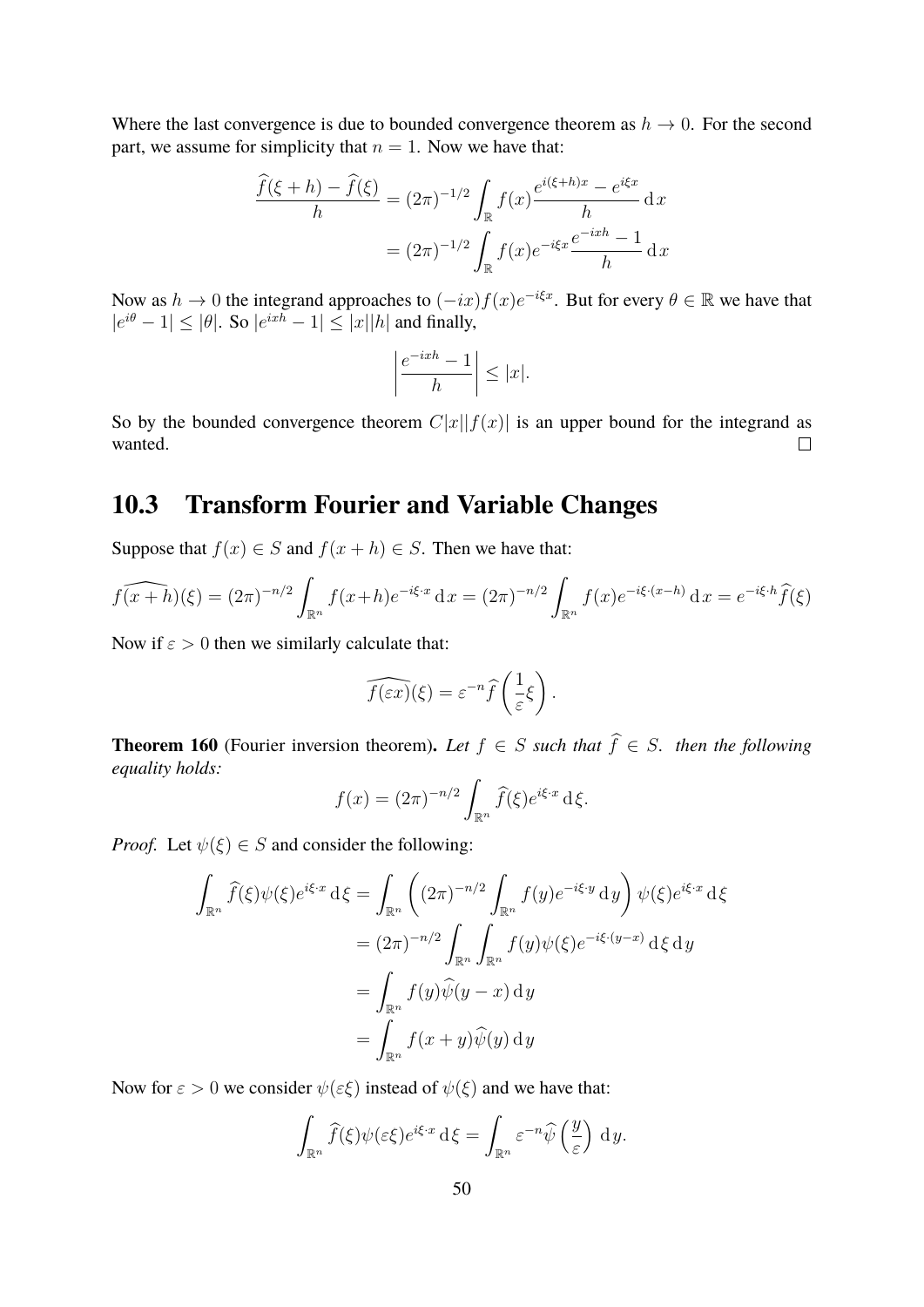Where the last convergence is due to bounded convergence theorem as $h \to 0$. For the second part, we assume for simplicity that $n = 1$. Now we have that:

$$\frac{\widehat{f}(\xi + h) - \widehat{f}(\xi)}{h} = (2\pi)^{-1/2} \int_{\mathbb{R}} f(x) \frac{e^{i(\xi+h)x} - e^{i\xi x}}{h} \, \mathrm{d}x$$
$$= (2\pi)^{-1/2} \int_{\mathbb{R}} f(x) e^{-i\xi x} \frac{e^{-ixh} - 1}{h} \, \mathrm{d}x$$

Now as $h \to 0$ the integrand approaches to $(-ix)f(x)e^{-i\xi x}$. But for every $\theta \in \mathbb{R}$ we have that $|e^{i\theta} - 1| \leq |\theta|$. So $|e^{ixh} - 1| \leq |x||h|$ and finally,

$$\left| \frac{e^{-ixh} - 1}{h} \right| \leq |x|.$$

So by the bounded convergence theorem $C|x||f(x)|$ is an upper bound for the integrand as wanted. □

## 10.3 Transform Fourier and Variable Changes

Suppose that $f(x) \in S$ and $f(x + h) \in S$. Then we have that:

$$\widehat{f(x+h)}(\xi) = (2\pi)^{-n/2} \int_{\mathbb{R}^n} f(x+h) e^{-i\xi \cdot x} \, \mathrm{d}x = (2\pi)^{-n/2} \int_{\mathbb{R}^n} f(x) e^{-i\xi \cdot (x-h)} \, \mathrm{d}x = e^{-i\xi \cdot h} \widehat{f}(\xi)$$

Now if $\varepsilon > 0$ then we similarly calculate that:

$$\widehat{f(\varepsilon x)}(\xi) = \varepsilon^{-n} \widehat{f}\left(\frac{1}{\varepsilon}\xi\right).$$

**Theorem 160** (Fourier inversion theorem)**.** *Let $f \in S$ such that $\widehat{f} \in S$. then the following equality holds:*

$$f(x) = (2\pi)^{-n/2} \int_{\mathbb{R}^n} \widehat{f}(\xi) e^{i\xi \cdot x} \, \mathrm{d}\xi.$$

*Proof.* Let $\psi(\xi) \in S$ and consider the following:

$$\int_{\mathbb{R}^n} \widehat{f}(\xi) \psi(\xi) e^{i\xi \cdot x} \, \mathrm{d}\xi = \int_{\mathbb{R}^n} \left( (2\pi)^{-n/2} \int_{\mathbb{R}^n} f(y) e^{-i\xi \cdot y} \, \mathrm{d}y \right) \psi(\xi) e^{i\xi \cdot x} \, \mathrm{d}\xi$$
$$= (2\pi)^{-n/2} \int_{\mathbb{R}^n} \int_{\mathbb{R}^n} f(y) \psi(\xi) e^{-i\xi \cdot (y-x)} \, \mathrm{d}\xi \, \mathrm{d}y$$
$$= \int_{\mathbb{R}^n} f(y) \widehat{\psi}(y - x) \, \mathrm{d}y$$
$$= \int_{\mathbb{R}^n} f(x + y) \widehat{\psi}(y) \, \mathrm{d}y$$

Now for $\varepsilon > 0$ we consider $\psi(\varepsilon\xi)$ instead of $\psi(\xi)$ and we have that:

$$\int_{\mathbb{R}^n} \widehat{f}(\xi) \psi(\varepsilon\xi) e^{i\xi \cdot x} \, \mathrm{d}\xi = \int_{\mathbb{R}^n} \varepsilon^{-n} \widehat{\psi}\left(\frac{y}{\varepsilon}\right) \, \mathrm{d}y.$$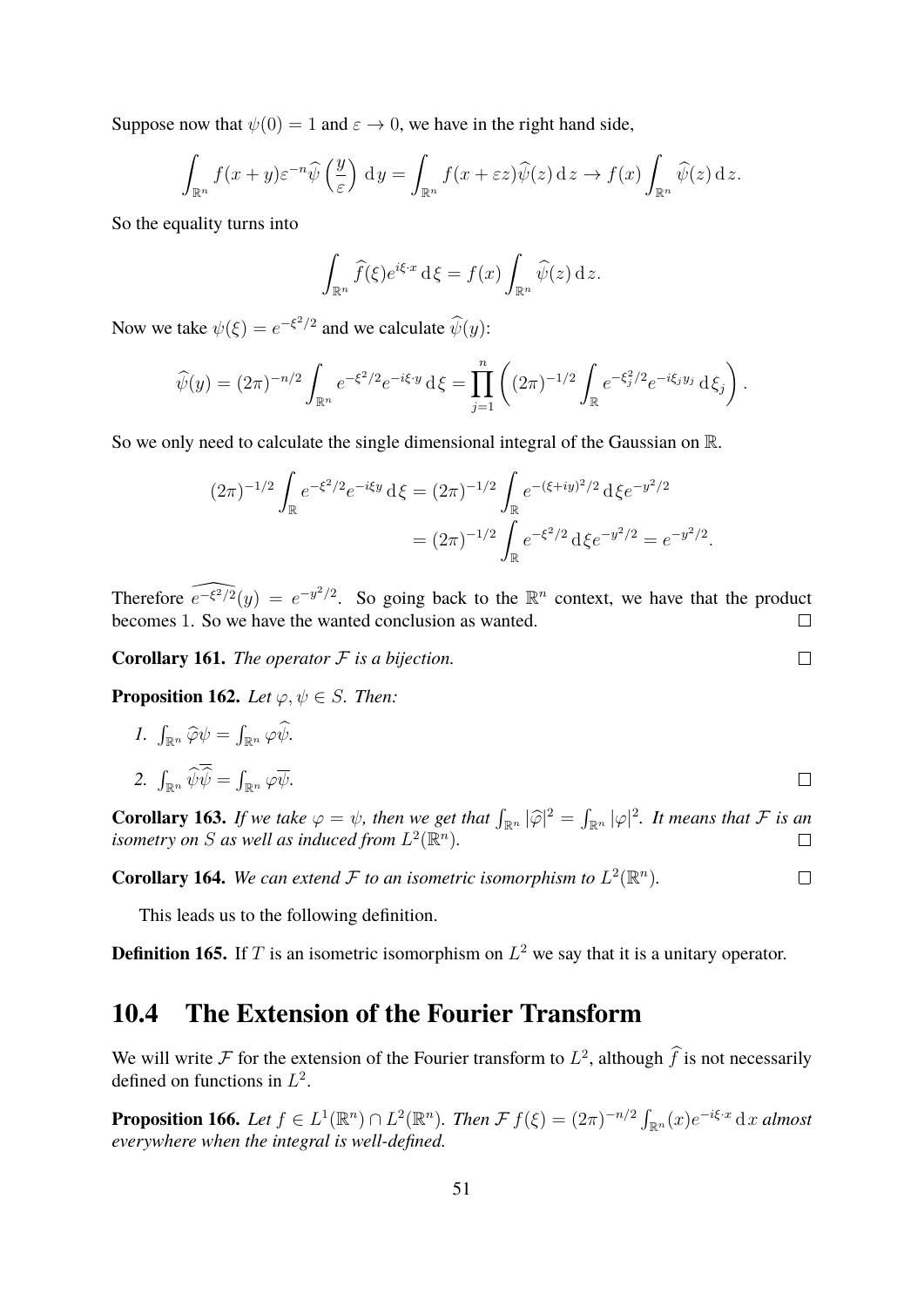Suppose now that $\psi(0) = 1$ and $\varepsilon \to 0$, we have in the right hand side,

$$\int_{\mathbb{R}^n} f(x+y)\varepsilon^{-n}\widehat{\psi}\left(\frac{y}{\varepsilon}\right)\,\mathrm{d}\,y = \int_{\mathbb{R}^n} f(x+\varepsilon z)\widehat{\psi}(z)\,\mathrm{d}\,z \to f(x)\int_{\mathbb{R}^n}\widehat{\psi}(z)\,\mathrm{d}\,z.$$

So the equality turns into

$$\int_{\mathbb{R}^n}\widehat{f}(\xi)e^{i\xi\cdot x}\,\mathrm{d}\,\xi = f(x)\int_{\mathbb{R}^n}\widehat{\psi}(z)\,\mathrm{d}\,z.$$

Now we take $\psi(\xi) = e^{-\xi^2/2}$ and we calculate $\widehat{\psi}(y)$:

$$\widehat{\psi}(y) = (2\pi)^{-n/2}\int_{\mathbb{R}^n} e^{-\xi^2/2}e^{-i\xi\cdot y}\,\mathrm{d}\,\xi = \prod_{j=1}^{n}\left((2\pi)^{-1/2}\int_{\mathbb{R}} e^{-\xi_j^2/2}e^{-i\xi_j y_j}\,\mathrm{d}\,\xi_j\right).$$

So we only need to calculate the single dimensional integral of the Gaussian on $\mathbb{R}$.

$$\begin{aligned}(2\pi)^{-1/2}\int_{\mathbb{R}} e^{-\xi^2/2}e^{-i\xi y}\,\mathrm{d}\,\xi &= (2\pi)^{-1/2}\int_{\mathbb{R}} e^{-(\xi+iy)^2/2}\,\mathrm{d}\,\xi e^{-y^2/2}\\ &= (2\pi)^{-1/2}\int_{\mathbb{R}} e^{-\xi^2/2}\,\mathrm{d}\,\xi e^{-y^2/2} = e^{-y^2/2}.\end{aligned}$$

Therefore $\widehat{e^{-\xi^2/2}}(y) = e^{-y^2/2}$. So going back to the $\mathbb{R}^n$ context, we have that the product becomes 1. So we have the wanted conclusion as wanted. □

**Corollary 161.** *The operator $\mathcal{F}$ is a bijection.* □

**Proposition 162.** *Let $\varphi, \psi \in S$. Then:*

1. $\int_{\mathbb{R}^n}\widehat{\varphi}\psi = \int_{\mathbb{R}^n}\varphi\widehat{\psi}$.
2. $\int_{\mathbb{R}^n}\widehat{\psi}\overline{\widehat{\psi}} = \int_{\mathbb{R}^n}\varphi\overline{\psi}$. □

**Corollary 163.** *If we take $\varphi = \psi$, then we get that $\int_{\mathbb{R}^n}|\widehat{\varphi}|^2 = \int_{\mathbb{R}^n}|\varphi|^2$. It means that $\mathcal{F}$ is an isometry on $S$ as well as induced from $L^2(\mathbb{R}^n)$.* □

**Corollary 164.** *We can extend $\mathcal{F}$ to an isometric isomorphism to $L^2(\mathbb{R}^n)$.* □

This leads us to the following definition.

**Definition 165.** If $T$ is an isometric isomorphism on $L^2$ we say that it is a unitary operator.

## 10.4 The Extension of the Fourier Transform

We will write $\mathcal{F}$ for the extension of the Fourier transform to $L^2$, although $\widehat{f}$ is not necessarily defined on functions in $L^2$.

**Proposition 166.** *Let $f \in L^1(\mathbb{R}^n)\cap L^2(\mathbb{R}^n)$. Then $\mathcal{F}\,f(\xi) = (2\pi)^{-n/2}\int_{\mathbb{R}^n}(x)e^{-i\xi\cdot x}\,\mathrm{d}\,x$ almost everywhere when the integral is well-defined.*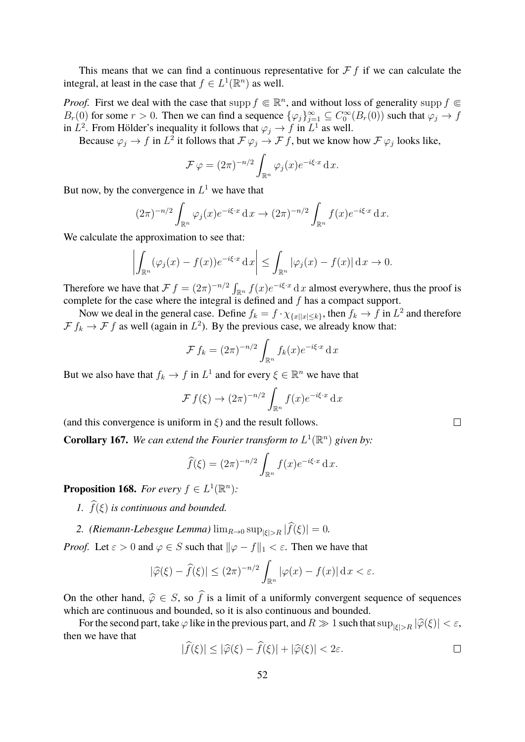This means that we can find a continuous representative for $\mathcal{F} f$ if we can calculate the integral, at least in the case that $f \in L^1(\mathbb{R}^n)$ as well.

*Proof.* First we deal with the case that $\operatorname{supp} f \Subset \mathbb{R}^n$, and without loss of generality $\operatorname{supp} f \Subset B_r(0)$ for some $r > 0$. Then we can find a sequence $\{\varphi_j\}_{j=1}^{\infty} \subseteq C_0^{\infty}(B_r(0))$ such that $\varphi_j \to f$ in $L^2$. From Hölder's inequality it follows that $\varphi_j \to f$ in $L^1$ as well.

Because $\varphi_j \to f$ in $L^2$ it follows that $\mathcal{F} \varphi_j \to \mathcal{F} f$, but we know how $\mathcal{F} \varphi_j$ looks like,

$$\mathcal{F} \varphi = (2\pi)^{-n/2} \int_{\mathbb{R}^n} \varphi_j(x) e^{-i\xi \cdot x} \, \mathrm{d}x.$$

But now, by the convergence in $L^1$ we have that

$$(2\pi)^{-n/2} \int_{\mathbb{R}^n} \varphi_j(x) e^{-i\xi \cdot x} \, \mathrm{d}x \to (2\pi)^{-n/2} \int_{\mathbb{R}^n} f(x) e^{-i\xi \cdot x} \, \mathrm{d}x.$$

We calculate the approximation to see that:

$$\left| \int_{\mathbb{R}^n} (\varphi_j(x) - f(x)) e^{-i\xi \cdot x} \, \mathrm{d}x \right| \leq \int_{\mathbb{R}^n} |\varphi_j(x) - f(x)| \, \mathrm{d}x \to 0.$$

Therefore we have that $\mathcal{F} f = (2\pi)^{-n/2} \int_{\mathbb{R}^n} f(x) e^{-i\xi \cdot x} \, \mathrm{d}x$ almost everywhere, thus the proof is complete for the case where the integral is defined and $f$ has a compact support.

Now we deal in the general case. Define $f_k = f \cdot \chi_{\{x \mid |x| \leq k\}}$, then $f_k \to f$ in $L^2$ and therefore $\mathcal{F} f_k \to \mathcal{F} f$ as well (again in $L^2$). By the previous case, we already know that:

$$\mathcal{F} f_k = (2\pi)^{-n/2} \int_{\mathbb{R}^n} f_k(x) e^{-i\xi \cdot x} \, \mathrm{d}x$$

But we also have that $f_k \to f$ in $L^1$ and for every $\xi \in \mathbb{R}^n$ we have that

$$\mathcal{F} f(\xi) \to (2\pi)^{-n/2} \int_{\mathbb{R}^n} f(x) e^{-i\xi \cdot x} \, \mathrm{d}x$$

(and this convergence is uniform in $\xi$) and the result follows. $\square$

**Corollary 167.** *We can extend the Fourier transform to $L^1(\mathbb{R}^n)$ given by:*

$$\widehat{f}(\xi) = (2\pi)^{-n/2} \int_{\mathbb{R}^n} f(x) e^{-i\xi \cdot x} \, \mathrm{d}x.$$

**Proposition 168.** *For every $f \in L^1(\mathbb{R}^n)$:*

1. *$\widehat{f}(\xi)$ is continuous and bounded.*
2. *(Riemann-Lebesgue Lemma) $\lim_{R \to 0} \sup_{|\xi| > R} |\widehat{f}(\xi)| = 0$.*

*Proof.* Let $\varepsilon > 0$ and $\varphi \in S$ such that $\|\varphi - f\|_1 < \varepsilon$. Then we have that

$$|\widehat{\varphi}(\xi) - \widehat{f}(\xi)| \leq (2\pi)^{-n/2} \int_{\mathbb{R}^n} |\varphi(x) - f(x)| \, \mathrm{d}x < \varepsilon.$$

On the other hand, $\widehat{\varphi} \in S$, so $\widehat{f}$ is a limit of a uniformly convergent sequence of sequences which are continuous and bounded, so it is also continuous and bounded.

For the second part, take $\varphi$ like in the previous part, and $R \gg 1$ such that $\sup_{|\xi| > R} |\widehat{\varphi}(\xi)| < \varepsilon$, then we have that

$$|\widehat{f}(\xi)| \leq |\widehat{\varphi}(\xi) - \widehat{f}(\xi)| + |\widehat{\varphi}(\xi)| < 2\varepsilon.$$

$\square$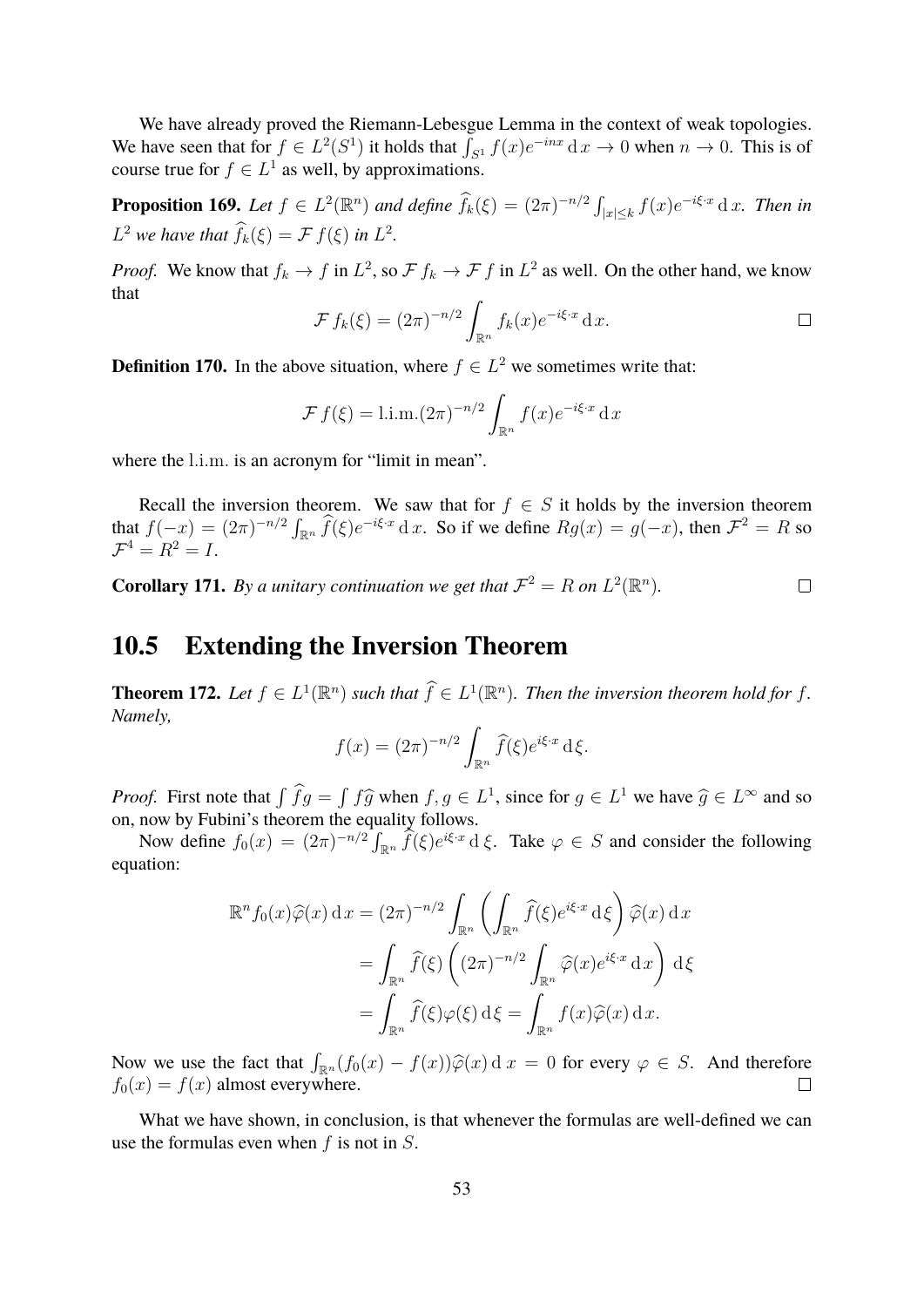We have already proved the Riemann-Lebesgue Lemma in the context of weak topologies. We have seen that for $f \in L^2(S^1)$ it holds that $\int_{S^1} f(x)e^{-inx} \, \mathrm{d}\, x \to 0$ when $n \to 0$. This is of course true for $f \in L^1$ as well, by approximations.

**Proposition 169.** *Let $f \in L^2(\mathbb{R}^n)$ and define $\widehat{f}_k(\xi) = (2\pi)^{-n/2} \int_{|x| \leq k} f(x)e^{-i\xi \cdot x} \, \mathrm{d}\, x$. Then in $L^2$ we have that $\widehat{f}_k(\xi) = \mathcal{F} f(\xi)$ in $L^2$.*

*Proof.* We know that $f_k \to f$ in $L^2$, so $\mathcal{F} f_k \to \mathcal{F} f$ in $L^2$ as well. On the other hand, we know that

$$\mathcal{F} f_k(\xi) = (2\pi)^{-n/2} \int_{\mathbb{R}^n} f_k(x)e^{-i\xi \cdot x} \, \mathrm{d}\, x. \qquad \square$$

**Definition 170.** In the above situation, where $f \in L^2$ we sometimes write that:

$$\mathcal{F} f(\xi) = \mathrm{l.i.m.}(2\pi)^{-n/2} \int_{\mathbb{R}^n} f(x)e^{-i\xi \cdot x} \, \mathrm{d}\, x$$

where the $\mathrm{l.i.m.}$ is an acronym for "limit in mean".

Recall the inversion theorem. We saw that for $f \in S$ it holds by the inversion theorem that $f(-x) = (2\pi)^{-n/2} \int_{\mathbb{R}^n} \widehat{f}(\xi)e^{-i\xi \cdot x} \, \mathrm{d}\, x$. So if we define $Rg(x) = g(-x)$, then $\mathcal{F}^2 = R$ so $\mathcal{F}^4 = R^2 = I$.

**Corollary 171.** *By a unitary continuation we get that $\mathcal{F}^2 = R$ on $L^2(\mathbb{R}^n)$.* $\square$

## 10.5 Extending the Inversion Theorem

**Theorem 172.** *Let $f \in L^1(\mathbb{R}^n)$ such that $\widehat{f} \in L^1(\mathbb{R}^n)$. Then the inversion theorem hold for $f$. Namely,*

$$f(x) = (2\pi)^{-n/2} \int_{\mathbb{R}^n} \widehat{f}(\xi)e^{i\xi \cdot x} \, \mathrm{d}\, \xi.$$

*Proof.* First note that $\int \widehat{f} g = \int f \widehat{g}$ when $f, g \in L^1$, since for $g \in L^1$ we have $\widehat{g} \in L^\infty$ and so on, now by Fubini's theorem the equality follows.

Now define $f_0(x) = (2\pi)^{-n/2} \int_{\mathbb{R}^n} \widehat{f}(\xi)e^{i\xi \cdot x} \, \mathrm{d}\, \xi$. Take $\varphi \in S$ and consider the following equation:

$$\begin{aligned}
\mathbb{R}^n f_0(x)\widehat{\varphi}(x) \, \mathrm{d}\, x &= (2\pi)^{-n/2} \int_{\mathbb{R}^n} \left( \int_{\mathbb{R}^n} \widehat{f}(\xi)e^{i\xi \cdot x} \, \mathrm{d}\, \xi \right) \widehat{\varphi}(x) \, \mathrm{d}\, x \\
&= \int_{\mathbb{R}^n} \widehat{f}(\xi) \left( (2\pi)^{-n/2} \int_{\mathbb{R}^n} \widehat{\varphi}(x)e^{i\xi \cdot x} \, \mathrm{d}\, x \right) \, \mathrm{d}\, \xi \\
&= \int_{\mathbb{R}^n} \widehat{f}(\xi)\varphi(\xi) \, \mathrm{d}\, \xi = \int_{\mathbb{R}^n} f(x)\widehat{\varphi}(x) \, \mathrm{d}\, x.
\end{aligned}$$

Now we use the fact that $\int_{\mathbb{R}^n} (f_0(x) - f(x))\widehat{\varphi}(x) \, \mathrm{d}\, x = 0$ for every $\varphi \in S$. And therefore $f_0(x) = f(x)$ almost everywhere. $\square$

What we have shown, in conclusion, is that whenever the formulas are well-defined we can use the formulas even when $f$ is not in $S$.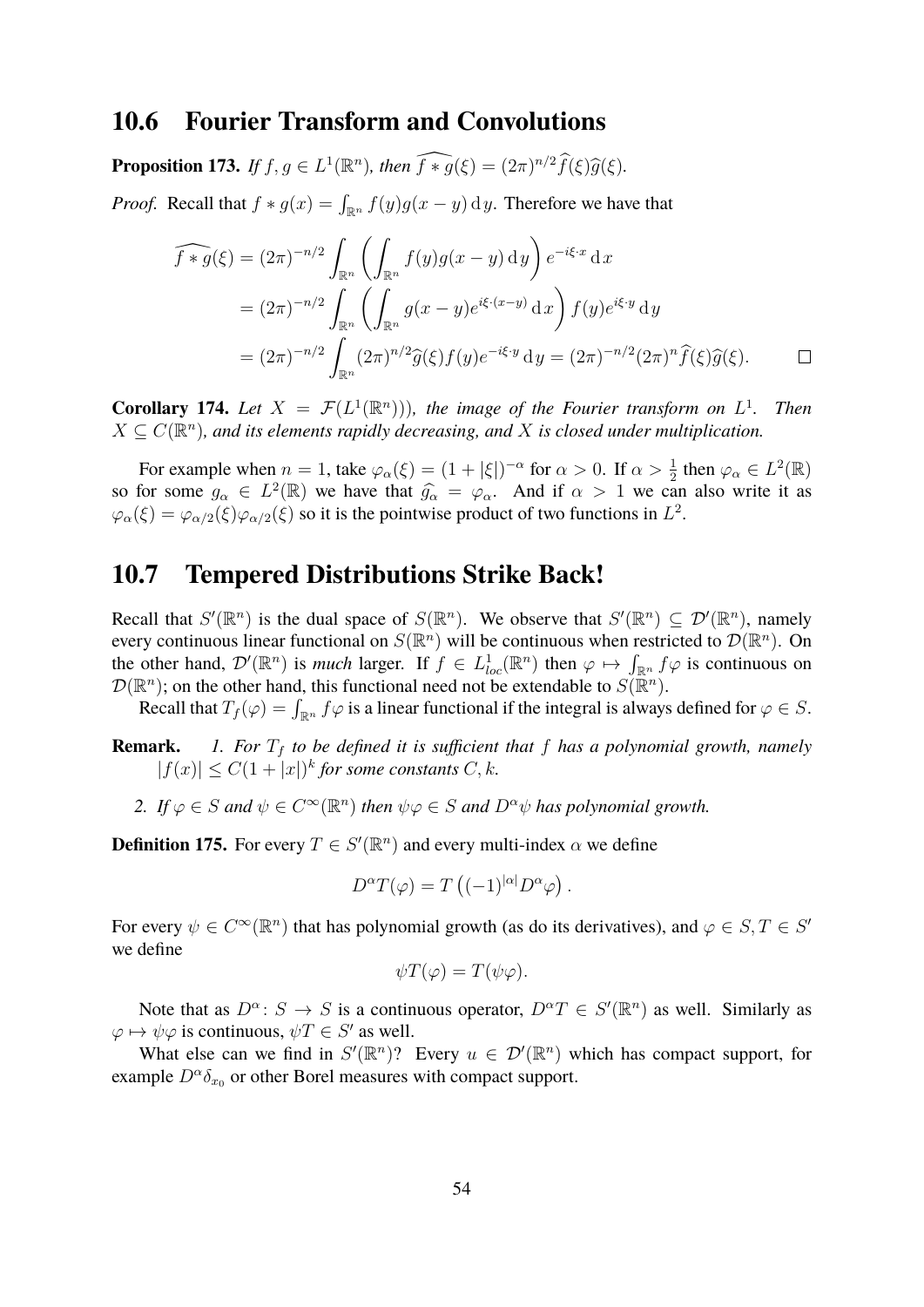## 10.6 Fourier Transform and Convolutions

**Proposition 173.** *If $f, g \in L^1(\mathbb{R}^n)$, then $\widehat{f * g}(\xi) = (2\pi)^{n/2}\widehat{f}(\xi)\widehat{g}(\xi)$.*

*Proof.* Recall that $f * g(x) = \int_{\mathbb{R}^n} f(y)g(x-y)\,\mathrm{d}y$. Therefore we have that

$$
\begin{aligned}
\widehat{f * g}(\xi) &= (2\pi)^{-n/2} \int_{\mathbb{R}^n} \left( \int_{\mathbb{R}^n} f(y)g(x-y)\,\mathrm{d}y \right) e^{-i\xi\cdot x}\,\mathrm{d}x \\
&= (2\pi)^{-n/2} \int_{\mathbb{R}^n} \left( \int_{\mathbb{R}^n} g(x-y)e^{i\xi\cdot(x-y)}\,\mathrm{d}x \right) f(y)e^{i\xi\cdot y}\,\mathrm{d}y \\
&= (2\pi)^{-n/2} \int_{\mathbb{R}^n} (2\pi)^{n/2}\widehat{g}(\xi)f(y)e^{-i\xi\cdot y}\,\mathrm{d}y = (2\pi)^{-n/2}(2\pi)^n \widehat{f}(\xi)\widehat{g}(\xi).
\end{aligned}
$$

□

**Corollary 174.** *Let $X = \mathcal{F}(L^1(\mathbb{R}^n)))$, the image of the Fourier transform on $L^1$. Then $X \subseteq C(\mathbb{R}^n)$, and its elements rapidly decreasing, and $X$ is closed under multiplication.*

For example when $n = 1$, take $\varphi_\alpha(\xi) = (1 + |\xi|)^{-\alpha}$ for $\alpha > 0$. If $\alpha > \frac{1}{2}$ then $\varphi_\alpha \in L^2(\mathbb{R})$ so for some $g_\alpha \in L^2(\mathbb{R})$ we have that $\widehat{g_\alpha} = \varphi_\alpha$. And if $\alpha > 1$ we can also write it as $\varphi_\alpha(\xi) = \varphi_{\alpha/2}(\xi)\varphi_{\alpha/2}(\xi)$ so it is the pointwise product of two functions in $L^2$.

## 10.7 Tempered Distributions Strike Back!

Recall that $S'(\mathbb{R}^n)$ is the dual space of $S(\mathbb{R}^n)$. We observe that $S'(\mathbb{R}^n) \subseteq \mathcal{D}'(\mathbb{R}^n)$, namely every continuous linear functional on $S(\mathbb{R}^n)$ will be continuous when restricted to $\mathcal{D}(\mathbb{R}^n)$. On the other hand, $\mathcal{D}'(\mathbb{R}^n)$ is *much* larger. If $f \in L^1_{loc}(\mathbb{R}^n)$ then $\varphi \mapsto \int_{\mathbb{R}^n} f\varphi$ is continuous on $\mathcal{D}(\mathbb{R}^n)$; on the other hand, this functional need not be extendable to $S(\mathbb{R}^n)$.

Recall that $T_f(\varphi) = \int_{\mathbb{R}^n} f\varphi$ is a linear functional if the integral is always defined for $\varphi \in S$.

**Remark.**

1. *For $T_f$ to be defined it is sufficient that $f$ has a polynomial growth, namely $|f(x)| \le C(1 + |x|)^k$ for some constants $C, k$.*
2. *If $\varphi \in S$ and $\psi \in C^\infty(\mathbb{R}^n)$ then $\psi\varphi \in S$ and $D^\alpha\psi$ has polynomial growth.*

**Definition 175.** For every $T \in S'(\mathbb{R}^n)$ and every multi-index $\alpha$ we define

$$
D^\alpha T(\varphi) = T\left((-1)^{|\alpha|}D^\alpha\varphi\right).
$$

For every $\psi \in C^\infty(\mathbb{R}^n)$ that has polynomial growth (as do its derivatives), and $\varphi \in S, T \in S'$ we define

$$
\psi T(\varphi) = T(\psi\varphi).
$$

Note that as $D^\alpha \colon S \to S$ is a continuous operator, $D^\alpha T \in S'(\mathbb{R}^n)$ as well. Similarly as $\varphi \mapsto \psi\varphi$ is continuous, $\psi T \in S'$ as well.

What else can we find in $S'(\mathbb{R}^n)$? Every $u \in \mathcal{D}'(\mathbb{R}^n)$ which has compact support, for example $D^\alpha\delta_{x_0}$ or other Borel measures with compact support.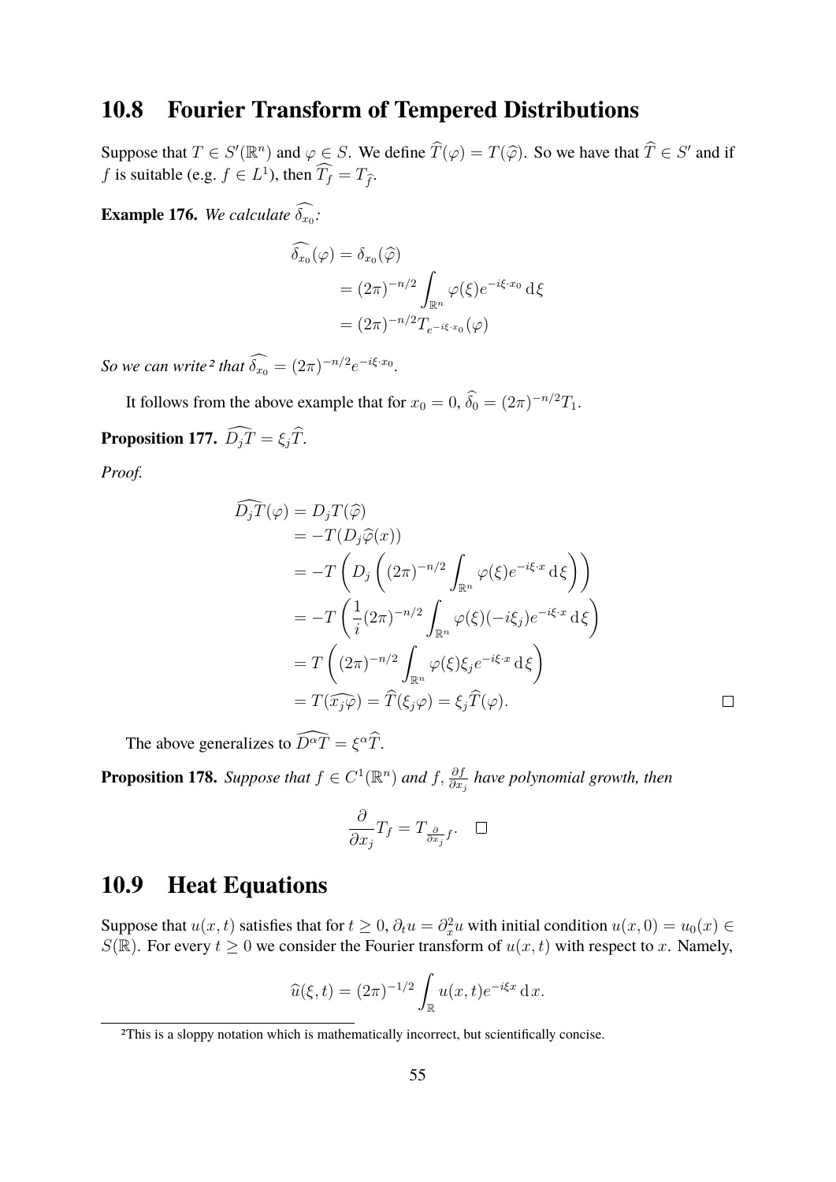## 10.8 Fourier Transform of Tempered Distributions

Suppose that $T \in S'(\mathbb{R}^n)$ and $\varphi \in S$. We define $\widehat{T}(\varphi) = T(\widehat{\varphi})$. So we have that $\widehat{T} \in S'$ and if $f$ is suitable (e.g. $f \in L^1$), then $\widehat{T_f} = T_{\widehat{f}}$.

**Example 176.** *We calculate $\widehat{\delta_{x_0}}$:*

$$\begin{aligned}
\widehat{\delta_{x_0}}(\varphi) &= \delta_{x_0}(\widehat{\varphi}) \\
&= (2\pi)^{-n/2} \int_{\mathbb{R}^n} \varphi(\xi) e^{-i\xi \cdot x_0} \, \mathrm{d}\xi \\
&= (2\pi)^{-n/2} T_{e^{-i\xi \cdot x_0}}(\varphi)
\end{aligned}$$

*So we can write*[2] *that $\widehat{\delta_{x_0}} = (2\pi)^{-n/2} e^{-i\xi \cdot x_0}$.*

It follows from the above example that for $x_0 = 0$, $\widehat{\delta_0} = (2\pi)^{-n/2} T_1$.

**Proposition 177.** $\widehat{D_j T} = \xi_j \widehat{T}$.

*Proof.*

$$\begin{aligned}
\widehat{D_j T}(\varphi) &= D_j T(\widehat{\varphi}) \\
&= -T(D_j \widehat{\varphi}(x)) \\
&= -T\left( D_j \left( (2\pi)^{-n/2} \int_{\mathbb{R}^n} \varphi(\xi) e^{-i\xi \cdot x} \, \mathrm{d}\xi \right) \right) \\
&= -T\left( \frac{1}{i} (2\pi)^{-n/2} \int_{\mathbb{R}^n} \varphi(\xi)(-i\xi_j) e^{-i\xi \cdot x} \, \mathrm{d}\xi \right) \\
&= T\left( (2\pi)^{-n/2} \int_{\mathbb{R}^n} \varphi(\xi) \xi_j e^{-i\xi \cdot x} \, \mathrm{d}\xi \right) \\
&= T(\widehat{x_j \varphi}) = \widehat{T}(\xi_j \varphi) = \xi_j \widehat{T}(\varphi).
\end{aligned}$$

□

The above generalizes to $\widehat{D^\alpha T} = \xi^\alpha \widehat{T}$.

**Proposition 178.** *Suppose that $f \in C^1(\mathbb{R}^n)$ and $f$, $\frac{\partial f}{\partial x_j}$ have polynomial growth, then*

$$\frac{\partial}{\partial x_j} T_f = T_{\frac{\partial}{\partial x_j} f}. \quad \square$$

## 10.9 Heat Equations

Suppose that $u(x,t)$ satisfies that for $t \geq 0$, $\partial_t u = \partial_x^2 u$ with initial condition $u(x,0) = u_0(x) \in S(\mathbb{R})$. For every $t \geq 0$ we consider the Fourier transform of $u(x,t)$ with respect to $x$. Namely,

$$\widehat{u}(\xi, t) = (2\pi)^{-1/2} \int_{\mathbb{R}} u(x,t) e^{-i\xi x} \, \mathrm{d}x.$$

---

[2] This is a sloppy notation which is mathematically incorrect, but scientifically concise.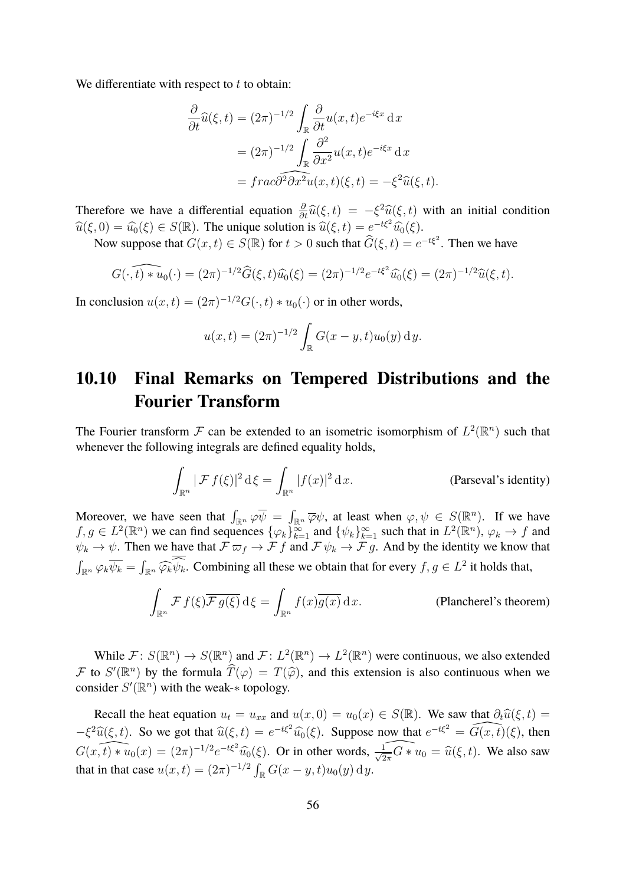We differentiate with respect to $t$ to obtain:

$$
\begin{aligned}
\frac{\partial}{\partial t}\widehat{u}(\xi,t) &= (2\pi)^{-1/2}\int_{\mathbb{R}}\frac{\partial}{\partial t}u(x,t)e^{-i\xi x}\,\mathrm{d}\,x \\
&= (2\pi)^{-1/2}\int_{\mathbb{R}}\frac{\partial^2}{\partial x^2}u(x,t)e^{-i\xi x}\,\mathrm{d}\,x \\
&= \widehat{frac\partial^2\partial x^2 u}(x,t)(\xi,t) = -\xi^2\widehat{u}(\xi,t).
\end{aligned}
$$

Therefore we have a differential equation $\frac{\partial}{\partial t}\widehat{u}(\xi,t) = -\xi^2\widehat{u}(\xi,t)$ with an initial condition $\widehat{u}(\xi,0) = \widehat{u_0}(\xi) \in S(\mathbb{R})$. The unique solution is $\widehat{u}(\xi,t) = e^{-t\xi^2}\widehat{u_0}(\xi)$.

Now suppose that $G(x,t) \in S(\mathbb{R})$ for $t > 0$ such that $\widehat{G}(\xi,t) = e^{-t\xi^2}$. Then we have

$$
\widehat{G(\cdot,t) * u_0}(\cdot) = (2\pi)^{-1/2}\widehat{G}(\xi,t)\widehat{u_0}(\xi) = (2\pi)^{-1/2}e^{-t\xi^2}\widehat{u_0}(\xi) = (2\pi)^{-1/2}\widehat{u}(\xi,t).
$$

In conclusion $u(x,t) = (2\pi)^{-1/2}G(\cdot,t) * u_0(\cdot)$ or in other words,

$$
u(x,t) = (2\pi)^{-1/2}\int_{\mathbb{R}} G(x-y,t)u_0(y)\,\mathrm{d}\,y.
$$

## 10.10 Final Remarks on Tempered Distributions and the Fourier Transform

The Fourier transform $\mathcal{F}$ can be extended to an isometric isomorphism of $L^2(\mathbb{R}^n)$ such that whenever the following integrals are defined equality holds,

$$
\int_{\mathbb{R}^n}|\mathcal{F}f(\xi)|^2\,\mathrm{d}\,\xi = \int_{\mathbb{R}^n}|f(x)|^2\,\mathrm{d}\,x. \qquad \text{(Parseval's identity)}
$$

Moreover, we have seen that $\int_{\mathbb{R}^n}\varphi\overline{\psi} = \int_{\mathbb{R}^n}\overline{\varphi}\psi$, at least when $\varphi,\psi \in S(\mathbb{R}^n)$. If we have $f,g \in L^2(\mathbb{R}^n)$ we can find sequences $\{\varphi_k\}_{k=1}^{\infty}$ and $\{\psi_k\}_{k=1}^{\infty}$ such that in $L^2(\mathbb{R}^n)$, $\varphi_k \to f$ and $\psi_k \to \psi$. Then we have that $\mathcal{F}\varpi_f \to \mathcal{F}f$ and $\mathcal{F}\psi_k \to \mathcal{F}g$. And by the identity we know that $\int_{\mathbb{R}^n}\varphi_k\overline{\psi_k} = \int_{\mathbb{R}^n}\widehat{\varphi_k}\overline{\widehat{\psi_k}}$. Combining all these we obtain that for every $f,g \in L^2$ it holds that,

$$
\int_{\mathbb{R}^n}\mathcal{F}f(\xi)\overline{\mathcal{F}g(\xi)}\,\mathrm{d}\,\xi = \int_{\mathbb{R}^n}f(x)\overline{g(x)}\,\mathrm{d}\,x. \qquad \text{(Plancherel's theorem)}
$$

While $\mathcal{F}\colon S(\mathbb{R}^n) \to S(\mathbb{R}^n)$ and $\mathcal{F}\colon L^2(\mathbb{R}^n) \to L^2(\mathbb{R}^n)$ were continuous, we also extended $\mathcal{F}$ to $S'(\mathbb{R}^n)$ by the formula $\widehat{T}(\varphi) = T(\widehat{\varphi})$, and this extension is also continuous when we consider $S'(\mathbb{R}^n)$ with the weak-$*$ topology.

Recall the heat equation $u_t = u_{xx}$ and $u(x,0) = u_0(x) \in S(\mathbb{R})$. We saw that $\partial_t\widehat{u}(\xi,t) = -\xi^2\widehat{u}(\xi,t)$. So we got that $\widehat{u}(\xi,t) = e^{-t\xi^2}\widehat{u_0}(\xi)$. Suppose now that $e^{-t\xi^2} = \widehat{G(x,t)}(\xi)$, then $\widehat{G(x,t) * u_0}(x) = (2\pi)^{-1/2}e^{-t\xi^2}\widehat{u_0}(\xi)$. Or in other words, $\frac{1}{\sqrt{2\pi}}\widehat{G * u_0} = \widehat{u}(\xi,t)$. We also saw that in that case $u(x,t) = (2\pi)^{-1/2}\int_{\mathbb{R}}G(x-y,t)u_0(y)\,\mathrm{d}\,y$.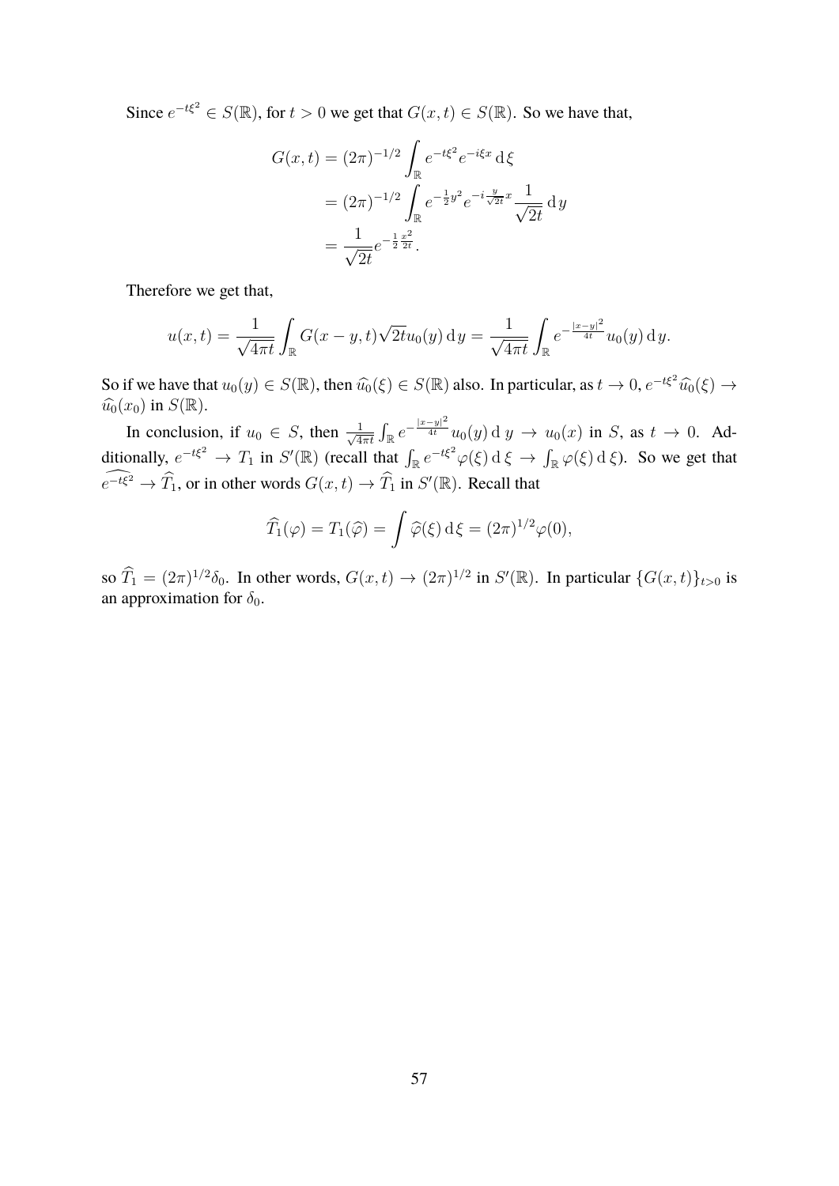Since $e^{-t\xi^2} \in S(\mathbb{R})$, for $t > 0$ we get that $G(x,t) \in S(\mathbb{R})$. So we have that,

$$
\begin{aligned}
G(x,t) &= (2\pi)^{-1/2} \int_{\mathbb{R}} e^{-t\xi^2} e^{-i\xi x} \, \mathrm{d}\,\xi \\
&= (2\pi)^{-1/2} \int_{\mathbb{R}} e^{-\frac{1}{2}y^2} e^{-i\frac{y}{\sqrt{2t}}x} \frac{1}{\sqrt{2t}} \, \mathrm{d}\,y \\
&= \frac{1}{\sqrt{2t}} e^{-\frac{1}{2}\frac{x^2}{2t}}.
\end{aligned}
$$

Therefore we get that,

$$
u(x,t) = \frac{1}{\sqrt{4\pi t}} \int_{\mathbb{R}} G(x-y,t)\sqrt{2t}u_0(y) \, \mathrm{d}\,y = \frac{1}{\sqrt{4\pi t}} \int_{\mathbb{R}} e^{-\frac{|x-y|^2}{4t}} u_0(y) \, \mathrm{d}\,y.
$$

So if we have that $u_0(y) \in S(\mathbb{R})$, then $\widehat{u_0}(\xi) \in S(\mathbb{R})$ also. In particular, as $t \to 0$, $e^{-t\xi^2}\widehat{u_0}(\xi) \to \widehat{u_0}(x_0)$ in $S(\mathbb{R})$.

In conclusion, if $u_0 \in S$, then $\frac{1}{\sqrt{4\pi t}} \int_{\mathbb{R}} e^{-\frac{|x-y|^2}{4t}} u_0(y) \, \mathrm{d}\,y \to u_0(x)$ in $S$, as $t \to 0$. Additionally, $e^{-t\xi^2} \to T_1$ in $S'(\mathbb{R})$ (recall that $\int_{\mathbb{R}} e^{-t\xi^2}\varphi(\xi) \, \mathrm{d}\,\xi \to \int_{\mathbb{R}} \varphi(\xi) \, \mathrm{d}\,\xi$). So we get that $\widehat{e^{-t\xi^2}} \to \widehat{T_1}$, or in other words $G(x,t) \to \widehat{T_1}$ in $S'(\mathbb{R})$. Recall that

$$
\widehat{T_1}(\varphi) = T_1(\widehat{\varphi}) = \int \widehat{\varphi}(\xi) \, \mathrm{d}\,\xi = (2\pi)^{1/2}\varphi(0),
$$

so $\widehat{T_1} = (2\pi)^{1/2}\delta_0$. In other words, $G(x,t) \to (2\pi)^{1/2}$ in $S'(\mathbb{R})$. In particular $\{G(x,t)\}_{t>0}$ is an approximation for $\delta_0$.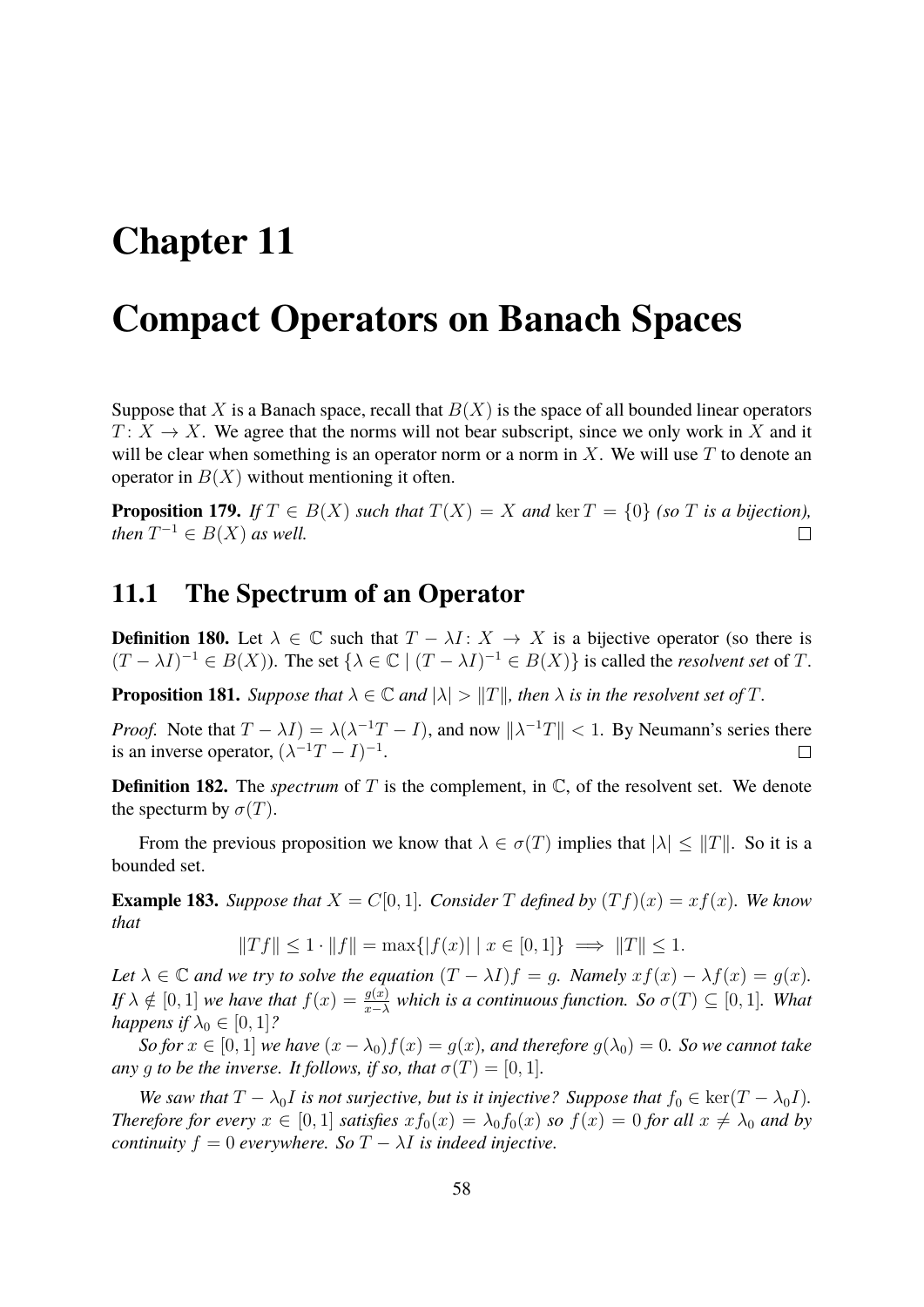# Chapter 11

# Compact Operators on Banach Spaces

Suppose that $X$ is a Banach space, recall that $B(X)$ is the space of all bounded linear operators $T\colon X \to X$. We agree that the norms will not bear subscript, since we only work in $X$ and it will be clear when something is an operator norm or a norm in $X$. We will use $T$ to denote an operator in $B(X)$ without mentioning it often.

**Proposition 179.** *If $T \in B(X)$ such that $T(X) = X$ and $\ker T = \{0\}$ (so $T$ is a bijection), then $T^{-1} \in B(X)$ as well.* □

## 11.1 The Spectrum of an Operator

**Definition 180.** Let $\lambda \in \mathbb{C}$ such that $T - \lambda I\colon X \to X$ is a bijective operator (so there is $(T - \lambda I)^{-1} \in B(X)$). The set $\{\lambda \in \mathbb{C} \mid (T - \lambda I)^{-1} \in B(X)\}$ is called the *resolvent set* of $T$.

**Proposition 181.** *Suppose that $\lambda \in \mathbb{C}$ and $|\lambda| > \|T\|$, then $\lambda$ is in the resolvent set of $T$.*

*Proof.* Note that $T - \lambda I) = \lambda(\lambda^{-1}T - I)$, and now $\|\lambda^{-1}T\| < 1$. By Neumann's series there is an inverse operator, $(\lambda^{-1}T - I)^{-1}$. □

**Definition 182.** The *spectrum* of $T$ is the complement, in $\mathbb{C}$, of the resolvent set. We denote the specturm by $\sigma(T)$.

From the previous proposition we know that $\lambda \in \sigma(T)$ implies that $|\lambda| \leq \|T\|$. So it is a bounded set.

**Example 183.** *Suppose that $X = C[0, 1]$. Consider $T$ defined by $(Tf)(x) = xf(x)$. We know that*

$$\|Tf\| \leq 1 \cdot \|f\| = \max\{|f(x)| \mid x \in [0, 1]\} \implies \|T\| \leq 1.$$

*Let $\lambda \in \mathbb{C}$ and we try to solve the equation $(T - \lambda I)f = g$. Namely $xf(x) - \lambda f(x) = g(x)$. If $\lambda \notin [0, 1]$ we have that $f(x) = \frac{g(x)}{x-\lambda}$ which is a continuous function. So $\sigma(T) \subseteq [0, 1]$. What happens if $\lambda_0 \in [0, 1]$?*

*So for $x \in [0, 1]$ we have $(x - \lambda_0)f(x) = g(x)$, and therefore $g(\lambda_0) = 0$. So we cannot take any $g$ to be the inverse. It follows, if so, that $\sigma(T) = [0, 1]$.*

*We saw that $T - \lambda_0 I$ is not surjective, but is it injective? Suppose that $f_0 \in \ker(T - \lambda_0 I)$. Therefore for every $x \in [0, 1]$ satisfies $xf_0(x) = \lambda_0 f_0(x)$ so $f(x) = 0$ for all $x \neq \lambda_0$ and by continuity $f = 0$ everywhere. So $T - \lambda I$ is indeed injective.*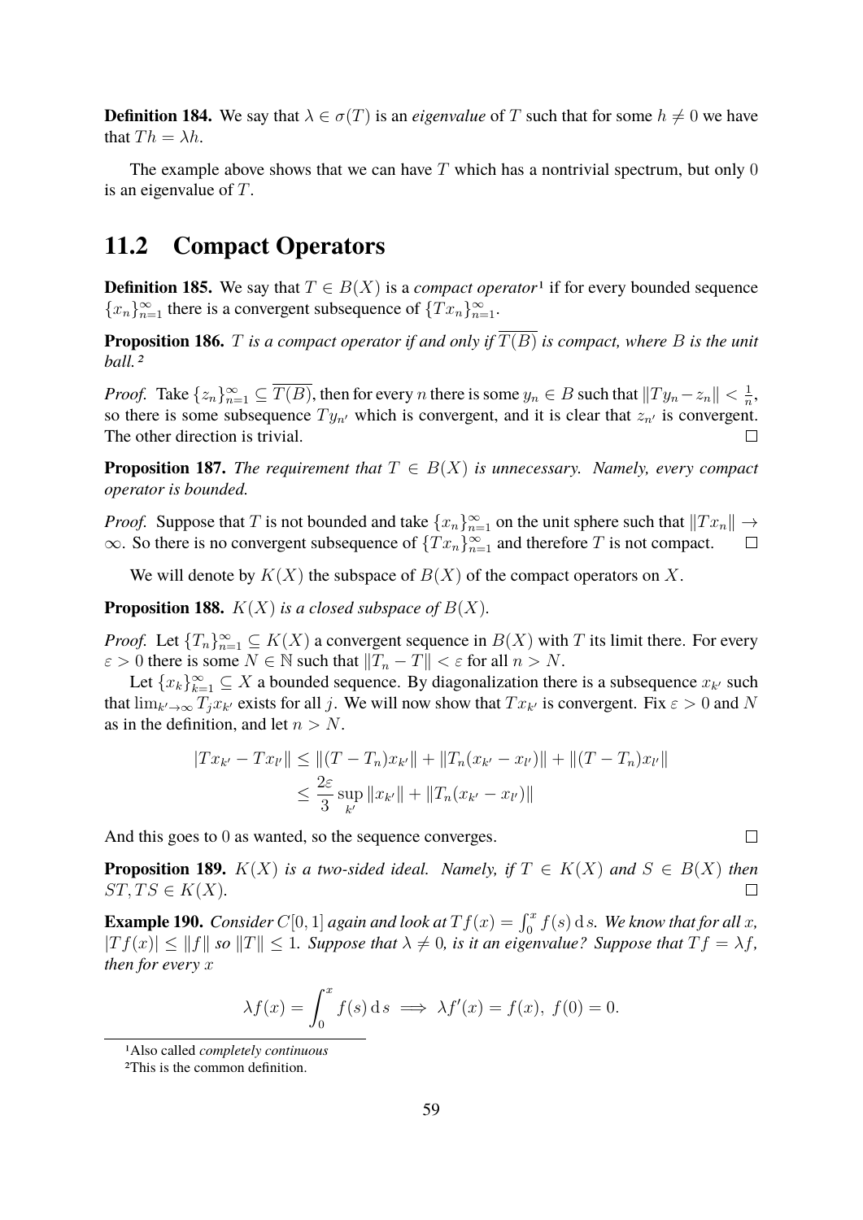**Definition 184.** We say that $\lambda \in \sigma(T)$ is an *eigenvalue* of $T$ such that for some $h \neq 0$ we have that $Th = \lambda h$.

The example above shows that we can have $T$ which has a nontrivial spectrum, but only $0$ is an eigenvalue of $T$.

## 11.2 Compact Operators

**Definition 185.** We say that $T \in B(X)$ is a *compact operator*[1] if for every bounded sequence $\{x_n\}_{n=1}^\infty$ there is a convergent subsequence of $\{Tx_n\}_{n=1}^\infty$.

**Proposition 186.** *$T$ is a compact operator if and only if $\overline{T(B)}$ is compact, where $B$ is the unit ball.*[2]

*Proof.* Take $\{z_n\}_{n=1}^\infty \subseteq \overline{T(B)}$, then for every $n$ there is some $y_n \in B$ such that $\|Ty_n - z_n\| < \frac{1}{n}$, so there is some subsequence $Ty_{n'}$ which is convergent, and it is clear that $z_{n'}$ is convergent. The other direction is trivial. $\square$

**Proposition 187.** *The requirement that $T \in B(X)$ is unnecessary. Namely, every compact operator is bounded.*

*Proof.* Suppose that $T$ is not bounded and take $\{x_n\}_{n=1}^\infty$ on the unit sphere such that $\|Tx_n\| \to \infty$. So there is no convergent subsequence of $\{Tx_n\}_{n=1}^\infty$ and therefore $T$ is not compact. $\square$

We will denote by $K(X)$ the subspace of $B(X)$ of the compact operators on $X$.

**Proposition 188.** *$K(X)$ is a closed subspace of $B(X)$.*

*Proof.* Let $\{T_n\}_{n=1}^\infty \subseteq K(X)$ a convergent sequence in $B(X)$ with $T$ its limit there. For every $\varepsilon > 0$ there is some $N \in \mathbb{N}$ such that $\|T_n - T\| < \varepsilon$ for all $n > N$.

Let $\{x_k\}_{k=1}^\infty \subseteq X$ a bounded sequence. By diagonalization there is a subsequence $x_{k'}$ such that $\lim_{k' \to \infty} T_j x_{k'}$ exists for all $j$. We will now show that $Tx_{k'}$ is convergent. Fix $\varepsilon > 0$ and $N$ as in the definition, and let $n > N$.

$$
\begin{aligned}
|Tx_{k'} - Tx_{l'}\| &\leq \|(T - T_n)x_{k'}\| + \|T_n(x_{k'} - x_{l'})\| + \|(T - T_n)x_{l'}\| \\
&\leq \frac{2\varepsilon}{3} \sup_{k'} \|x_{k'}\| + \|T_n(x_{k'} - x_{l'})\|
\end{aligned}
$$

And this goes to $0$ as wanted, so the sequence converges. $\square$

**Proposition 189.** *$K(X)$ is a two-sided ideal. Namely, if $T \in K(X)$ and $S \in B(X)$ then $ST, TS \in K(X)$.* $\square$

**Example 190.** *Consider $C[0,1]$ again and look at $Tf(x) = \int_0^x f(s)\,\mathrm{d}\,s$. We know that for all $x$, $|Tf(x)| \leq \|f\|$ so $\|T\| \leq 1$. Suppose that $\lambda \neq 0$, is it an eigenvalue? Suppose that $Tf = \lambda f$, then for every $x$*

$$
\lambda f(x) = \int_0^x f(s)\,\mathrm{d}\,s \implies \lambda f'(x) = f(x),\ f(0) = 0.
$$

---

[1] Also called *completely continuous*

[2] This is the common definition.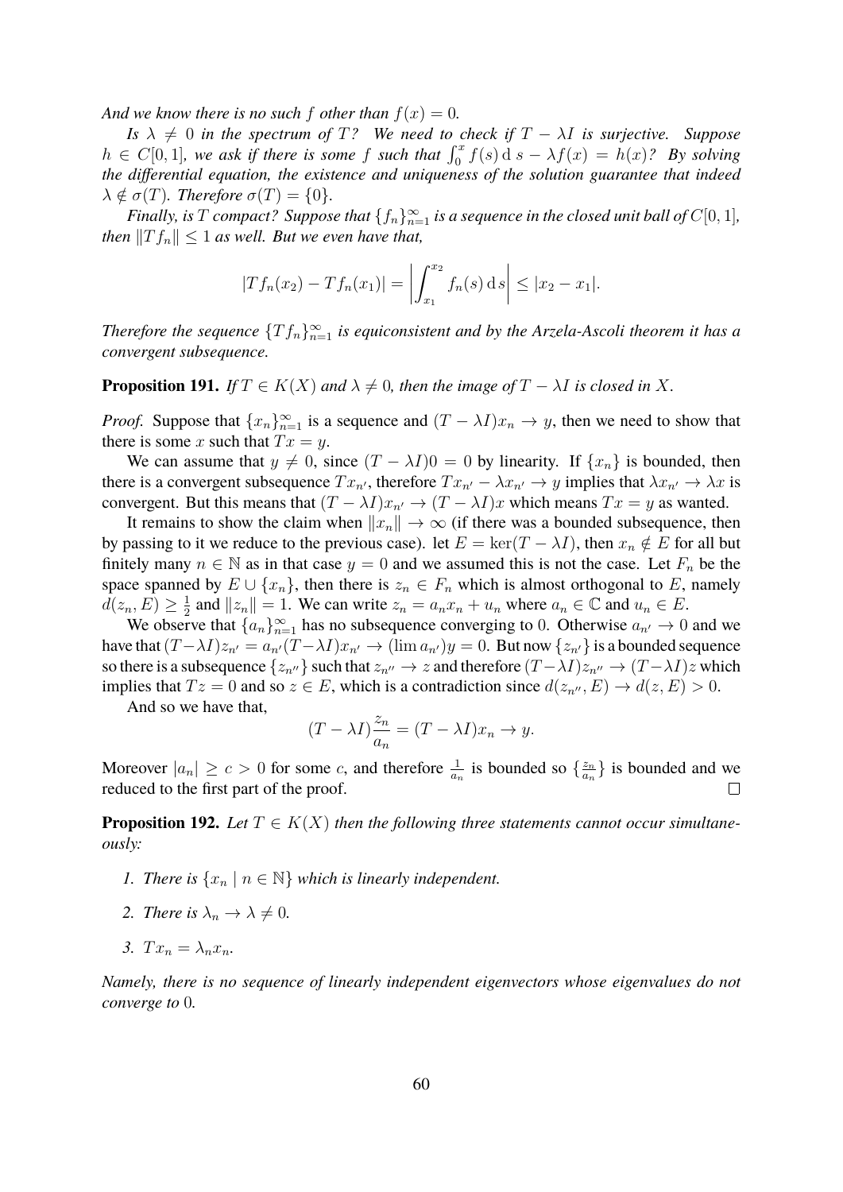*And we know there is no such $f$ other than $f(x) = 0$.*

*Is $\lambda \neq 0$ in the spectrum of $T$? We need to check if $T - \lambda I$ is surjective. Suppose $h \in C[0,1]$, we ask if there is some $f$ such that $\int_0^x f(s)\,\mathrm{d}\,s - \lambda f(x) = h(x)$? By solving the differential equation, the existence and uniqueness of the solution guarantee that indeed $\lambda \notin \sigma(T)$. Therefore $\sigma(T) = \{0\}$.*

*Finally, is $T$ compact? Suppose that $\{f_n\}_{n=1}^\infty$ is a sequence in the closed unit ball of $C[0,1]$, then $\|Tf_n\| \leq 1$ as well. But we even have that,*

$$|Tf_n(x_2) - Tf_n(x_1)| = \left| \int_{x_1}^{x_2} f_n(s)\,\mathrm{d}\,s \right| \leq |x_2 - x_1|.$$

*Therefore the sequence $\{Tf_n\}_{n=1}^\infty$ is equiconsistent and by the Arzela-Ascoli theorem it has a convergent subsequence.*

**Proposition 191.** *If $T \in K(X)$ and $\lambda \neq 0$, then the image of $T - \lambda I$ is closed in $X$.*

*Proof.* Suppose that $\{x_n\}_{n=1}^\infty$ is a sequence and $(T - \lambda I)x_n \to y$, then we need to show that there is some $x$ such that $Tx = y$.

We can assume that $y \neq 0$, since $(T - \lambda I)0 = 0$ by linearity. If $\{x_n\}$ is bounded, then there is a convergent subsequence $Tx_{n'}$, therefore $Tx_{n'} - \lambda x_{n'} \to y$ implies that $\lambda x_{n'} \to \lambda x$ is convergent. But this means that $(T - \lambda I)x_{n'} \to (T - \lambda I)x$ which means $Tx = y$ as wanted.

It remains to show the claim when $\|x_n\| \to \infty$ (if there was a bounded subsequence, then by passing to it we reduce to the previous case). let $E = \ker(T - \lambda I)$, then $x_n \notin E$ for all but finitely many $n \in \mathbb{N}$ as in that case $y = 0$ and we assumed this is not the case. Let $F_n$ be the space spanned by $E \cup \{x_n\}$, then there is $z_n \in F_n$ which is almost orthogonal to $E$, namely $d(z_n, E) \geq \frac{1}{2}$ and $\|z_n\| = 1$. We can write $z_n = a_n x_n + u_n$ where $a_n \in \mathbb{C}$ and $u_n \in E$.

We observe that $\{a_n\}_{n=1}^\infty$ has no subsequence converging to 0. Otherwise $a_{n'} \to 0$ and we have that $(T - \lambda I)z_{n'} = a_{n'}(T - \lambda I)x_{n'} \to (\lim a_{n'})y = 0$. But now $\{z_{n'}\}$ is a bounded sequence so there is a subsequence $\{z_{n''}\}$ such that $z_{n''} \to z$ and therefore $(T - \lambda I)z_{n''} \to (T - \lambda I)z$ which implies that $Tz = 0$ and so $z \in E$, which is a contradiction since $d(z_{n''}, E) \to d(z, E) > 0$.

And so we have that,

$$(T - \lambda I)\frac{z_n}{a_n} = (T - \lambda I)x_n \to y.$$

Moreover $|a_n| \geq c > 0$ for some $c$, and therefore $\frac{1}{a_n}$ is bounded so $\{\frac{z_n}{a_n}\}$ is bounded and we reduced to the first part of the proof. $\square$

**Proposition 192.** *Let $T \in K(X)$ then the following three statements cannot occur simultaneously:*

1. *There is $\{x_n \mid n \in \mathbb{N}\}$ which is linearly independent.*
2. *There is $\lambda_n \to \lambda \neq 0$.*
3. *$Tx_n = \lambda_n x_n$.*

*Namely, there is no sequence of linearly independent eigenvectors whose eigenvalues do not converge to 0.*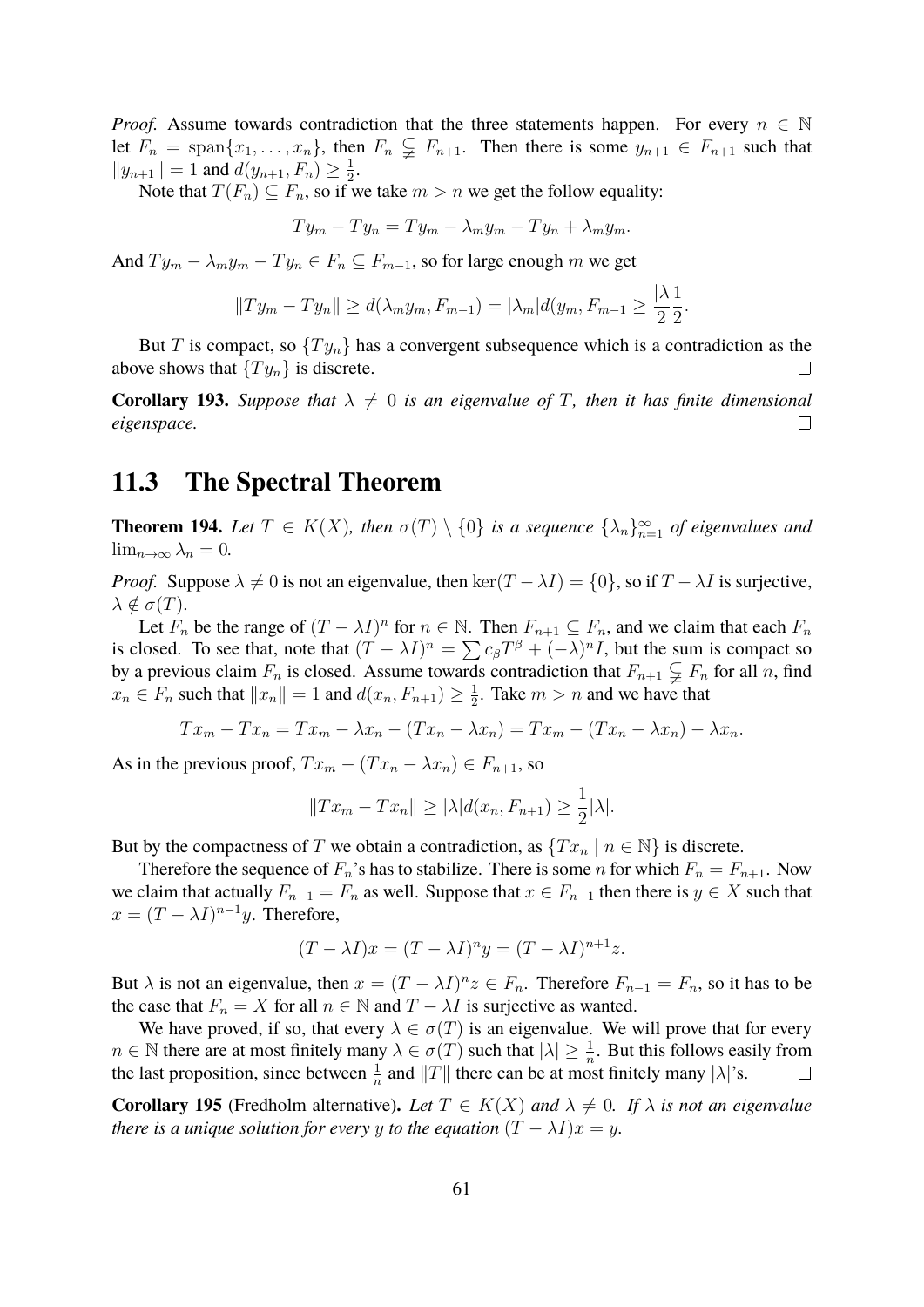*Proof.* Assume towards contradiction that the three statements happen. For every $n \in \mathbb{N}$ let $F_n = \operatorname{span}\{x_1, \ldots, x_n\}$, then $F_n \subsetneq F_{n+1}$. Then there is some $y_{n+1} \in F_{n+1}$ such that $\|y_{n+1}\| = 1$ and $d(y_{n+1}, F_n) \geq \frac{1}{2}$.

Note that $T(F_n) \subseteq F_n$, so if we take $m > n$ we get the follow equality:

$$Ty_m - Ty_n = Ty_m - \lambda_m y_m - Ty_n + \lambda_m y_m.$$

And $Ty_m - \lambda_m y_m - Ty_n \in F_n \subseteq F_{m-1}$, so for large enough $m$ we get

$$\|Ty_m - Ty_n\| \geq d(\lambda_m y_m, F_{m-1}) = |\lambda_m| d(y_m, F_{m-1} \geq \frac{|\lambda}{2}\frac{1}{2}.$$

But $T$ is compact, so $\{Ty_n\}$ has a convergent subsequence which is a contradiction as the above shows that $\{Ty_n\}$ is discrete. $\square$

**Corollary 193.** *Suppose that $\lambda \neq 0$ is an eigenvalue of $T$, then it has finite dimensional eigenspace.* $\square$

## 11.3 The Spectral Theorem

**Theorem 194.** *Let $T \in K(X)$, then $\sigma(T) \setminus \{0\}$ is a sequence $\{\lambda_n\}_{n=1}^{\infty}$ of eigenvalues and $\lim_{n\to\infty} \lambda_n = 0$.*

*Proof.* Suppose $\lambda \neq 0$ is not an eigenvalue, then $\ker(T - \lambda I) = \{0\}$, so if $T - \lambda I$ is surjective, $\lambda \notin \sigma(T)$.

Let $F_n$ be the range of $(T - \lambda I)^n$ for $n \in \mathbb{N}$. Then $F_{n+1} \subseteq F_n$, and we claim that each $F_n$ is closed. To see that, note that $(T - \lambda I)^n = \sum c_\beta T^\beta + (-\lambda)^n I$, but the sum is compact so by a previous claim $F_n$ is closed. Assume towards contradiction that $F_{n+1} \subsetneq F_n$ for all $n$, find $x_n \in F_n$ such that $\|x_n\| = 1$ and $d(x_n, F_{n+1}) \geq \frac{1}{2}$. Take $m > n$ and we have that

$$Tx_m - Tx_n = Tx_m - \lambda x_n - (Tx_n - \lambda x_n) = Tx_m - (Tx_n - \lambda x_n) - \lambda x_n.$$

As in the previous proof, $Tx_m - (Tx_n - \lambda x_n) \in F_{n+1}$, so

$$\|Tx_m - Tx_n\| \geq |\lambda| d(x_n, F_{n+1}) \geq \frac{1}{2}|\lambda|.$$

But by the compactness of $T$ we obtain a contradiction, as $\{Tx_n \mid n \in \mathbb{N}\}$ is discrete.

Therefore the sequence of $F_n$'s has to stabilize. There is some $n$ for which $F_n = F_{n+1}$. Now we claim that actually $F_{n-1} = F_n$ as well. Suppose that $x \in F_{n-1}$ then there is $y \in X$ such that $x = (T - \lambda I)^{n-1} y$. Therefore,

$$(T - \lambda I)x = (T - \lambda I)^n y = (T - \lambda I)^{n+1} z.$$

But $\lambda$ is not an eigenvalue, then $x = (T - \lambda I)^n z \in F_n$. Therefore $F_{n-1} = F_n$, so it has to be the case that $F_n = X$ for all $n \in \mathbb{N}$ and $T - \lambda I$ is surjective as wanted.

We have proved, if so, that every $\lambda \in \sigma(T)$ is an eigenvalue. We will prove that for every $n \in \mathbb{N}$ there are at most finitely many $\lambda \in \sigma(T)$ such that $|\lambda| \geq \frac{1}{n}$. But this follows easily from the last proposition, since between $\frac{1}{n}$ and $\|T\|$ there can be at most finitely many $|\lambda|$'s. $\square$

**Corollary 195** (Fredholm alternative)**.** *Let $T \in K(X)$ and $\lambda \neq 0$. If $\lambda$ is not an eigenvalue there is a unique solution for every $y$ to the equation $(T - \lambda I)x = y$.*